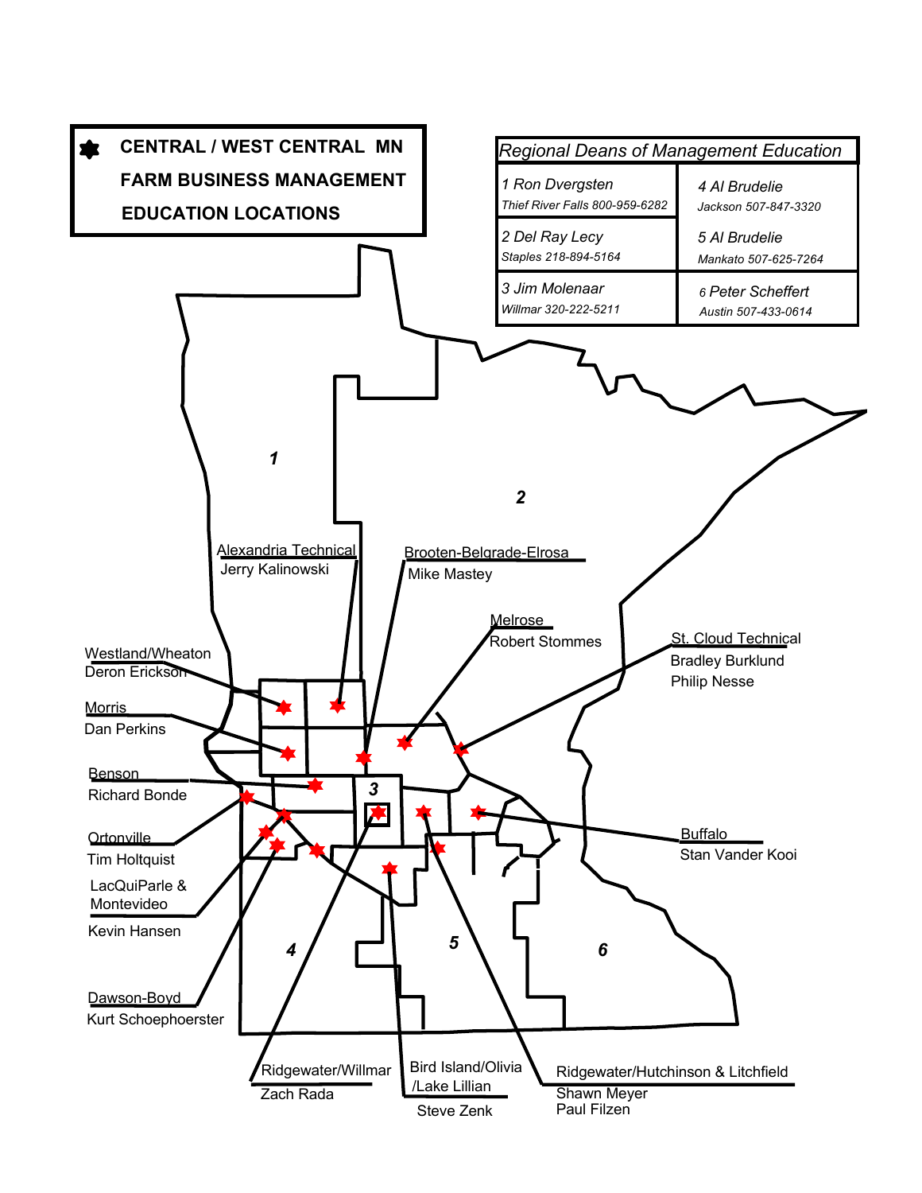# CENTRAL / WEST CENTRAL MN FARM BUSINESS MANAGEMENT EDUCATION LOCATIONS

| *Regional Deans of Management Education* | |
|---|---|
| *1 Ron Dvergsten* *Thief River Falls 800-959-6282* | *4 Al Brudelie* *Jackson 507-847-3320* |
| *2 Del Ray Lecy* *Staples 218-894-5164* | *5 Al Brudelie* *Mankato 507-625-7264* |
| *3 Jim Molenaar* *Willmar 320-222-5211* | *6 Peter Scheffert* *Austin 507-433-0614* |

1

2

3

4

5

6

Alexandria Technical
Jerry Kalinowski

Brooten-Belgrade-Elrosa
Mike Mastey

Melrose
Robert Stommes

St. Cloud Technical
Bradley Burklund
Philip Nesse

Westland/Wheaton
Deron Erickson

Morris
Dan Perkins

Benson
Richard Bonde

Ortonville
Tim Holtquist

LacQuiParle &
Montevideo
Kevin Hansen

Buffalo
Stan Vander Kooi

Dawson-Boyd
Kurt Schoephoerster

Ridgewater/Willmar
Zach Rada

Bird Island/Olivia
/Lake Lillian
Steve Zenk

Ridgewater/Hutchinson & Litchfield
Shawn Meyer
Paul Filzen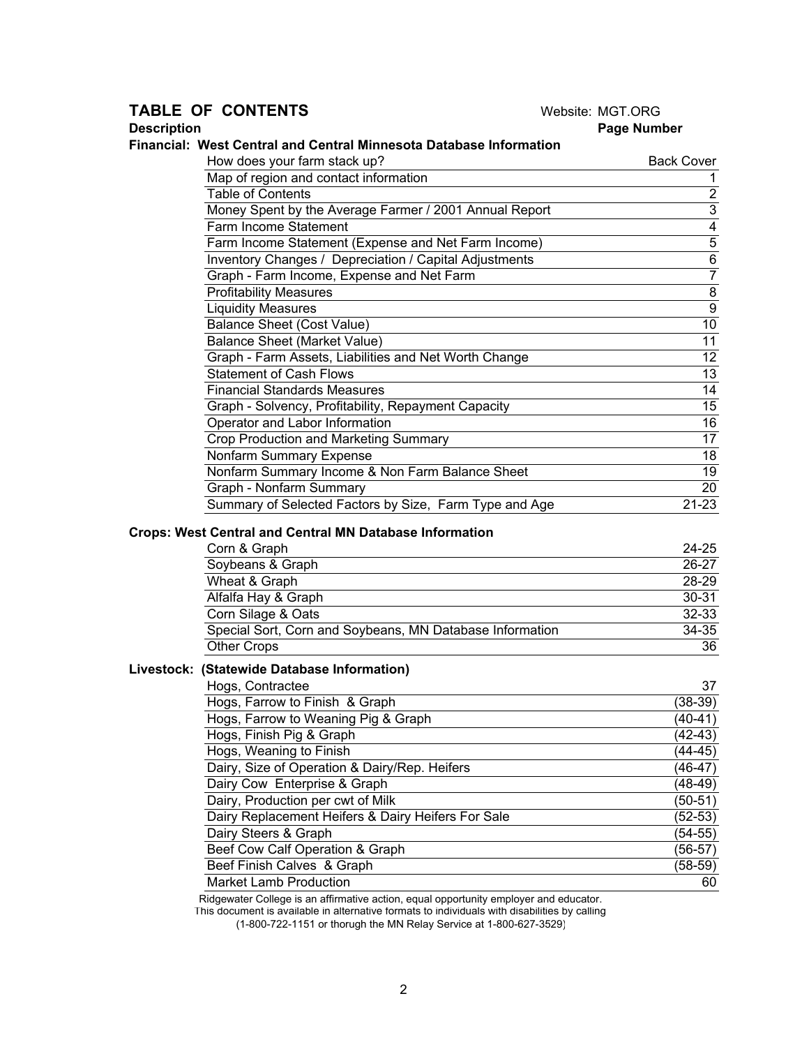# TABLE OF CONTENTS

Website: MGT.ORG

| Description | Page Number |
|---|---|
| **Financial: West Central and Central Minnesota Database Information** | |
| How does your farm stack up? | Back Cover |
| Map of region and contact information | 1 |
| Table of Contents | 2 |
| Money Spent by the Average Farmer / 2001 Annual Report | 3 |
| Farm Income Statement | 4 |
| Farm Income Statement (Expense and Net Farm Income) | 5 |
| Inventory Changes / Depreciation / Capital Adjustments | 6 |
| Graph - Farm Income, Expense and Net Farm | 7 |
| Profitability Measures | 8 |
| Liquidity Measures | 9 |
| Balance Sheet (Cost Value) | 10 |
| Balance Sheet (Market Value) | 11 |
| Graph - Farm Assets, Liabilities and Net Worth Change | 12 |
| Statement of Cash Flows | 13 |
| Financial Standards Measures | 14 |
| Graph - Solvency, Profitability, Repayment Capacity | 15 |
| Operator and Labor Information | 16 |
| Crop Production and Marketing Summary | 17 |
| Nonfarm Summary Expense | 18 |
| Nonfarm Summary Income & Non Farm Balance Sheet | 19 |
| Graph - Nonfarm Summary | 20 |
| Summary of Selected Factors by Size, Farm Type and Age | 21-23 |
| **Crops: West Central and Central MN Database Information** | |
| Corn & Graph | 24-25 |
| Soybeans & Graph | 26-27 |
| Wheat & Graph | 28-29 |
| Alfalfa Hay & Graph | 30-31 |
| Corn Silage & Oats | 32-33 |
| Special Sort, Corn and Soybeans, MN Database Information | 34-35 |
| Other Crops | 36 |
| **Livestock: (Statewide Database Information)** | |
| Hogs, Contractee | 37 |
| Hogs, Farrow to Finish & Graph | (38-39) |
| Hogs, Farrow to Weaning Pig & Graph | (40-41) |
| Hogs, Finish Pig & Graph | (42-43) |
| Hogs, Weaning to Finish | (44-45) |
| Dairy, Size of Operation & Dairy/Rep. Heifers | (46-47) |
| Dairy Cow Enterprise & Graph | (48-49) |
| Dairy, Production per cwt of Milk | (50-51) |
| Dairy Replacement Heifers & Dairy Heifers For Sale | (52-53) |
| Dairy Steers & Graph | (54-55) |
| Beef Cow Calf Operation & Graph | (56-57) |
| Beef Finish Calves & Graph | (58-59) |
| Market Lamb Production | 60 |

Ridgewater College is an affirmative action, equal opportunity employer and educator.
This document is available in alternative formats to individuals with disabilities by calling
(1-800-722-1151 or thorugh the MN Relay Service at 1-800-627-3529)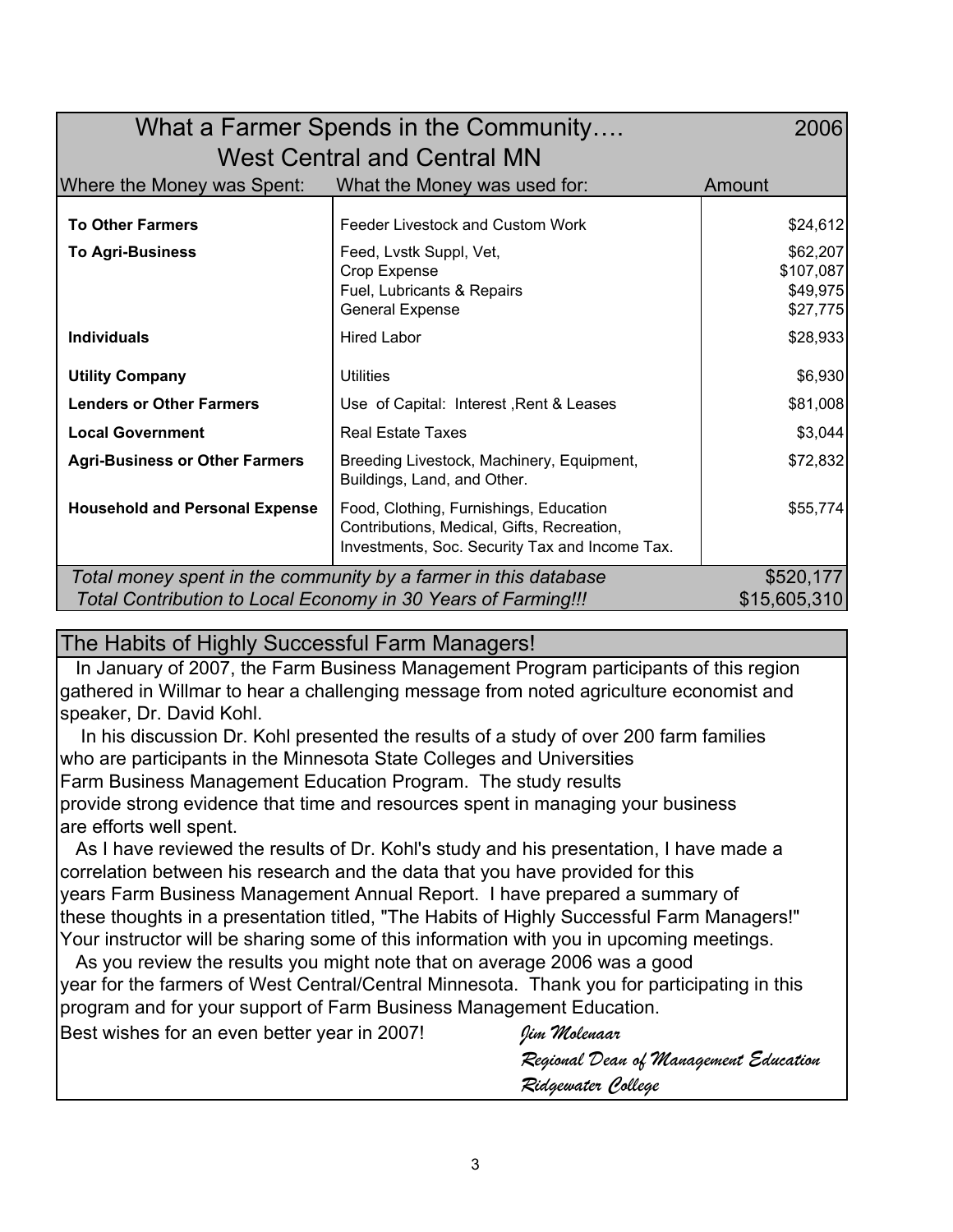## What a Farmer Spends in the Community…. 2006
### West Central and Central MN

| Where the Money was Spent: | What the Money was used for: | Amount |
|---|---|---|
| **To Other Farmers** | Feeder Livestock and Custom Work | $24,612 |
| **To Agri-Business** | Feed, Lvstk Suppl, Vet, | $62,207 |
| | Crop Expense | $107,087 |
| | Fuel, Lubricants & Repairs | $49,975 |
| | General Expense | $27,775 |
| **Individuals** | Hired Labor | $28,933 |
| **Utility Company** | Utilities | $6,930 |
| **Lenders or Other Farmers** | Use of Capital: Interest ,Rent & Leases | $81,008 |
| **Local Government** | Real Estate Taxes | $3,044 |
| **Agri-Business or Other Farmers** | Breeding Livestock, Machinery, Equipment, Buildings, Land, and Other. | $72,832 |
| **Household and Personal Expense** | Food, Clothing, Furnishings, Education Contributions, Medical, Gifts, Recreation, Investments, Soc. Security Tax and Income Tax. | $55,774 |
| *Total money spent in the community by a farmer in this database* | | $520,177 |
| *Total Contribution to Local Economy in 30 Years of Farming!!!* | | $15,605,310 |

## The Habits of Highly Successful Farm Managers!

In January of 2007, the Farm Business Management Program participants of this region gathered in Willmar to hear a challenging message from noted agriculture economist and speaker, Dr. David Kohl.

In his discussion Dr. Kohl presented the results of a study of over 200 farm families who are participants in the Minnesota State Colleges and Universities Farm Business Management Education Program. The study results provide strong evidence that time and resources spent in managing your business are efforts well spent.

As I have reviewed the results of Dr. Kohl's study and his presentation, I have made a correlation between his research and the data that you have provided for this years Farm Business Management Annual Report. I have prepared a summary of these thoughts in a presentation titled, "The Habits of Highly Successful Farm Managers!" Your instructor will be sharing some of this information with you in upcoming meetings.

As you review the results you might note that on average 2006 was a good year for the farmers of West Central/Central Minnesota. Thank you for participating in this program and for your support of Farm Business Management Education.

Best wishes for an even better year in 2007!

*Jim Molenaar*
*Regional Dean of Management Education*
*Ridgewater College*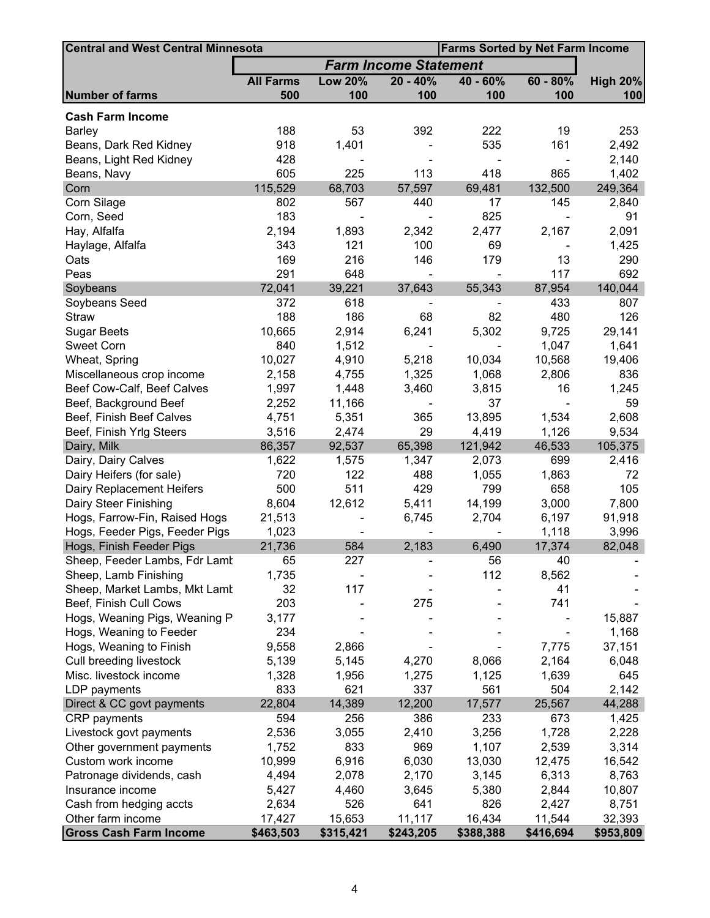| Central and West Central Minnesota | | | | Farms Sorted by Net Farm Income | | |
|---|---|---|---|---|---|---|
| | *Farm Income Statement* | | | | | |
| | All Farms | Low 20% | 20 - 40% | 40 - 60% | 60 - 80% | High 20% |
| **Number of farms** | 500 | 100 | 100 | 100 | 100 | 100 |
| **Cash Farm Income** | | | | | | |
| Barley | 188 | 53 | 392 | 222 | 19 | 253 |
| Beans, Dark Red Kidney | 918 | 1,401 | - | 535 | 161 | 2,492 |
| Beans, Light Red Kidney | 428 | - | - | - | - | 2,140 |
| Beans, Navy | 605 | 225 | 113 | 418 | 865 | 1,402 |
| Corn | 115,529 | 68,703 | 57,597 | 69,481 | 132,500 | 249,364 |
| Corn Silage | 802 | 567 | 440 | 17 | 145 | 2,840 |
| Corn, Seed | 183 | - | - | 825 | - | 91 |
| Hay, Alfalfa | 2,194 | 1,893 | 2,342 | 2,477 | 2,167 | 2,091 |
| Haylage, Alfalfa | 343 | 121 | 100 | 69 | - | 1,425 |
| Oats | 169 | 216 | 146 | 179 | 13 | 290 |
| Peas | 291 | 648 | - | - | 117 | 692 |
| Soybeans | 72,041 | 39,221 | 37,643 | 55,343 | 87,954 | 140,044 |
| Soybeans Seed | 372 | 618 | - | - | 433 | 807 |
| Straw | 188 | 186 | 68 | 82 | 480 | 126 |
| Sugar Beets | 10,665 | 2,914 | 6,241 | 5,302 | 9,725 | 29,141 |
| Sweet Corn | 840 | 1,512 | - | - | 1,047 | 1,641 |
| Wheat, Spring | 10,027 | 4,910 | 5,218 | 10,034 | 10,568 | 19,406 |
| Miscellaneous crop income | 2,158 | 4,755 | 1,325 | 1,068 | 2,806 | 836 |
| Beef Cow-Calf, Beef Calves | 1,997 | 1,448 | 3,460 | 3,815 | 16 | 1,245 |
| Beef, Background Beef | 2,252 | 11,166 | - | 37 | - | 59 |
| Beef, Finish Beef Calves | 4,751 | 5,351 | 365 | 13,895 | 1,534 | 2,608 |
| Beef, Finish Yrlg Steers | 3,516 | 2,474 | 29 | 4,419 | 1,126 | 9,534 |
| Dairy, Milk | 86,357 | 92,537 | 65,398 | 121,942 | 46,533 | 105,375 |
| Dairy, Dairy Calves | 1,622 | 1,575 | 1,347 | 2,073 | 699 | 2,416 |
| Dairy Heifers (for sale) | 720 | 122 | 488 | 1,055 | 1,863 | 72 |
| Dairy Replacement Heifers | 500 | 511 | 429 | 799 | 658 | 105 |
| Dairy Steer Finishing | 8,604 | 12,612 | 5,411 | 14,199 | 3,000 | 7,800 |
| Hogs, Farrow-Fin, Raised Hogs | 21,513 | - | 6,745 | 2,704 | 6,197 | 91,918 |
| Hogs, Feeder Pigs, Feeder Pigs | 1,023 | - | - | - | 1,118 | 3,996 |
| Hogs, Finish Feeder Pigs | 21,736 | 584 | 2,183 | 6,490 | 17,374 | 82,048 |
| Sheep, Feeder Lambs, Fdr Lamb | 65 | 227 | - | 56 | 40 | - |
| Sheep, Lamb Finishing | 1,735 | - | - | 112 | 8,562 | - |
| Sheep, Market Lambs, Mkt Lamb | 32 | 117 | - | - | 41 | - |
| Beef, Finish Cull Cows | 203 | - | 275 | - | 741 | - |
| Hogs, Weaning Pigs, Weaning P | 3,177 | - | - | - | - | 15,887 |
| Hogs, Weaning to Feeder | 234 | - | - | - | - | 1,168 |
| Hogs, Weaning to Finish | 9,558 | 2,866 | - | - | 7,775 | 37,151 |
| Cull breeding livestock | 5,139 | 5,145 | 4,270 | 8,066 | 2,164 | 6,048 |
| Misc. livestock income | 1,328 | 1,956 | 1,275 | 1,125 | 1,639 | 645 |
| LDP payments | 833 | 621 | 337 | 561 | 504 | 2,142 |
| Direct & CC govt payments | 22,804 | 14,389 | 12,200 | 17,577 | 25,567 | 44,288 |
| CRP payments | 594 | 256 | 386 | 233 | 673 | 1,425 |
| Livestock govt payments | 2,536 | 3,055 | 2,410 | 3,256 | 1,728 | 2,228 |
| Other government payments | 1,752 | 833 | 969 | 1,107 | 2,539 | 3,314 |
| Custom work income | 10,999 | 6,916 | 6,030 | 13,030 | 12,475 | 16,542 |
| Patronage dividends, cash | 4,494 | 2,078 | 2,170 | 3,145 | 6,313 | 8,763 |
| Insurance income | 5,427 | 4,460 | 3,645 | 5,380 | 2,844 | 10,807 |
| Cash from hedging accts | 2,634 | 526 | 641 | 826 | 2,427 | 8,751 |
| Other farm income | 17,427 | 15,653 | 11,117 | 16,434 | 11,544 | 32,393 |
| **Gross Cash Farm Income** | **$463,503** | **$315,421** | **$243,205** | **$388,388** | **$416,694** | **$953,809** |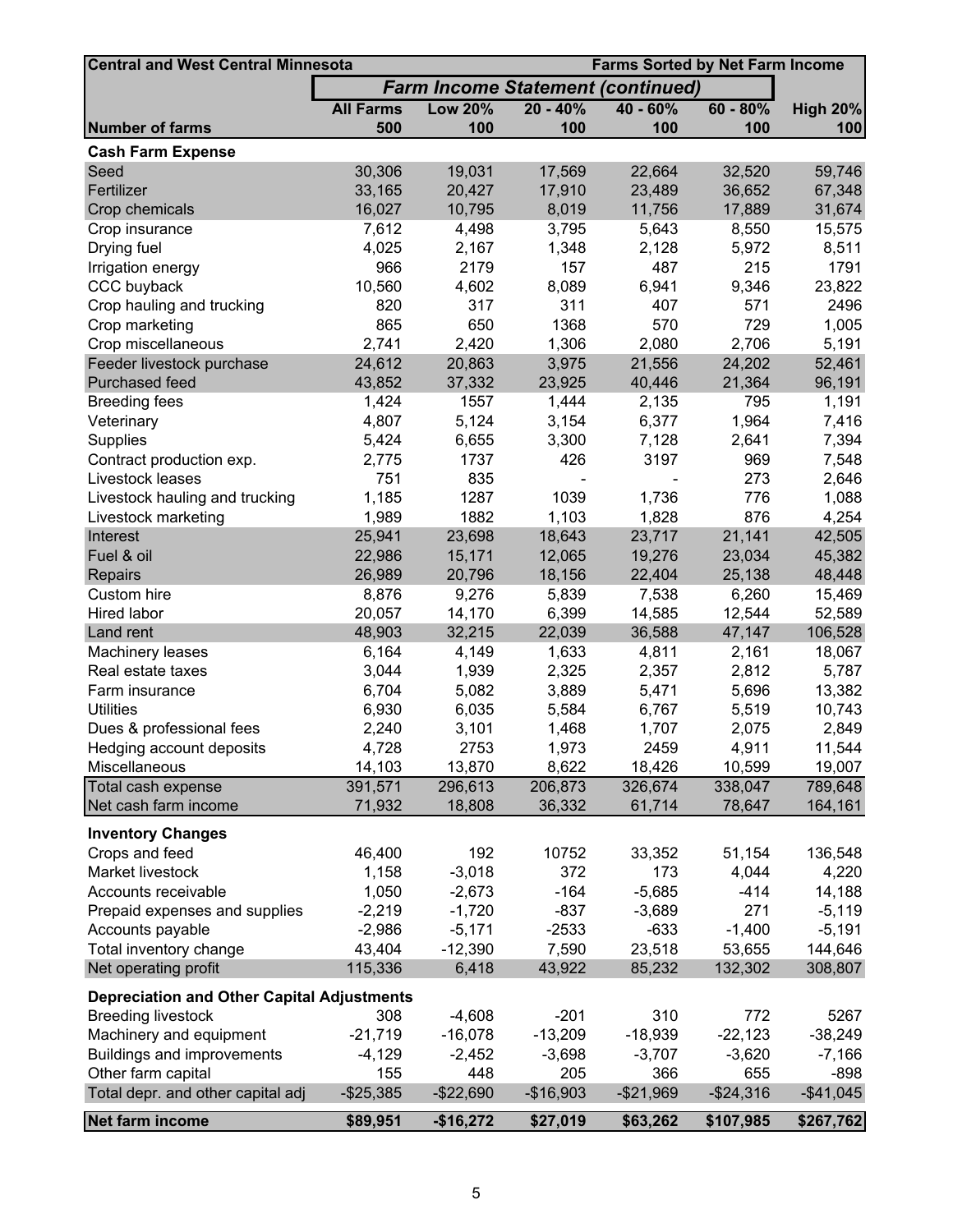| Central and West Central Minnesota | *Farm Income Statement (continued)* | | | | Farms Sorted by Net Farm Income | |
|---|---|---|---|---|---|---|
| | **All Farms** | **Low 20%** | **20 - 40%** | **40 - 60%** | **60 - 80%** | **High 20%** |
| **Number of farms** | **500** | **100** | **100** | **100** | **100** | **100** |
| **Cash Farm Expense** | | | | | | |
| Seed | 30,306 | 19,031 | 17,569 | 22,664 | 32,520 | 59,746 |
| Fertilizer | 33,165 | 20,427 | 17,910 | 23,489 | 36,652 | 67,348 |
| Crop chemicals | 16,027 | 10,795 | 8,019 | 11,756 | 17,889 | 31,674 |
| Crop insurance | 7,612 | 4,498 | 3,795 | 5,643 | 8,550 | 15,575 |
| Drying fuel | 4,025 | 2,167 | 1,348 | 2,128 | 5,972 | 8,511 |
| Irrigation energy | 966 | 2179 | 157 | 487 | 215 | 1791 |
| CCC buyback | 10,560 | 4,602 | 8,089 | 6,941 | 9,346 | 23,822 |
| Crop hauling and trucking | 820 | 317 | 311 | 407 | 571 | 2496 |
| Crop marketing | 865 | 650 | 1368 | 570 | 729 | 1,005 |
| Crop miscellaneous | 2,741 | 2,420 | 1,306 | 2,080 | 2,706 | 5,191 |
| Feeder livestock purchase | 24,612 | 20,863 | 3,975 | 21,556 | 24,202 | 52,461 |
| Purchased feed | 43,852 | 37,332 | 23,925 | 40,446 | 21,364 | 96,191 |
| Breeding fees | 1,424 | 1557 | 1,444 | 2,135 | 795 | 1,191 |
| Veterinary | 4,807 | 5,124 | 3,154 | 6,377 | 1,964 | 7,416 |
| Supplies | 5,424 | 6,655 | 3,300 | 7,128 | 2,641 | 7,394 |
| Contract production exp. | 2,775 | 1737 | 426 | 3197 | 969 | 7,548 |
| Livestock leases | 751 | 835 | - | - | 273 | 2,646 |
| Livestock hauling and trucking | 1,185 | 1287 | 1039 | 1,736 | 776 | 1,088 |
| Livestock marketing | 1,989 | 1882 | 1,103 | 1,828 | 876 | 4,254 |
| Interest | 25,941 | 23,698 | 18,643 | 23,717 | 21,141 | 42,505 |
| Fuel & oil | 22,986 | 15,171 | 12,065 | 19,276 | 23,034 | 45,382 |
| Repairs | 26,989 | 20,796 | 18,156 | 22,404 | 25,138 | 48,448 |
| Custom hire | 8,876 | 9,276 | 5,839 | 7,538 | 6,260 | 15,469 |
| Hired labor | 20,057 | 14,170 | 6,399 | 14,585 | 12,544 | 52,589 |
| Land rent | 48,903 | 32,215 | 22,039 | 36,588 | 47,147 | 106,528 |
| Machinery leases | 6,164 | 4,149 | 1,633 | 4,811 | 2,161 | 18,067 |
| Real estate taxes | 3,044 | 1,939 | 2,325 | 2,357 | 2,812 | 5,787 |
| Farm insurance | 6,704 | 5,082 | 3,889 | 5,471 | 5,696 | 13,382 |
| Utilities | 6,930 | 6,035 | 5,584 | 6,767 | 5,519 | 10,743 |
| Dues & professional fees | 2,240 | 3,101 | 1,468 | 1,707 | 2,075 | 2,849 |
| Hedging account deposits | 4,728 | 2753 | 1,973 | 2459 | 4,911 | 11,544 |
| Miscellaneous | 14,103 | 13,870 | 8,622 | 18,426 | 10,599 | 19,007 |
| Total cash expense | 391,571 | 296,613 | 206,873 | 326,674 | 338,047 | 789,648 |
| Net cash farm income | 71,932 | 18,808 | 36,332 | 61,714 | 78,647 | 164,161 |
| **Inventory Changes** | | | | | | |
| Crops and feed | 46,400 | 192 | 10752 | 33,352 | 51,154 | 136,548 |
| Market livestock | 1,158 | -3,018 | 372 | 173 | 4,044 | 4,220 |
| Accounts receivable | 1,050 | -2,673 | -164 | -5,685 | -414 | 14,188 |
| Prepaid expenses and supplies | -2,219 | -1,720 | -837 | -3,689 | 271 | -5,119 |
| Accounts payable | -2,986 | -5,171 | -2533 | -633 | -1,400 | -5,191 |
| Total inventory change | 43,404 | -12,390 | 7,590 | 23,518 | 53,655 | 144,646 |
| Net operating profit | 115,336 | 6,418 | 43,922 | 85,232 | 132,302 | 308,807 |
| **Depreciation and Other Capital Adjustments** | | | | | | |
| Breeding livestock | 308 | -4,608 | -201 | 310 | 772 | 5267 |
| Machinery and equipment | -21,719 | -16,078 | -13,209 | -18,939 | -22,123 | -38,249 |
| Buildings and improvements | -4,129 | -2,452 | -3,698 | -3,707 | -3,620 | -7,166 |
| Other farm capital | 155 | 448 | 205 | 366 | 655 | -898 |
| Total depr. and other capital adj | -$25,385 | -$22,690 | -$16,903 | -$21,969 | -$24,316 | -$41,045 |
| **Net farm income** | **$89,951** | **-$16,272** | **$27,019** | **$63,262** | **$107,985** | **$267,762** |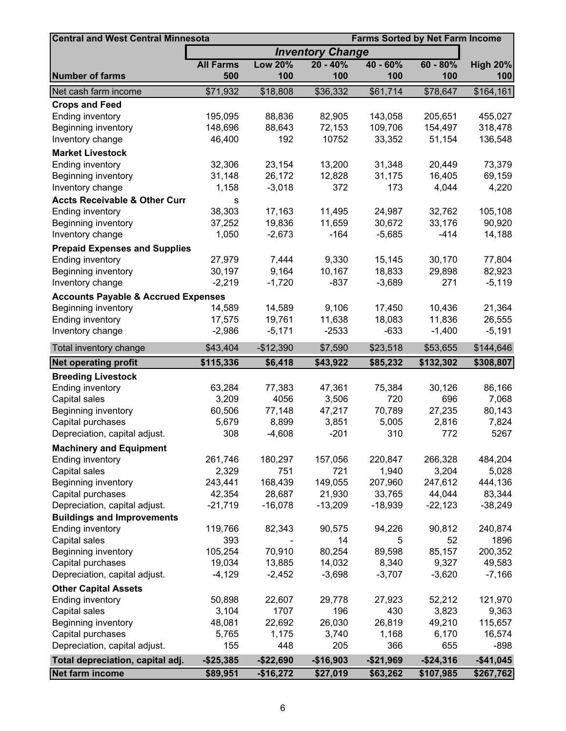| Central and West Central Minnesota | | | | | | Farms Sorted by Net Farm Income |
|---|---|---|---|---|---|---|
| | | *Inventory Change* | | | | |
| | **All Farms** | **Low 20%** | **20 - 40%** | **40 - 60%** | **60 - 80%** | **High 20%** |
| **Number of farms** | **500** | **100** | **100** | **100** | **100** | **100** |
| Net cash farm income | $71,932 | $18,808 | $36,332 | $61,714 | $78,647 | $164,161 |
| **Crops and Feed** | | | | | | |
| Ending inventory | 195,095 | 88,836 | 82,905 | 143,058 | 205,651 | 455,027 |
| Beginning inventory | 148,696 | 88,643 | 72,153 | 109,706 | 154,497 | 318,478 |
| Inventory change | 46,400 | 192 | 10752 | 33,352 | 51,154 | 136,548 |
| **Market Livestock** | | | | | | |
| Ending inventory | 32,306 | 23,154 | 13,200 | 31,348 | 20,449 | 73,379 |
| Beginning inventory | 31,148 | 26,172 | 12,828 | 31,175 | 16,405 | 69,159 |
| Inventory change | 1,158 | -3,018 | 372 | 173 | 4,044 | 4,220 |
| **Accts Receivable & Other Curr** | s | | | | | |
| Ending inventory | 38,303 | 17,163 | 11,495 | 24,987 | 32,762 | 105,108 |
| Beginning inventory | 37,252 | 19,836 | 11,659 | 30,672 | 33,176 | 90,920 |
| Inventory change | 1,050 | -2,673 | -164 | -5,685 | -414 | 14,188 |
| **Prepaid Expenses and Supplies** | | | | | | |
| Ending inventory | 27,979 | 7,444 | 9,330 | 15,145 | 30,170 | 77,804 |
| Beginning inventory | 30,197 | 9,164 | 10,167 | 18,833 | 29,898 | 82,923 |
| Inventory change | -2,219 | -1,720 | -837 | -3,689 | 271 | -5,119 |
| **Accounts Payable & Accrued Expenses** | | | | | | |
| Beginning inventory | 14,589 | 14,589 | 9,106 | 17,450 | 10,436 | 21,364 |
| Ending inventory | 17,575 | 19,761 | 11,638 | 18,083 | 11,836 | 26,555 |
| Inventory change | -2,986 | -5,171 | -2533 | -633 | -1,400 | -5,191 |
| Total inventory change | $43,404 | -$12,390 | $7,590 | $23,518 | $53,655 | $144,646 |
| **Net operating profit** | **$115,336** | **$6,418** | **$43,922** | **$85,232** | **$132,302** | **$308,807** |
| **Breeding Livestock** | | | | | | |
| Ending inventory | 63,284 | 77,383 | 47,361 | 75,384 | 30,126 | 86,166 |
| Capital sales | 3,209 | 4056 | 3,506 | 720 | 696 | 7,068 |
| Beginning inventory | 60,506 | 77,148 | 47,217 | 70,789 | 27,235 | 80,143 |
| Capital purchases | 5,679 | 8,899 | 3,851 | 5,005 | 2,816 | 7,824 |
| Depreciation, capital adjust. | 308 | -4,608 | -201 | 310 | 772 | 5267 |
| **Machinery and Equipment** | | | | | | |
| Ending inventory | 261,746 | 180,297 | 157,056 | 220,847 | 266,328 | 484,204 |
| Capital sales | 2,329 | 751 | 721 | 1,940 | 3,204 | 5,028 |
| Beginning inventory | 243,441 | 168,439 | 149,055 | 207,960 | 247,612 | 444,136 |
| Capital purchases | 42,354 | 28,687 | 21,930 | 33,765 | 44,044 | 83,344 |
| Depreciation, capital adjust. | -21,719 | -16,078 | -13,209 | -18,939 | -22,123 | -38,249 |
| **Buildings and Improvements** | | | | | | |
| Ending inventory | 119,766 | 82,343 | 90,575 | 94,226 | 90,812 | 240,874 |
| Capital sales | 393 | - | 14 | 5 | 52 | 1896 |
| Beginning inventory | 105,254 | 70,910 | 80,254 | 89,598 | 85,157 | 200,352 |
| Capital purchases | 19,034 | 13,885 | 14,032 | 8,340 | 9,327 | 49,583 |
| Depreciation, capital adjust. | -4,129 | -2,452 | -3,698 | -3,707 | -3,620 | -7,166 |
| **Other Capital Assets** | | | | | | |
| Ending inventory | 50,898 | 22,607 | 29,778 | 27,923 | 52,212 | 121,970 |
| Capital sales | 3,104 | 1707 | 196 | 430 | 3,823 | 9,363 |
| Beginning inventory | 48,081 | 22,692 | 26,030 | 26,819 | 49,210 | 115,657 |
| Capital purchases | 5,765 | 1,175 | 3,740 | 1,168 | 6,170 | 16,574 |
| Depreciation, capital adjust. | 155 | 448 | 205 | 366 | 655 | -898 |
| **Total depreciation, capital adj.** | **-$25,385** | **-$22,690** | **-$16,903** | **-$21,969** | **-$24,316** | **-$41,045** |
| **Net farm income** | **$89,951** | **-$16,272** | **$27,019** | **$63,262** | **$107,985** | **$267,762** |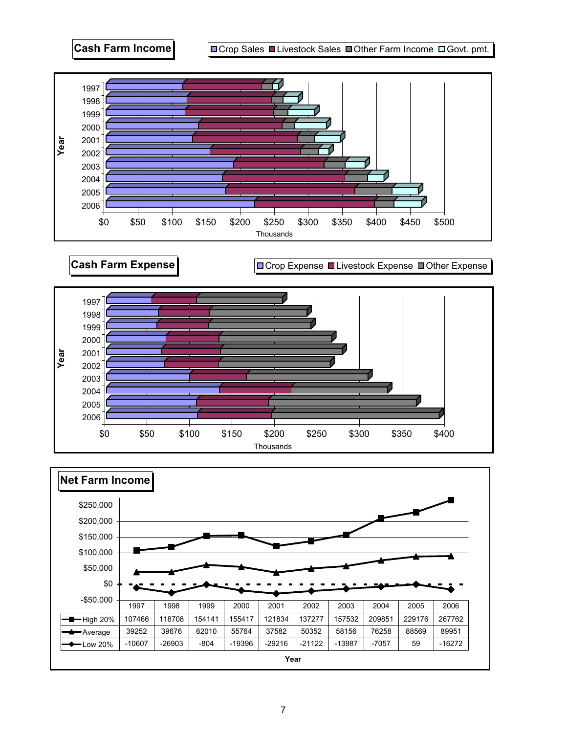## Cash Farm Income

Crop Sales | Livestock Sales | Other Farm Income | Govt. pmt.

Year: 1997, 1998, 1999, 2000, 2001, 2002, 2003, 2004, 2005, 2006

$0 $50 $100 $150 $200 $250 $300 $350 $400 $450 $500

Thousands

## Cash Farm Expense

Crop Expense | Livestock Expense | Other Expense

Year: 1997, 1998, 1999, 2000, 2001, 2002, 2003, 2004, 2005, 2006

$0 $50 $100 $150 $200 $250 $300 $350 $400

Thousands

## Net Farm Income

| | 1997 | 1998 | 1999 | 2000 | 2001 | 2002 | 2003 | 2004 | 2005 | 2006 |
|---|---|---|---|---|---|---|---|---|---|---|
| High 20% | 107466 | 118708 | 154141 | 155417 | 121834 | 137277 | 157532 | 209851 | 229176 | 267762 |
| Average | 39252 | 39676 | 62010 | 55764 | 37582 | 50352 | 58156 | 76258 | 88569 | 89951 |
| Low 20% | -10607 | -26903 | -804 | -19396 | -29216 | -21122 | -13987 | -7057 | 59 | -16272 |

Year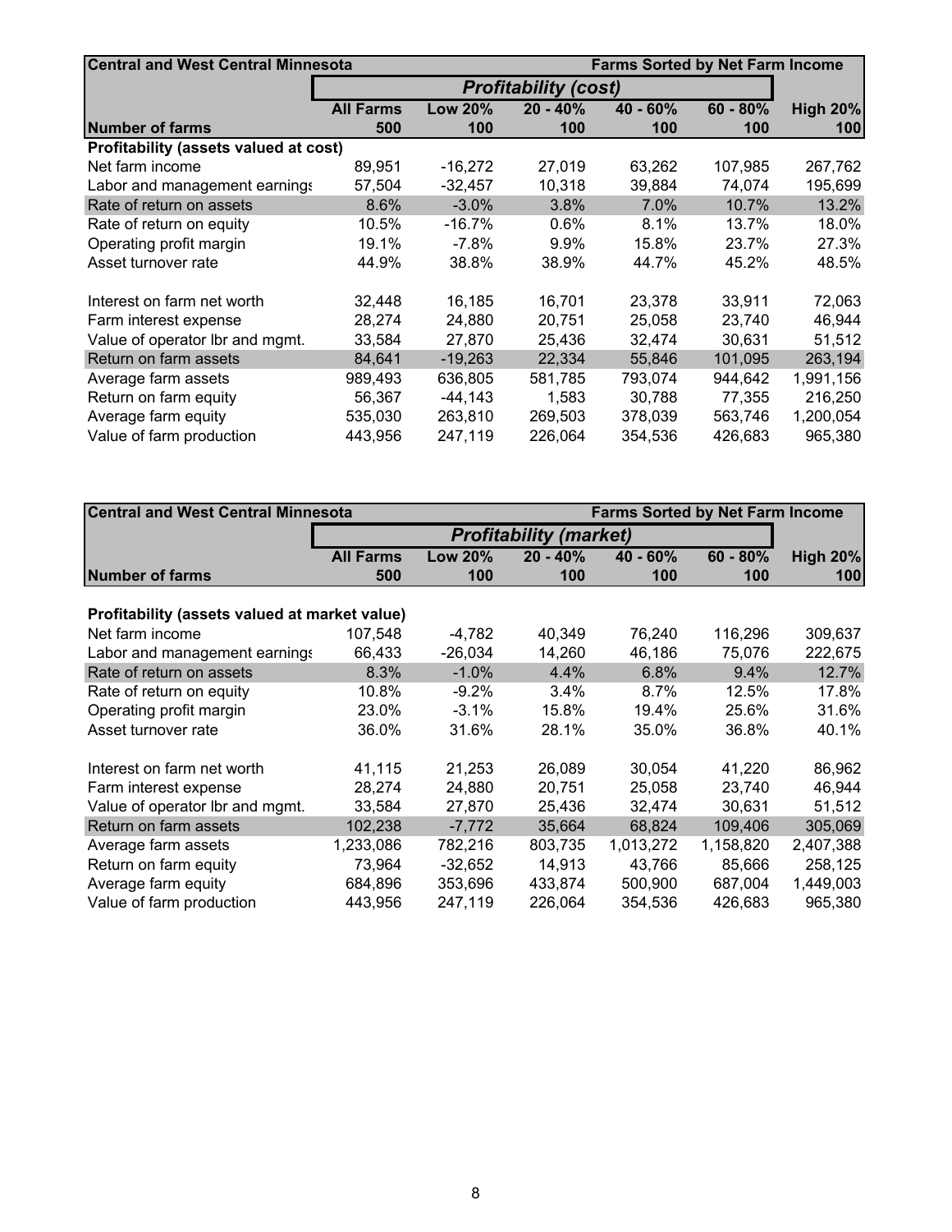| Central and West Central Minnesota | | | | Farms Sorted by Net Farm Income | | |
|---|---|---|---|---|---|---|
| | *Profitability (cost)* | | | | | |
| | **All Farms** | **Low 20%** | **20 - 40%** | **40 - 60%** | **60 - 80%** | **High 20%** |
| **Number of farms** | **500** | **100** | **100** | **100** | **100** | **100** |
| **Profitability (assets valued at cost)** | | | | | | |
| Net farm income | 89,951 | -16,272 | 27,019 | 63,262 | 107,985 | 267,762 |
| Labor and management earnings | 57,504 | -32,457 | 10,318 | 39,884 | 74,074 | 195,699 |
| Rate of return on assets | 8.6% | -3.0% | 3.8% | 7.0% | 10.7% | 13.2% |
| Rate of return on equity | 10.5% | -16.7% | 0.6% | 8.1% | 13.7% | 18.0% |
| Operating profit margin | 19.1% | -7.8% | 9.9% | 15.8% | 23.7% | 27.3% |
| Asset turnover rate | 44.9% | 38.8% | 38.9% | 44.7% | 45.2% | 48.5% |
| | | | | | | |
| Interest on farm net worth | 32,448 | 16,185 | 16,701 | 23,378 | 33,911 | 72,063 |
| Farm interest expense | 28,274 | 24,880 | 20,751 | 25,058 | 23,740 | 46,944 |
| Value of operator lbr and mgmt. | 33,584 | 27,870 | 25,436 | 32,474 | 30,631 | 51,512 |
| Return on farm assets | 84,641 | -19,263 | 22,334 | 55,846 | 101,095 | 263,194 |
| Average farm assets | 989,493 | 636,805 | 581,785 | 793,074 | 944,642 | 1,991,156 |
| Return on farm equity | 56,367 | -44,143 | 1,583 | 30,788 | 77,355 | 216,250 |
| Average farm equity | 535,030 | 263,810 | 269,503 | 378,039 | 563,746 | 1,200,054 |
| Value of farm production | 443,956 | 247,119 | 226,064 | 354,536 | 426,683 | 965,380 |

| Central and West Central Minnesota | | | | Farms Sorted by Net Farm Income | | |
|---|---|---|---|---|---|---|
| | *Profitability (market)* | | | | | |
| | **All Farms** | **Low 20%** | **20 - 40%** | **40 - 60%** | **60 - 80%** | **High 20%** |
| **Number of farms** | **500** | **100** | **100** | **100** | **100** | **100** |
| | | | | | | |
| **Profitability (assets valued at market value)** | | | | | | |
| Net farm income | 107,548 | -4,782 | 40,349 | 76,240 | 116,296 | 309,637 |
| Labor and management earnings | 66,433 | -26,034 | 14,260 | 46,186 | 75,076 | 222,675 |
| Rate of return on assets | 8.3% | -1.0% | 4.4% | 6.8% | 9.4% | 12.7% |
| Rate of return on equity | 10.8% | -9.2% | 3.4% | 8.7% | 12.5% | 17.8% |
| Operating profit margin | 23.0% | -3.1% | 15.8% | 19.4% | 25.6% | 31.6% |
| Asset turnover rate | 36.0% | 31.6% | 28.1% | 35.0% | 36.8% | 40.1% |
| | | | | | | |
| Interest on farm net worth | 41,115 | 21,253 | 26,089 | 30,054 | 41,220 | 86,962 |
| Farm interest expense | 28,274 | 24,880 | 20,751 | 25,058 | 23,740 | 46,944 |
| Value of operator lbr and mgmt. | 33,584 | 27,870 | 25,436 | 32,474 | 30,631 | 51,512 |
| Return on farm assets | 102,238 | -7,772 | 35,664 | 68,824 | 109,406 | 305,069 |
| Average farm assets | 1,233,086 | 782,216 | 803,735 | 1,013,272 | 1,158,820 | 2,407,388 |
| Return on farm equity | 73,964 | -32,652 | 14,913 | 43,766 | 85,666 | 258,125 |
| Average farm equity | 684,896 | 353,696 | 433,874 | 500,900 | 687,004 | 1,449,003 |
| Value of farm production | 443,956 | 247,119 | 226,064 | 354,536 | 426,683 | 965,380 |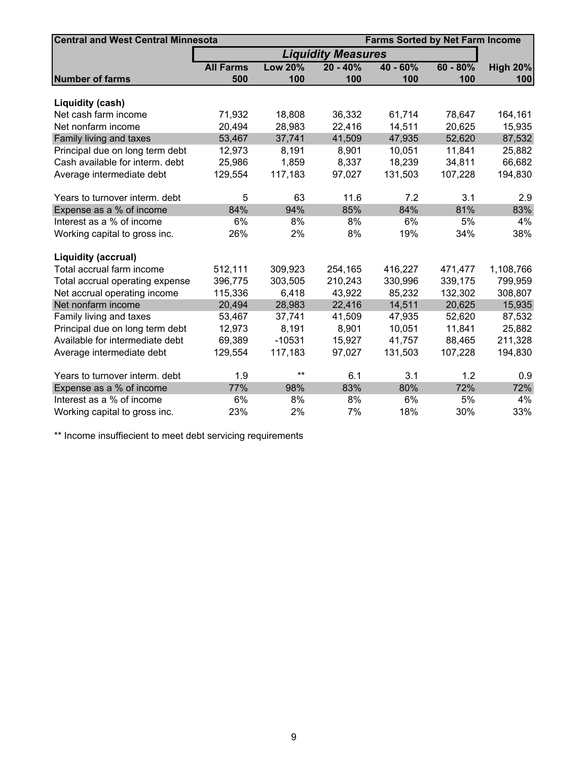| Central and West Central Minnesota | | | Liquidity Measures | | Farms Sorted by Net Farm Income | |
|---|---|---|---|---|---|---|
| | **All Farms** | **Low 20%** | **20 - 40%** | **40 - 60%** | **60 - 80%** | **High 20%** |
| **Number of farms** | **500** | **100** | **100** | **100** | **100** | **100** |
| **Liquidity (cash)** | | | | | | |
| Net cash farm income | 71,932 | 18,808 | 36,332 | 61,714 | 78,647 | 164,161 |
| Net nonfarm income | 20,494 | 28,983 | 22,416 | 14,511 | 20,625 | 15,935 |
| Family living and taxes | 53,467 | 37,741 | 41,509 | 47,935 | 52,620 | 87,532 |
| Principal due on long term debt | 12,973 | 8,191 | 8,901 | 10,051 | 11,841 | 25,882 |
| Cash available for interm. debt | 25,986 | 1,859 | 8,337 | 18,239 | 34,811 | 66,682 |
| Average intermediate debt | 129,554 | 117,183 | 97,027 | 131,503 | 107,228 | 194,830 |
| Years to turnover interm. debt | 5 | 63 | 11.6 | 7.2 | 3.1 | 2.9 |
| Expense as a % of income | 84% | 94% | 85% | 84% | 81% | 83% |
| Interest as a % of income | 6% | 8% | 8% | 6% | 5% | 4% |
| Working capital to gross inc. | 26% | 2% | 8% | 19% | 34% | 38% |
| **Liquidity (accrual)** | | | | | | |
| Total accrual farm income | 512,111 | 309,923 | 254,165 | 416,227 | 471,477 | 1,108,766 |
| Total accrual operating expense | 396,775 | 303,505 | 210,243 | 330,996 | 339,175 | 799,959 |
| Net accrual operating income | 115,336 | 6,418 | 43,922 | 85,232 | 132,302 | 308,807 |
| Net nonfarm income | 20,494 | 28,983 | 22,416 | 14,511 | 20,625 | 15,935 |
| Family living and taxes | 53,467 | 37,741 | 41,509 | 47,935 | 52,620 | 87,532 |
| Principal due on long term debt | 12,973 | 8,191 | 8,901 | 10,051 | 11,841 | 25,882 |
| Available for intermediate debt | 69,389 | -10531 | 15,927 | 41,757 | 88,465 | 211,328 |
| Average intermediate debt | 129,554 | 117,183 | 97,027 | 131,503 | 107,228 | 194,830 |
| Years to turnover interm. debt | 1.9 | ** | 6.1 | 3.1 | 1.2 | 0.9 |
| Expense as a % of income | 77% | 98% | 83% | 80% | 72% | 72% |
| Interest as a % of income | 6% | 8% | 8% | 6% | 5% | 4% |
| Working capital to gross inc. | 23% | 2% | 7% | 18% | 30% | 33% |

** Income insuffiecient to meet debt servicing requirements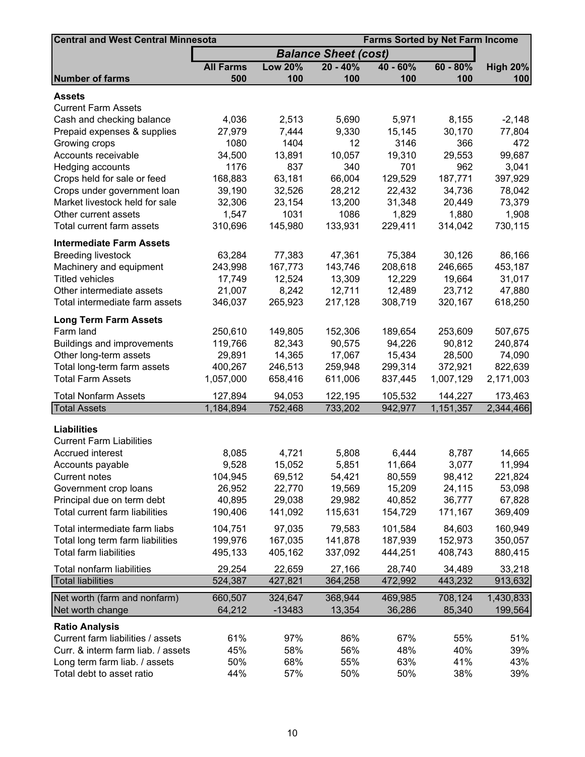| Central and West Central Minnesota | | | Balance Sheet (cost) | | Farms Sorted by Net Farm Income | |
|---|---|---|---|---|---|---|
| | **All Farms** | **Low 20%** | **20 - 40%** | **40 - 60%** | **60 - 80%** | **High 20%** |
| **Number of farms** | **500** | **100** | **100** | **100** | **100** | **100** |
| **Assets** | | | | | | |
| Current Farm Assets | | | | | | |
| Cash and checking balance | 4,036 | 2,513 | 5,690 | 5,971 | 8,155 | -2,148 |
| Prepaid expenses & supplies | 27,979 | 7,444 | 9,330 | 15,145 | 30,170 | 77,804 |
| Growing crops | 1080 | 1404 | 12 | 3146 | 366 | 472 |
| Accounts receivable | 34,500 | 13,891 | 10,057 | 19,310 | 29,553 | 99,687 |
| Hedging accounts | 1176 | 837 | 340 | 701 | 962 | 3,041 |
| Crops held for sale or feed | 168,883 | 63,181 | 66,004 | 129,529 | 187,771 | 397,929 |
| Crops under government loan | 39,190 | 32,526 | 28,212 | 22,432 | 34,736 | 78,042 |
| Market livestock held for sale | 32,306 | 23,154 | 13,200 | 31,348 | 20,449 | 73,379 |
| Other current assets | 1,547 | 1031 | 1086 | 1,829 | 1,880 | 1,908 |
| Total current farm assets | 310,696 | 145,980 | 133,931 | 229,411 | 314,042 | 730,115 |
| **Intermediate Farm Assets** | | | | | | |
| Breeding livestock | 63,284 | 77,383 | 47,361 | 75,384 | 30,126 | 86,166 |
| Machinery and equipment | 243,998 | 167,773 | 143,746 | 208,618 | 246,665 | 453,187 |
| Titled vehicles | 17,749 | 12,524 | 13,309 | 12,229 | 19,664 | 31,017 |
| Other intermediate assets | 21,007 | 8,242 | 12,711 | 12,489 | 23,712 | 47,880 |
| Total intermediate farm assets | 346,037 | 265,923 | 217,128 | 308,719 | 320,167 | 618,250 |
| **Long Term Farm Assets** | | | | | | |
| Farm land | 250,610 | 149,805 | 152,306 | 189,654 | 253,609 | 507,675 |
| Buildings and improvements | 119,766 | 82,343 | 90,575 | 94,226 | 90,812 | 240,874 |
| Other long-term assets | 29,891 | 14,365 | 17,067 | 15,434 | 28,500 | 74,090 |
| Total long-term farm assets | 400,267 | 246,513 | 259,948 | 299,314 | 372,921 | 822,639 |
| Total Farm Assets | 1,057,000 | 658,416 | 611,006 | 837,445 | 1,007,129 | 2,171,003 |
| Total Nonfarm Assets | 127,894 | 94,053 | 122,195 | 105,532 | 144,227 | 173,463 |
| Total Assets | 1,184,894 | 752,468 | 733,202 | 942,977 | 1,151,357 | 2,344,466 |
| **Liabilities** | | | | | | |
| Current Farm Liabilities | | | | | | |
| Accrued interest | 8,085 | 4,721 | 5,808 | 6,444 | 8,787 | 14,665 |
| Accounts payable | 9,528 | 15,052 | 5,851 | 11,664 | 3,077 | 11,994 |
| Current notes | 104,945 | 69,512 | 54,421 | 80,559 | 98,412 | 221,824 |
| Government crop loans | 26,952 | 22,770 | 19,569 | 15,209 | 24,115 | 53,098 |
| Principal due on term debt | 40,895 | 29,038 | 29,982 | 40,852 | 36,777 | 67,828 |
| Total current farm liabilities | 190,406 | 141,092 | 115,631 | 154,729 | 171,167 | 369,409 |
| Total intermediate farm liabs | 104,751 | 97,035 | 79,583 | 101,584 | 84,603 | 160,949 |
| Total long term farm liabilities | 199,976 | 167,035 | 141,878 | 187,939 | 152,973 | 350,057 |
| Total farm liabilities | 495,133 | 405,162 | 337,092 | 444,251 | 408,743 | 880,415 |
| Total nonfarm liabilities | 29,254 | 22,659 | 27,166 | 28,740 | 34,489 | 33,218 |
| Total liabilities | 524,387 | 427,821 | 364,258 | 472,992 | 443,232 | 913,632 |
| Net worth (farm and nonfarm) | 660,507 | 324,647 | 368,944 | 469,985 | 708,124 | 1,430,833 |
| Net worth change | 64,212 | -13483 | 13,354 | 36,286 | 85,340 | 199,564 |
| **Ratio Analysis** | | | | | | |
| Current farm liabilities / assets | 61% | 97% | 86% | 67% | 55% | 51% |
| Curr. & interm farm liab. / assets | 45% | 58% | 56% | 48% | 40% | 39% |
| Long term farm liab. / assets | 50% | 68% | 55% | 63% | 41% | 43% |
| Total debt to asset ratio | 44% | 57% | 50% | 50% | 38% | 39% |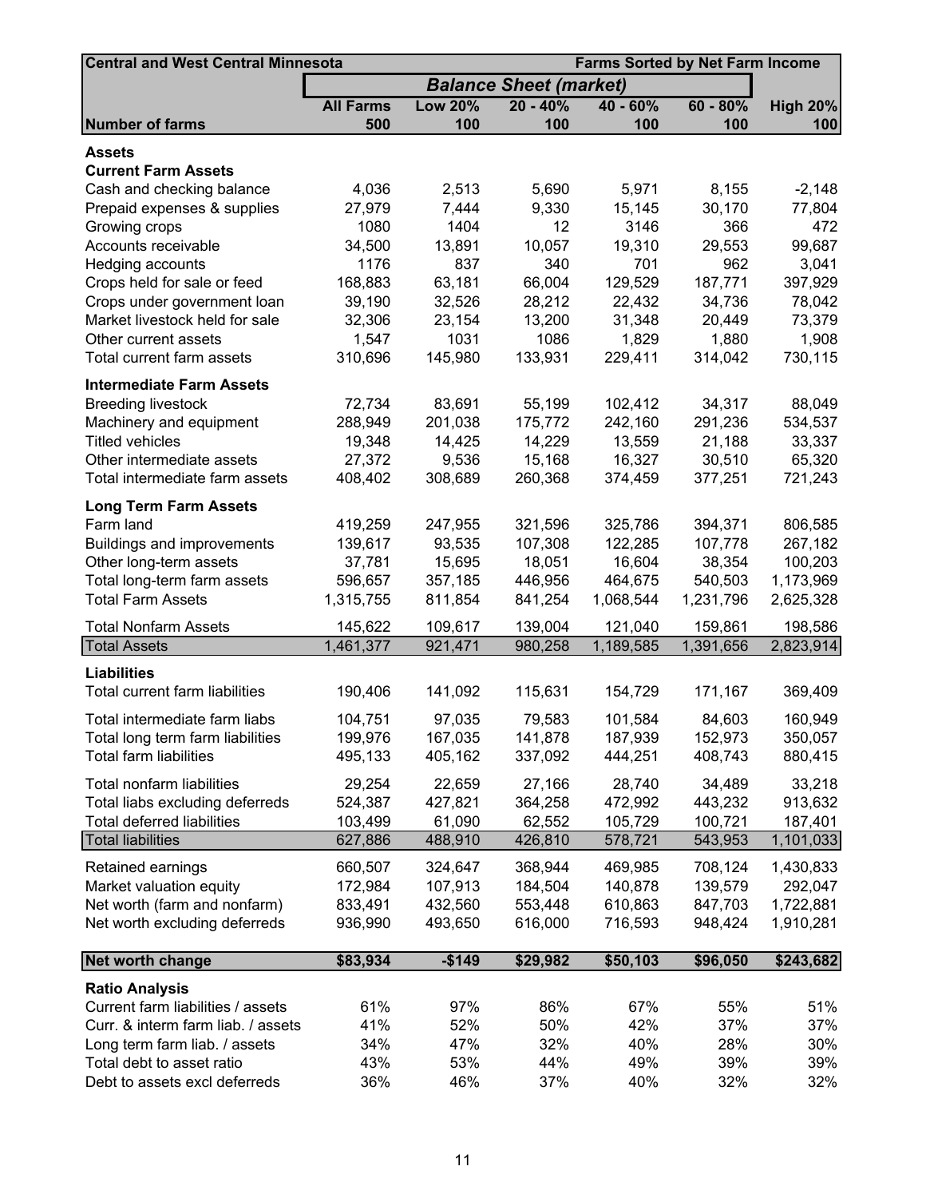| Central and West Central Minnesota | | | Farms Sorted by Net Farm Income | | | |
|---|---|---|---|---|---|---|
| | *Balance Sheet (market)* | | | | | |
| | **All Farms** | **Low 20%** | **20 - 40%** | **40 - 60%** | **60 - 80%** | **High 20%** |
| **Number of farms** | **500** | **100** | **100** | **100** | **100** | **100** |
| **Assets** | | | | | | |
| **Current Farm Assets** | | | | | | |
| Cash and checking balance | 4,036 | 2,513 | 5,690 | 5,971 | 8,155 | -2,148 |
| Prepaid expenses & supplies | 27,979 | 7,444 | 9,330 | 15,145 | 30,170 | 77,804 |
| Growing crops | 1080 | 1404 | 12 | 3146 | 366 | 472 |
| Accounts receivable | 34,500 | 13,891 | 10,057 | 19,310 | 29,553 | 99,687 |
| Hedging accounts | 1176 | 837 | 340 | 701 | 962 | 3,041 |
| Crops held for sale or feed | 168,883 | 63,181 | 66,004 | 129,529 | 187,771 | 397,929 |
| Crops under government loan | 39,190 | 32,526 | 28,212 | 22,432 | 34,736 | 78,042 |
| Market livestock held for sale | 32,306 | 23,154 | 13,200 | 31,348 | 20,449 | 73,379 |
| Other current assets | 1,547 | 1031 | 1086 | 1,829 | 1,880 | 1,908 |
| Total current farm assets | 310,696 | 145,980 | 133,931 | 229,411 | 314,042 | 730,115 |
| **Intermediate Farm Assets** | | | | | | |
| Breeding livestock | 72,734 | 83,691 | 55,199 | 102,412 | 34,317 | 88,049 |
| Machinery and equipment | 288,949 | 201,038 | 175,772 | 242,160 | 291,236 | 534,537 |
| Titled vehicles | 19,348 | 14,425 | 14,229 | 13,559 | 21,188 | 33,337 |
| Other intermediate assets | 27,372 | 9,536 | 15,168 | 16,327 | 30,510 | 65,320 |
| Total intermediate farm assets | 408,402 | 308,689 | 260,368 | 374,459 | 377,251 | 721,243 |
| **Long Term Farm Assets** | | | | | | |
| Farm land | 419,259 | 247,955 | 321,596 | 325,786 | 394,371 | 806,585 |
| Buildings and improvements | 139,617 | 93,535 | 107,308 | 122,285 | 107,778 | 267,182 |
| Other long-term assets | 37,781 | 15,695 | 18,051 | 16,604 | 38,354 | 100,203 |
| Total long-term farm assets | 596,657 | 357,185 | 446,956 | 464,675 | 540,503 | 1,173,969 |
| Total Farm Assets | 1,315,755 | 811,854 | 841,254 | 1,068,544 | 1,231,796 | 2,625,328 |
| Total Nonfarm Assets | 145,622 | 109,617 | 139,004 | 121,040 | 159,861 | 198,586 |
| Total Assets | 1,461,377 | 921,471 | 980,258 | 1,189,585 | 1,391,656 | 2,823,914 |
| **Liabilities** | | | | | | |
| Total current farm liabilities | 190,406 | 141,092 | 115,631 | 154,729 | 171,167 | 369,409 |
| Total intermediate farm liabs | 104,751 | 97,035 | 79,583 | 101,584 | 84,603 | 160,949 |
| Total long term farm liabilities | 199,976 | 167,035 | 141,878 | 187,939 | 152,973 | 350,057 |
| Total farm liabilities | 495,133 | 405,162 | 337,092 | 444,251 | 408,743 | 880,415 |
| Total nonfarm liabilities | 29,254 | 22,659 | 27,166 | 28,740 | 34,489 | 33,218 |
| Total liabs excluding deferreds | 524,387 | 427,821 | 364,258 | 472,992 | 443,232 | 913,632 |
| Total deferred liabilities | 103,499 | 61,090 | 62,552 | 105,729 | 100,721 | 187,401 |
| Total liabilities | 627,886 | 488,910 | 426,810 | 578,721 | 543,953 | 1,101,033 |
| Retained earnings | 660,507 | 324,647 | 368,944 | 469,985 | 708,124 | 1,430,833 |
| Market valuation equity | 172,984 | 107,913 | 184,504 | 140,878 | 139,579 | 292,047 |
| Net worth (farm and nonfarm) | 833,491 | 432,560 | 553,448 | 610,863 | 847,703 | 1,722,881 |
| Net worth excluding deferreds | 936,990 | 493,650 | 616,000 | 716,593 | 948,424 | 1,910,281 |
| **Net worth change** | **$83,934** | **-$149** | **$29,982** | **$50,103** | **$96,050** | **$243,682** |
| **Ratio Analysis** | | | | | | |
| Current farm liabilities / assets | 61% | 97% | 86% | 67% | 55% | 51% |
| Curr. & interm farm liab. / assets | 41% | 52% | 50% | 42% | 37% | 37% |
| Long term farm liab. / assets | 34% | 47% | 32% | 40% | 28% | 30% |
| Total debt to asset ratio | 43% | 53% | 44% | 49% | 39% | 39% |
| Debt to assets excl deferreds | 36% | 46% | 37% | 40% | 32% | 32% |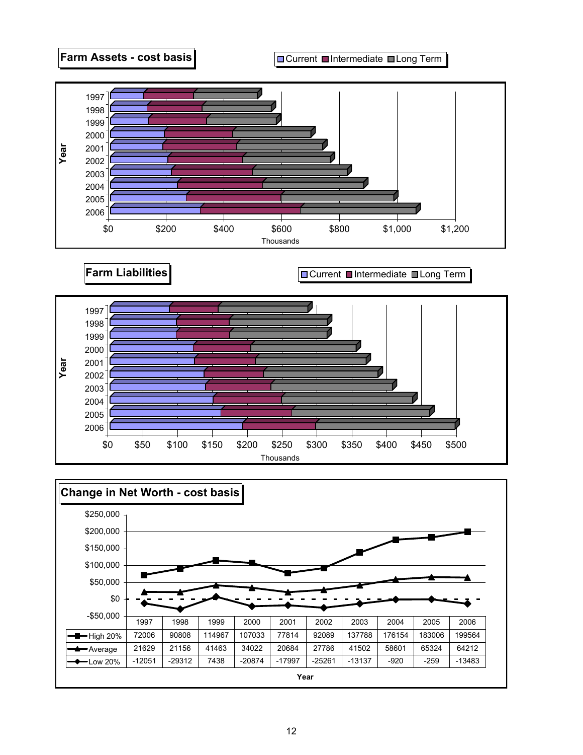## Farm Assets - cost basis

Current | Intermediate | Long Term

Year: 1997–2006; x-axis: $0 to $1,200 (Thousands)

## Farm Liabilities

Current | Intermediate | Long Term

Year: 1997–2006; x-axis: $0 to $500 (Thousands)

## Change in Net Worth - cost basis

| | 1997 | 1998 | 1999 | 2000 | 2001 | 2002 | 2003 | 2004 | 2005 | 2006 |
|---|---|---|---|---|---|---|---|---|---|---|
| High 20% | 72006 | 90808 | 114967 | 107033 | 77814 | 92089 | 137788 | 176154 | 183006 | 199564 |
| Average | 21629 | 21156 | 41463 | 34022 | 20684 | 27786 | 41502 | 58601 | 65324 | 64212 |
| Low 20% | -12051 | -29312 | 7438 | -20874 | -17997 | -25261 | -13137 | -920 | -259 | -13483 |

Year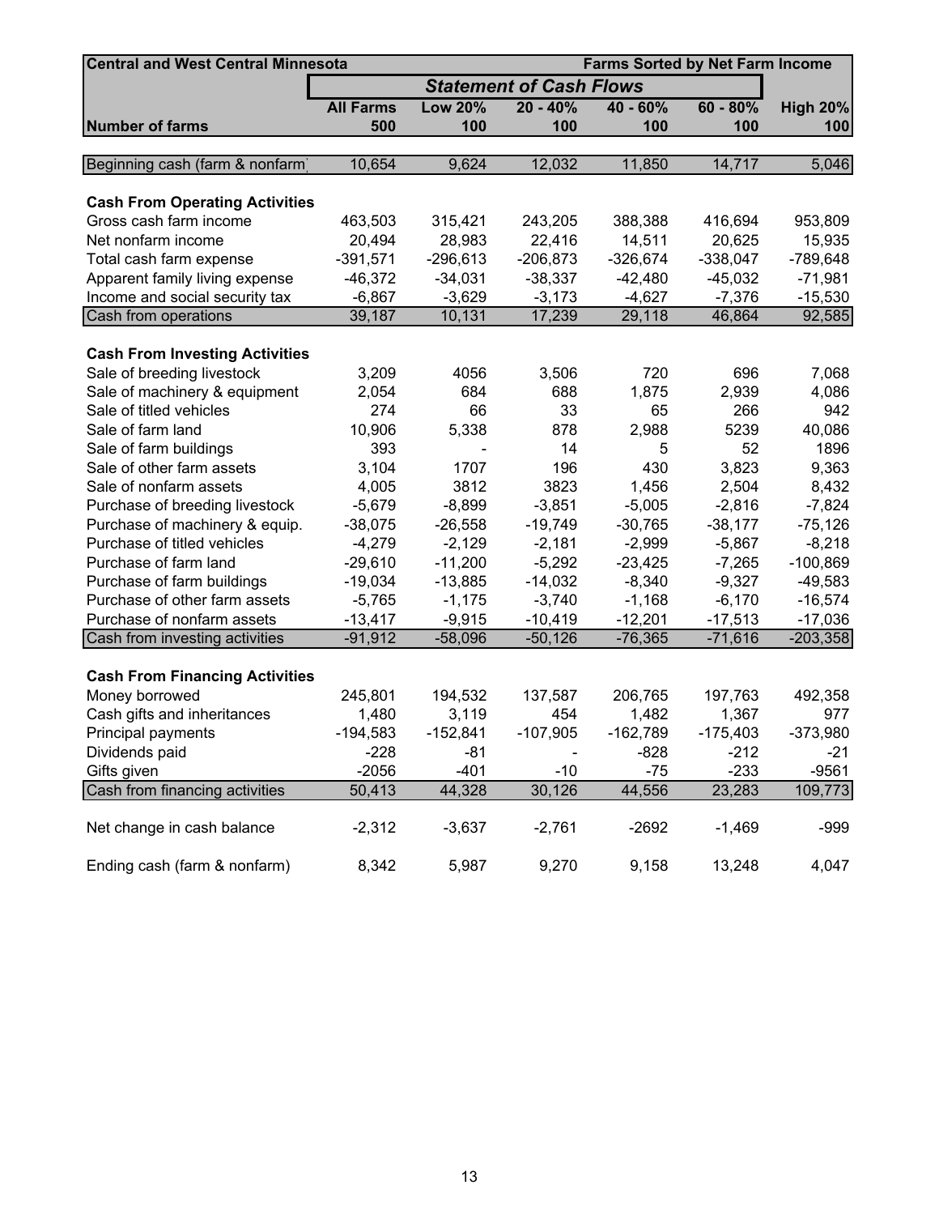| Central and West Central Minnesota | | | | | | Farms Sorted by Net Farm Income |
|---|---|---|---|---|---|---|
| | ***Statement of Cash Flows*** | | | | | |
| | **All Farms** | **Low 20%** | **20 - 40%** | **40 - 60%** | **60 - 80%** | **High 20%** |
| **Number of farms** | **500** | **100** | **100** | **100** | **100** | **100** |
| Beginning cash (farm & nonfarm) | 10,654 | 9,624 | 12,032 | 11,850 | 14,717 | 5,046 |
| **Cash From Operating Activities** | | | | | | |
| Gross cash farm income | 463,503 | 315,421 | 243,205 | 388,388 | 416,694 | 953,809 |
| Net nonfarm income | 20,494 | 28,983 | 22,416 | 14,511 | 20,625 | 15,935 |
| Total cash farm expense | -391,571 | -296,613 | -206,873 | -326,674 | -338,047 | -789,648 |
| Apparent family living expense | -46,372 | -34,031 | -38,337 | -42,480 | -45,032 | -71,981 |
| Income and social security tax | -6,867 | -3,629 | -3,173 | -4,627 | -7,376 | -15,530 |
| Cash from operations | 39,187 | 10,131 | 17,239 | 29,118 | 46,864 | 92,585 |
| **Cash From Investing Activities** | | | | | | |
| Sale of breeding livestock | 3,209 | 4056 | 3,506 | 720 | 696 | 7,068 |
| Sale of machinery & equipment | 2,054 | 684 | 688 | 1,875 | 2,939 | 4,086 |
| Sale of titled vehicles | 274 | 66 | 33 | 65 | 266 | 942 |
| Sale of farm land | 10,906 | 5,338 | 878 | 2,988 | 5239 | 40,086 |
| Sale of farm buildings | 393 | - | 14 | 5 | 52 | 1896 |
| Sale of other farm assets | 3,104 | 1707 | 196 | 430 | 3,823 | 9,363 |
| Sale of nonfarm assets | 4,005 | 3812 | 3823 | 1,456 | 2,504 | 8,432 |
| Purchase of breeding livestock | -5,679 | -8,899 | -3,851 | -5,005 | -2,816 | -7,824 |
| Purchase of machinery & equip. | -38,075 | -26,558 | -19,749 | -30,765 | -38,177 | -75,126 |
| Purchase of titled vehicles | -4,279 | -2,129 | -2,181 | -2,999 | -5,867 | -8,218 |
| Purchase of farm land | -29,610 | -11,200 | -5,292 | -23,425 | -7,265 | -100,869 |
| Purchase of farm buildings | -19,034 | -13,885 | -14,032 | -8,340 | -9,327 | -49,583 |
| Purchase of other farm assets | -5,765 | -1,175 | -3,740 | -1,168 | -6,170 | -16,574 |
| Purchase of nonfarm assets | -13,417 | -9,915 | -10,419 | -12,201 | -17,513 | -17,036 |
| Cash from investing activities | -91,912 | -58,096 | -50,126 | -76,365 | -71,616 | -203,358 |
| **Cash From Financing Activities** | | | | | | |
| Money borrowed | 245,801 | 194,532 | 137,587 | 206,765 | 197,763 | 492,358 |
| Cash gifts and inheritances | 1,480 | 3,119 | 454 | 1,482 | 1,367 | 977 |
| Principal payments | -194,583 | -152,841 | -107,905 | -162,789 | -175,403 | -373,980 |
| Dividends paid | -228 | -81 | - | -828 | -212 | -21 |
| Gifts given | -2056 | -401 | -10 | -75 | -233 | -9561 |
| Cash from financing activities | 50,413 | 44,328 | 30,126 | 44,556 | 23,283 | 109,773 |
| Net change in cash balance | -2,312 | -3,637 | -2,761 | -2692 | -1,469 | -999 |
| Ending cash (farm & nonfarm) | 8,342 | 5,987 | 9,270 | 9,158 | 13,248 | 4,047 |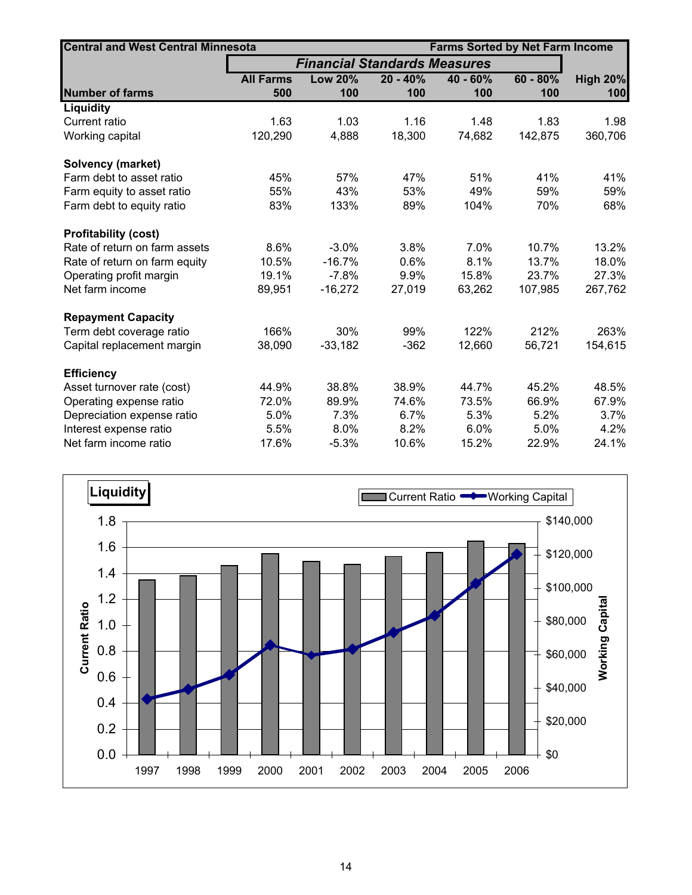| Central and West Central Minnesota | | | | Farms Sorted by Net Farm Income | | |
|---|---|---|---|---|---|---|
| | *Financial Standards Measures* | | | | | |
| | All Farms | Low 20% | 20 - 40% | 40 - 60% | 60 - 80% | High 20% |
| Number of farms | 500 | 100 | 100 | 100 | 100 | 100 |
| **Liquidity** | | | | | | |
| Current ratio | 1.63 | 1.03 | 1.16 | 1.48 | 1.83 | 1.98 |
| Working capital | 120,290 | 4,888 | 18,300 | 74,682 | 142,875 | 360,706 |
| **Solvency (market)** | | | | | | |
| Farm debt to asset ratio | 45% | 57% | 47% | 51% | 41% | 41% |
| Farm equity to asset ratio | 55% | 43% | 53% | 49% | 59% | 59% |
| Farm debt to equity ratio | 83% | 133% | 89% | 104% | 70% | 68% |
| **Profitability (cost)** | | | | | | |
| Rate of return on farm assets | 8.6% | -3.0% | 3.8% | 7.0% | 10.7% | 13.2% |
| Rate of return on farm equity | 10.5% | -16.7% | 0.6% | 8.1% | 13.7% | 18.0% |
| Operating profit margin | 19.1% | -7.8% | 9.9% | 15.8% | 23.7% | 27.3% |
| Net farm income | 89,951 | -16,272 | 27,019 | 63,262 | 107,985 | 267,762 |
| **Repayment Capacity** | | | | | | |
| Term debt coverage ratio | 166% | 30% | 99% | 122% | 212% | 263% |
| Capital replacement margin | 38,090 | -33,182 | -362 | 12,660 | 56,721 | 154,615 |
| **Efficiency** | | | | | | |
| Asset turnover rate (cost) | 44.9% | 38.8% | 38.9% | 44.7% | 45.2% | 48.5% |
| Operating expense ratio | 72.0% | 89.9% | 74.6% | 73.5% | 66.9% | 67.9% |
| Depreciation expense ratio | 5.0% | 7.3% | 6.7% | 5.3% | 5.2% | 3.7% |
| Interest expense ratio | 5.5% | 8.0% | 8.2% | 6.0% | 5.0% | 4.2% |
| Net farm income ratio | 17.6% | -5.3% | 10.6% | 15.2% | 22.9% | 24.1% |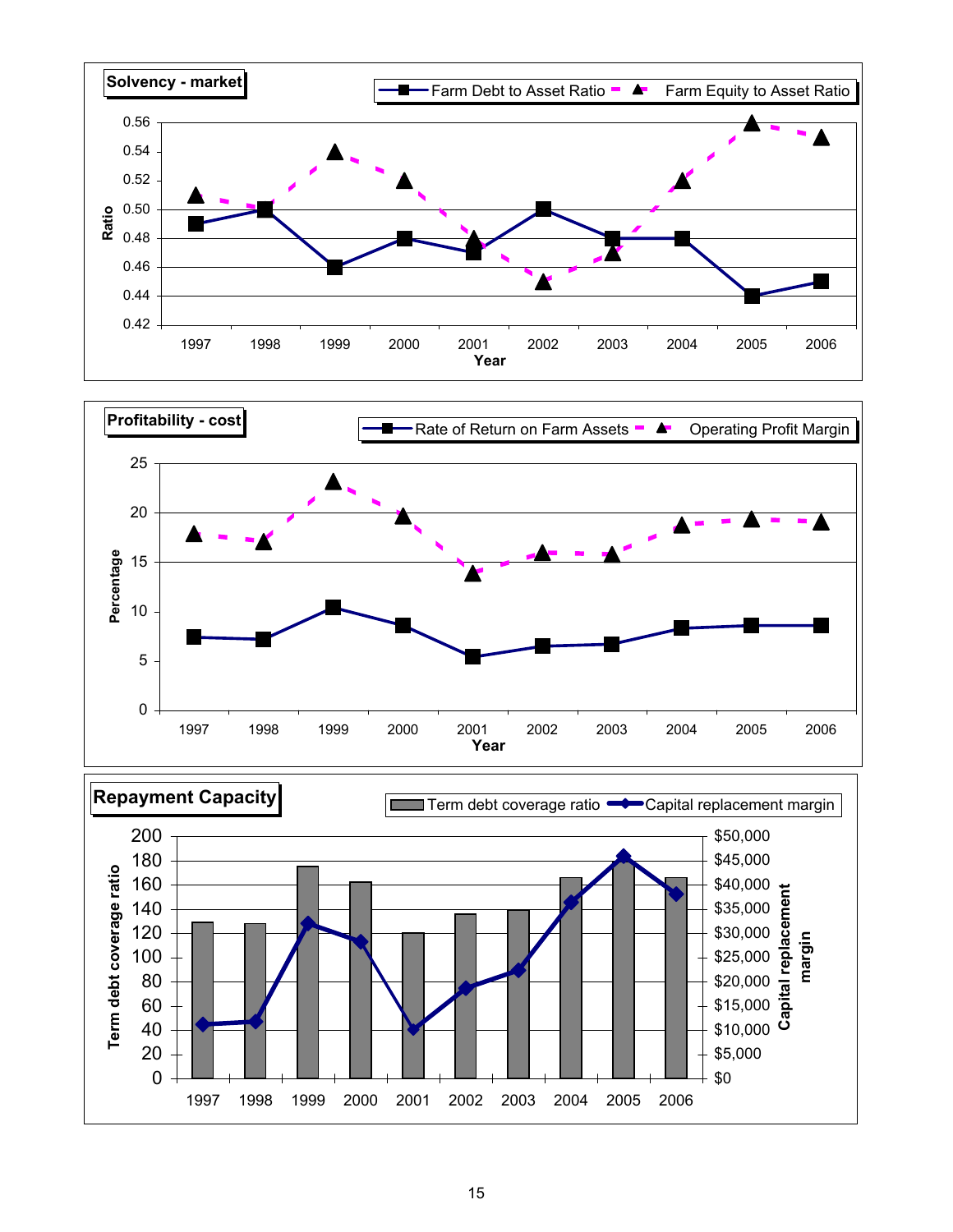**Solvency - market**

Farm Debt to Asset Ratio | Farm Equity to Asset Ratio

Ratio: 0.42, 0.44, 0.46, 0.48, 0.50, 0.52, 0.54, 0.56

Year: 1997, 1998, 1999, 2000, 2001, 2002, 2003, 2004, 2005, 2006

**Profitability - cost**

Rate of Return on Farm Assets | Operating Profit Margin

Percentage: 0, 5, 10, 15, 20, 25

Year: 1997, 1998, 1999, 2000, 2001, 2002, 2003, 2004, 2005, 2006

**Repayment Capacity**

Term debt coverage ratio | Capital replacement margin

Term debt coverage ratio: 0, 20, 40, 60, 80, 100, 120, 140, 160, 180, 200

Capital replacement margin: $0, $5,000, $10,000, $15,000, $20,000, $25,000, $30,000, $35,000, $40,000, $45,000, $50,000

1997, 1998, 1999, 2000, 2001, 2002, 2003, 2004, 2005, 2006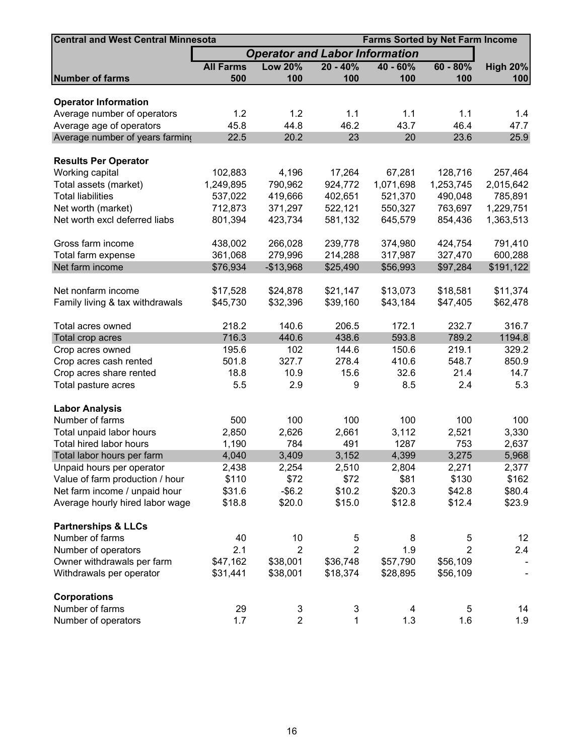| Central and West Central Minnesota | Operator and Labor Information | | | Farms Sorted by Net Farm Income | | |
|---|---|---|---|---|---|---|
| | **All Farms** | **Low 20%** | **20 - 40%** | **40 - 60%** | **60 - 80%** | **High 20%** |
| **Number of farms** | **500** | **100** | **100** | **100** | **100** | **100** |
| **Operator Information** | | | | | | |
| Average number of operators | 1.2 | 1.2 | 1.1 | 1.1 | 1.1 | 1.4 |
| Average age of operators | 45.8 | 44.8 | 46.2 | 43.7 | 46.4 | 47.7 |
| Average number of years farming | 22.5 | 20.2 | 23 | 20 | 23.6 | 25.9 |
| **Results Per Operator** | | | | | | |
| Working capital | 102,883 | 4,196 | 17,264 | 67,281 | 128,716 | 257,464 |
| Total assets (market) | 1,249,895 | 790,962 | 924,772 | 1,071,698 | 1,253,745 | 2,015,642 |
| Total liabilities | 537,022 | 419,666 | 402,651 | 521,370 | 490,048 | 785,891 |
| Net worth (market) | 712,873 | 371,297 | 522,121 | 550,327 | 763,697 | 1,229,751 |
| Net worth excl deferred liabs | 801,394 | 423,734 | 581,132 | 645,579 | 854,436 | 1,363,513 |
| Gross farm income | 438,002 | 266,028 | 239,778 | 374,980 | 424,754 | 791,410 |
| Total farm expense | 361,068 | 279,996 | 214,288 | 317,987 | 327,470 | 600,288 |
| Net farm income | $76,934 | -$13,968 | $25,490 | $56,993 | $97,284 | $191,122 |
| Net nonfarm income | $17,528 | $24,878 | $21,147 | $13,073 | $18,581 | $11,374 |
| Family living & tax withdrawals | $45,730 | $32,396 | $39,160 | $43,184 | $47,405 | $62,478 |
| Total acres owned | 218.2 | 140.6 | 206.5 | 172.1 | 232.7 | 316.7 |
| Total crop acres | 716.3 | 440.6 | 438.6 | 593.8 | 789.2 | 1194.8 |
| Crop acres owned | 195.6 | 102 | 144.6 | 150.6 | 219.1 | 329.2 |
| Crop acres cash rented | 501.8 | 327.7 | 278.4 | 410.6 | 548.7 | 850.9 |
| Crop acres share rented | 18.8 | 10.9 | 15.6 | 32.6 | 21.4 | 14.7 |
| Total pasture acres | 5.5 | 2.9 | 9 | 8.5 | 2.4 | 5.3 |
| **Labor Analysis** | | | | | | |
| Number of farms | 500 | 100 | 100 | 100 | 100 | 100 |
| Total unpaid labor hours | 2,850 | 2,626 | 2,661 | 3,112 | 2,521 | 3,330 |
| Total hired labor hours | 1,190 | 784 | 491 | 1287 | 753 | 2,637 |
| Total labor hours per farm | 4,040 | 3,409 | 3,152 | 4,399 | 3,275 | 5,968 |
| Unpaid hours per operator | 2,438 | 2,254 | 2,510 | 2,804 | 2,271 | 2,377 |
| Value of farm production / hour | $110 | $72 | $72 | $81 | $130 | $162 |
| Net farm income / unpaid hour | $31.6 | -$6.2 | $10.2 | $20.3 | $42.8 | $80.4 |
| Average hourly hired labor wage | $18.8 | $20.0 | $15.0 | $12.8 | $12.4 | $23.9 |
| **Partnerships & LLCs** | | | | | | |
| Number of farms | 40 | 10 | 5 | 8 | 5 | 12 |
| Number of operators | 2.1 | 2 | 2 | 1.9 | 2 | 2.4 |
| Owner withdrawals per farm | $47,162 | $38,001 | $36,748 | $57,790 | $56,109 | - |
| Withdrawals per operator | $31,441 | $38,001 | $18,374 | $28,895 | $56,109 | - |
| **Corporations** | | | | | | |
| Number of farms | 29 | 3 | 3 | 4 | 5 | 14 |
| Number of operators | 1.7 | 2 | 1 | 1.3 | 1.6 | 1.9 |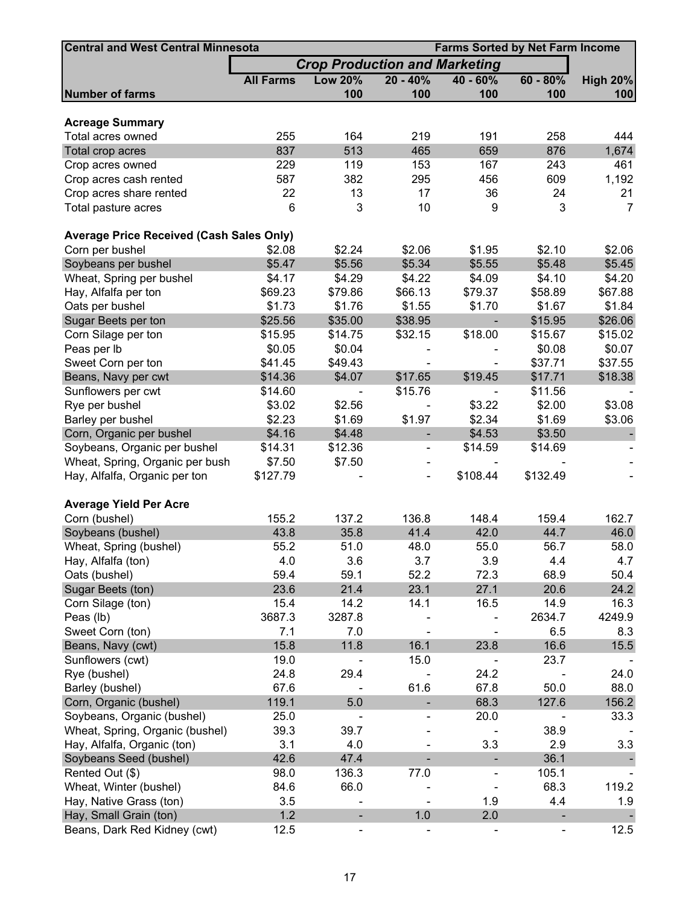| Central and West Central Minnesota | Crop Production and Marketing | | | | Farms Sorted by Net Farm Income | |
|---|---|---|---|---|---|---|
| | All Farms | Low 20% | 20 - 40% | 40 - 60% | 60 - 80% | High 20% |
| **Number of farms** | | 100 | 100 | 100 | 100 | 100 |
| **Acreage Summary** | | | | | | |
| Total acres owned | 255 | 164 | 219 | 191 | 258 | 444 |
| Total crop acres | 837 | 513 | 465 | 659 | 876 | 1,674 |
| Crop acres owned | 229 | 119 | 153 | 167 | 243 | 461 |
| Crop acres cash rented | 587 | 382 | 295 | 456 | 609 | 1,192 |
| Crop acres share rented | 22 | 13 | 17 | 36 | 24 | 21 |
| Total pasture acres | 6 | 3 | 10 | 9 | 3 | 7 |
| **Average Price Received (Cash Sales Only)** | | | | | | |
| Corn per bushel | $2.08 | $2.24 | $2.06 | $1.95 | $2.10 | $2.06 |
| Soybeans per bushel | $5.47 | $5.56 | $5.34 | $5.55 | $5.48 | $5.45 |
| Wheat, Spring per bushel | $4.17 | $4.29 | $4.22 | $4.09 | $4.10 | $4.20 |
| Hay, Alfalfa per ton | $69.23 | $79.86 | $66.13 | $79.37 | $58.89 | $67.88 |
| Oats per bushel | $1.73 | $1.76 | $1.55 | $1.70 | $1.67 | $1.84 |
| Sugar Beets per ton | $25.56 | $35.00 | $38.95 | - | $15.95 | $26.06 |
| Corn Silage per ton | $15.95 | $14.75 | $32.15 | $18.00 | $15.67 | $15.02 |
| Peas per lb | $0.05 | $0.04 | - | - | $0.08 | $0.07 |
| Sweet Corn per ton | $41.45 | $49.43 | - | - | $37.71 | $37.55 |
| Beans, Navy per cwt | $14.36 | $4.07 | $17.65 | $19.45 | $17.71 | $18.38 |
| Sunflowers per cwt | $14.60 | - | $15.76 | - | $11.56 | - |
| Rye per bushel | $3.02 | $2.56 | - | $3.22 | $2.00 | $3.08 |
| Barley per bushel | $2.23 | $1.69 | $1.97 | $2.34 | $1.69 | $3.06 |
| Corn, Organic per bushel | $4.16 | $4.48 | - | $4.53 | $3.50 | - |
| Soybeans, Organic per bushel | $14.31 | $12.36 | - | $14.59 | $14.69 | - |
| Wheat, Spring, Organic per bush | $7.50 | $7.50 | - | - | - | - |
| Hay, Alfalfa, Organic per ton | $127.79 | - | - | $108.44 | $132.49 | - |
| **Average Yield Per Acre** | | | | | | |
| Corn (bushel) | 155.2 | 137.2 | 136.8 | 148.4 | 159.4 | 162.7 |
| Soybeans (bushel) | 43.8 | 35.8 | 41.4 | 42.0 | 44.7 | 46.0 |
| Wheat, Spring (bushel) | 55.2 | 51.0 | 48.0 | 55.0 | 56.7 | 58.0 |
| Hay, Alfalfa (ton) | 4.0 | 3.6 | 3.7 | 3.9 | 4.4 | 4.7 |
| Oats (bushel) | 59.4 | 59.1 | 52.2 | 72.3 | 68.9 | 50.4 |
| Sugar Beets (ton) | 23.6 | 21.4 | 23.1 | 27.1 | 20.6 | 24.2 |
| Corn Silage (ton) | 15.4 | 14.2 | 14.1 | 16.5 | 14.9 | 16.3 |
| Peas (lb) | 3687.3 | 3287.8 | - | - | 2634.7 | 4249.9 |
| Sweet Corn (ton) | 7.1 | 7.0 | - | - | 6.5 | 8.3 |
| Beans, Navy (cwt) | 15.8 | 11.8 | 16.1 | 23.8 | 16.6 | 15.5 |
| Sunflowers (cwt) | 19.0 | - | 15.0 | - | 23.7 | - |
| Rye (bushel) | 24.8 | 29.4 | - | 24.2 | - | 24.0 |
| Barley (bushel) | 67.6 | - | 61.6 | 67.8 | 50.0 | 88.0 |
| Corn, Organic (bushel) | 119.1 | 5.0 | - | 68.3 | 127.6 | 156.2 |
| Soybeans, Organic (bushel) | 25.0 | - | - | 20.0 | - | 33.3 |
| Wheat, Spring, Organic (bushel) | 39.3 | 39.7 | - | - | 38.9 | - |
| Hay, Alfalfa, Organic (ton) | 3.1 | 4.0 | - | 3.3 | 2.9 | 3.3 |
| Soybeans Seed (bushel) | 42.6 | 47.4 | - | - | 36.1 | - |
| Rented Out ($) | 98.0 | 136.3 | 77.0 | - | 105.1 | - |
| Wheat, Winter (bushel) | 84.6 | 66.0 | - | - | 68.3 | 119.2 |
| Hay, Native Grass (ton) | 3.5 | - | - | 1.9 | 4.4 | 1.9 |
| Hay, Small Grain (ton) | 1.2 | - | 1.0 | 2.0 | - | - |
| Beans, Dark Red Kidney (cwt) | 12.5 | - | - | - | - | 12.5 |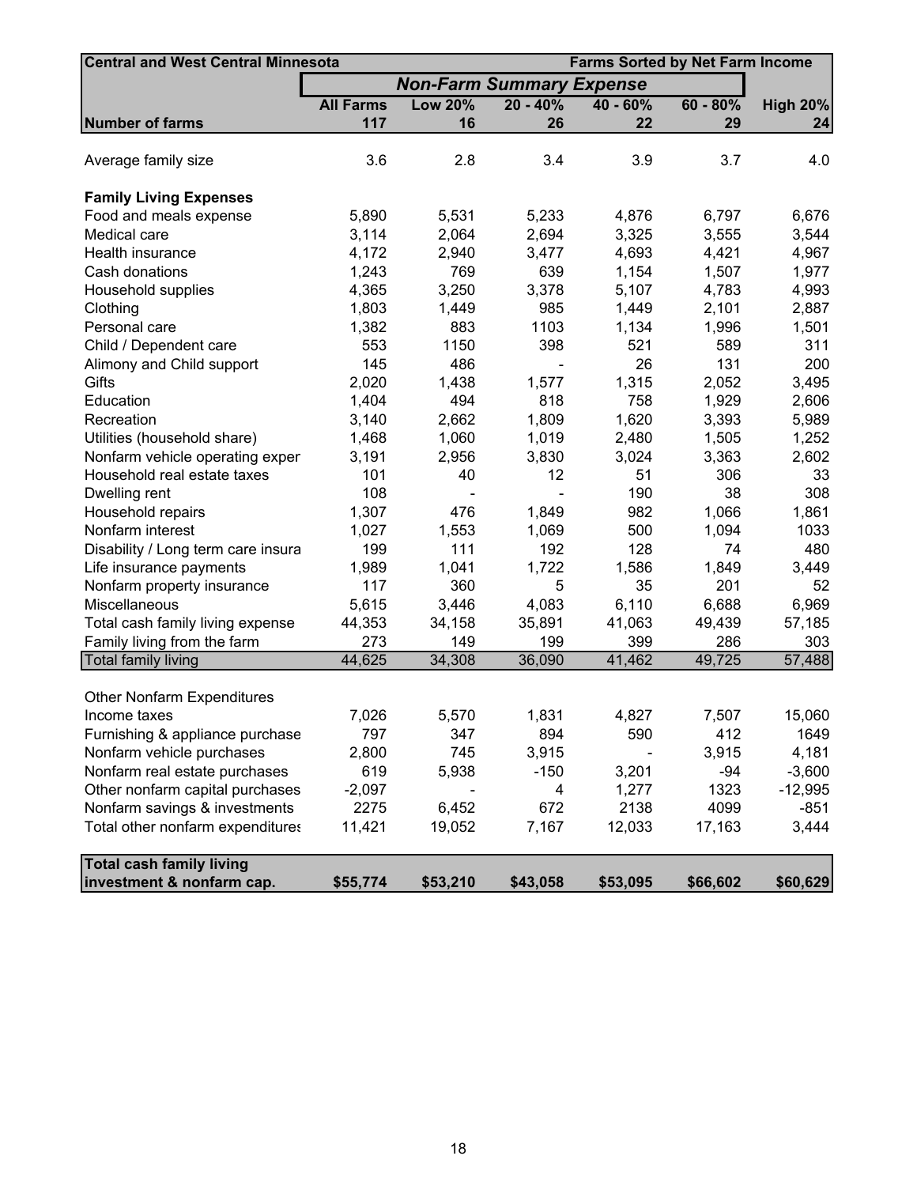| Central and West Central Minnesota | | | | | Farms Sorted by Net Farm Income | |
|---|---|---|---|---|---|---|
| | *Non-Farm Summary Expense* | | | | | |
| | **All Farms** | **Low 20%** | **20 - 40%** | **40 - 60%** | **60 - 80%** | **High 20%** |
| **Number of farms** | **117** | **16** | **26** | **22** | **29** | **24** |
| Average family size | 3.6 | 2.8 | 3.4 | 3.9 | 3.7 | 4.0 |
| **Family Living Expenses** | | | | | | |
| Food and meals expense | 5,890 | 5,531 | 5,233 | 4,876 | 6,797 | 6,676 |
| Medical care | 3,114 | 2,064 | 2,694 | 3,325 | 3,555 | 3,544 |
| Health insurance | 4,172 | 2,940 | 3,477 | 4,693 | 4,421 | 4,967 |
| Cash donations | 1,243 | 769 | 639 | 1,154 | 1,507 | 1,977 |
| Household supplies | 4,365 | 3,250 | 3,378 | 5,107 | 4,783 | 4,993 |
| Clothing | 1,803 | 1,449 | 985 | 1,449 | 2,101 | 2,887 |
| Personal care | 1,382 | 883 | 1103 | 1,134 | 1,996 | 1,501 |
| Child / Dependent care | 553 | 1150 | 398 | 521 | 589 | 311 |
| Alimony and Child support | 145 | 486 | - | 26 | 131 | 200 |
| Gifts | 2,020 | 1,438 | 1,577 | 1,315 | 2,052 | 3,495 |
| Education | 1,404 | 494 | 818 | 758 | 1,929 | 2,606 |
| Recreation | 3,140 | 2,662 | 1,809 | 1,620 | 3,393 | 5,989 |
| Utilities (household share) | 1,468 | 1,060 | 1,019 | 2,480 | 1,505 | 1,252 |
| Nonfarm vehicle operating exper | 3,191 | 2,956 | 3,830 | 3,024 | 3,363 | 2,602 |
| Household real estate taxes | 101 | 40 | 12 | 51 | 306 | 33 |
| Dwelling rent | 108 | - | - | 190 | 38 | 308 |
| Household repairs | 1,307 | 476 | 1,849 | 982 | 1,066 | 1,861 |
| Nonfarm interest | 1,027 | 1,553 | 1,069 | 500 | 1,094 | 1033 |
| Disability / Long term care insura | 199 | 111 | 192 | 128 | 74 | 480 |
| Life insurance payments | 1,989 | 1,041 | 1,722 | 1,586 | 1,849 | 3,449 |
| Nonfarm property insurance | 117 | 360 | 5 | 35 | 201 | 52 |
| Miscellaneous | 5,615 | 3,446 | 4,083 | 6,110 | 6,688 | 6,969 |
| Total cash family living expense | 44,353 | 34,158 | 35,891 | 41,063 | 49,439 | 57,185 |
| Family living from the farm | 273 | 149 | 199 | 399 | 286 | 303 |
| Total family living | 44,625 | 34,308 | 36,090 | 41,462 | 49,725 | 57,488 |
| Other Nonfarm Expenditures | | | | | | |
| Income taxes | 7,026 | 5,570 | 1,831 | 4,827 | 7,507 | 15,060 |
| Furnishing & appliance purchase | 797 | 347 | 894 | 590 | 412 | 1649 |
| Nonfarm vehicle purchases | 2,800 | 745 | 3,915 | - | 3,915 | 4,181 |
| Nonfarm real estate purchases | 619 | 5,938 | -150 | 3,201 | -94 | -3,600 |
| Other nonfarm capital purchases | -2,097 | - | 4 | 1,277 | 1323 | -12,995 |
| Nonfarm savings & investments | 2275 | 6,452 | 672 | 2138 | 4099 | -851 |
| Total other nonfarm expenditures | 11,421 | 19,052 | 7,167 | 12,033 | 17,163 | 3,444 |
| **Total cash family living investment & nonfarm cap.** | **$55,774** | **$53,210** | **$43,058** | **$53,095** | **$66,602** | **$60,629** |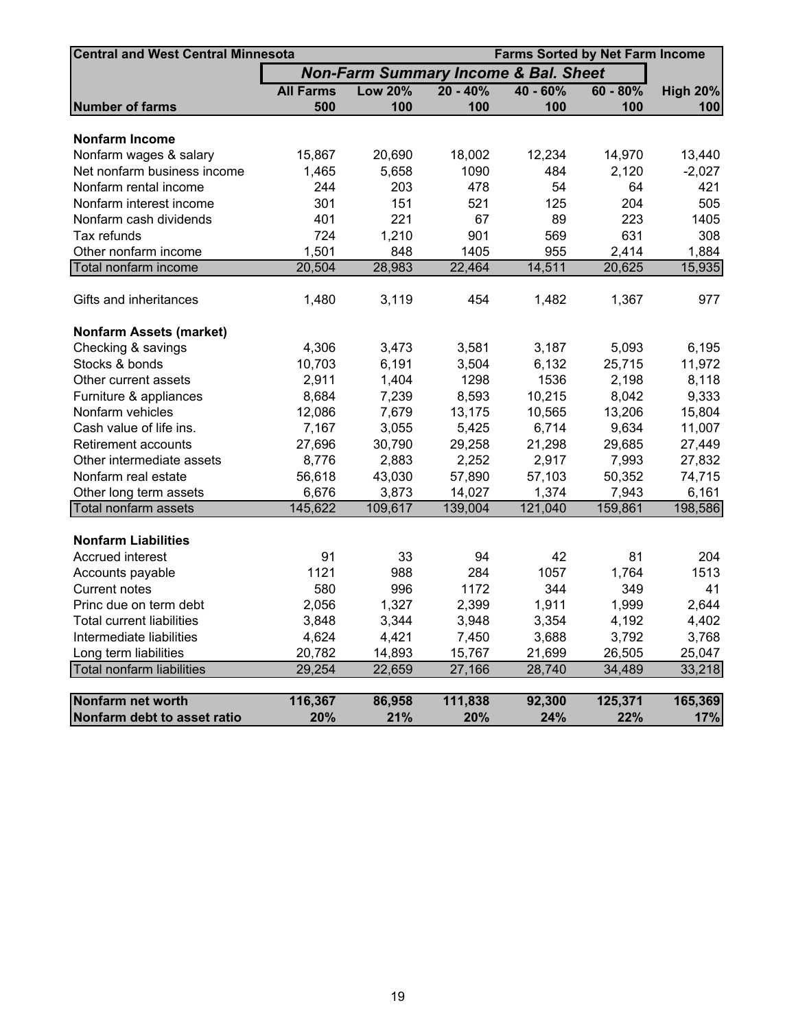| Central and West Central Minnesota | | | | | Farms Sorted by Net Farm Income | |
|---|---|---|---|---|---|---|
| | ***Non-Farm Summary Income & Bal. Sheet*** | | | | | |
| | **All Farms** | **Low 20%** | **20 - 40%** | **40 - 60%** | **60 - 80%** | **High 20%** |
| **Number of farms** | **500** | **100** | **100** | **100** | **100** | **100** |
| | | | | | | |
| **Nonfarm Income** | | | | | | |
| Nonfarm wages & salary | 15,867 | 20,690 | 18,002 | 12,234 | 14,970 | 13,440 |
| Net nonfarm business income | 1,465 | 5,658 | 1090 | 484 | 2,120 | -2,027 |
| Nonfarm rental income | 244 | 203 | 478 | 54 | 64 | 421 |
| Nonfarm interest income | 301 | 151 | 521 | 125 | 204 | 505 |
| Nonfarm cash dividends | 401 | 221 | 67 | 89 | 223 | 1405 |
| Tax refunds | 724 | 1,210 | 901 | 569 | 631 | 308 |
| Other nonfarm income | 1,501 | 848 | 1405 | 955 | 2,414 | 1,884 |
| Total nonfarm income | 20,504 | 28,983 | 22,464 | 14,511 | 20,625 | 15,935 |
| | | | | | | |
| Gifts and inheritances | 1,480 | 3,119 | 454 | 1,482 | 1,367 | 977 |
| | | | | | | |
| **Nonfarm Assets (market)** | | | | | | |
| Checking & savings | 4,306 | 3,473 | 3,581 | 3,187 | 5,093 | 6,195 |
| Stocks & bonds | 10,703 | 6,191 | 3,504 | 6,132 | 25,715 | 11,972 |
| Other current assets | 2,911 | 1,404 | 1298 | 1536 | 2,198 | 8,118 |
| Furniture & appliances | 8,684 | 7,239 | 8,593 | 10,215 | 8,042 | 9,333 |
| Nonfarm vehicles | 12,086 | 7,679 | 13,175 | 10,565 | 13,206 | 15,804 |
| Cash value of life ins. | 7,167 | 3,055 | 5,425 | 6,714 | 9,634 | 11,007 |
| Retirement accounts | 27,696 | 30,790 | 29,258 | 21,298 | 29,685 | 27,449 |
| Other intermediate assets | 8,776 | 2,883 | 2,252 | 2,917 | 7,993 | 27,832 |
| Nonfarm real estate | 56,618 | 43,030 | 57,890 | 57,103 | 50,352 | 74,715 |
| Other long term assets | 6,676 | 3,873 | 14,027 | 1,374 | 7,943 | 6,161 |
| Total nonfarm assets | 145,622 | 109,617 | 139,004 | 121,040 | 159,861 | 198,586 |
| | | | | | | |
| **Nonfarm Liabilities** | | | | | | |
| Accrued interest | 91 | 33 | 94 | 42 | 81 | 204 |
| Accounts payable | 1121 | 988 | 284 | 1057 | 1,764 | 1513 |
| Current notes | 580 | 996 | 1172 | 344 | 349 | 41 |
| Princ due on term debt | 2,056 | 1,327 | 2,399 | 1,911 | 1,999 | 2,644 |
| Total current liabilities | 3,848 | 3,344 | 3,948 | 3,354 | 4,192 | 4,402 |
| Intermediate liabilities | 4,624 | 4,421 | 7,450 | 3,688 | 3,792 | 3,768 |
| Long term liabilities | 20,782 | 14,893 | 15,767 | 21,699 | 26,505 | 25,047 |
| Total nonfarm liabilities | 29,254 | 22,659 | 27,166 | 28,740 | 34,489 | 33,218 |
| | | | | | | |
| **Nonfarm net worth** | **116,367** | **86,958** | **111,838** | **92,300** | **125,371** | **165,369** |
| **Nonfarm debt to asset ratio** | **20%** | **21%** | **20%** | **24%** | **22%** | **17%** |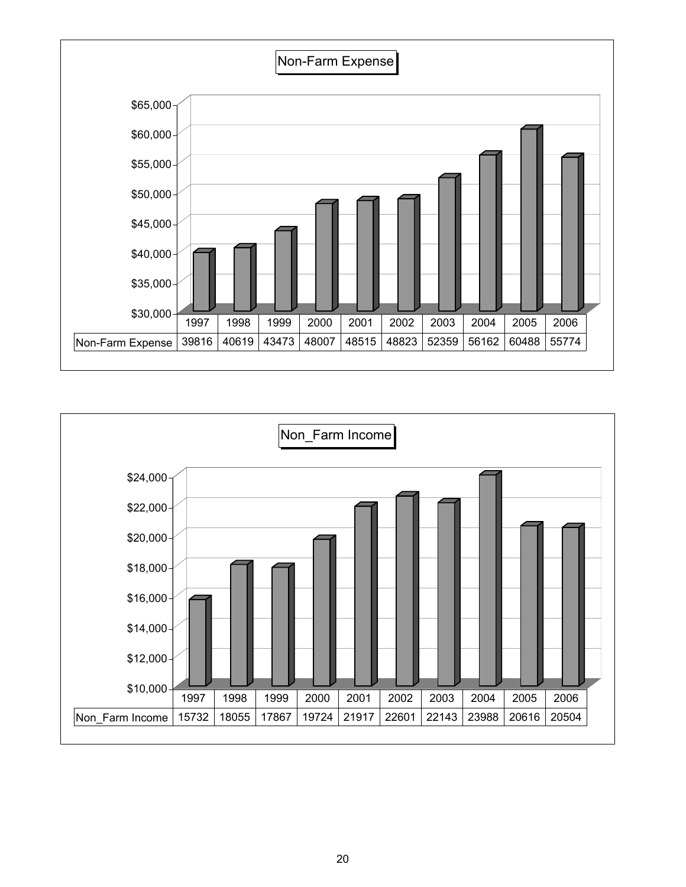## Non-Farm Expense

| | 1997 | 1998 | 1999 | 2000 | 2001 | 2002 | 2003 | 2004 | 2005 | 2006 |
|---|---|---|---|---|---|---|---|---|---|---|
| Non-Farm Expense | 39816 | 40619 | 43473 | 48007 | 48515 | 48823 | 52359 | 56162 | 60488 | 55774 |

## Non_Farm Income

| | 1997 | 1998 | 1999 | 2000 | 2001 | 2002 | 2003 | 2004 | 2005 | 2006 |
|---|---|---|---|---|---|---|---|---|---|---|
| Non_Farm Income | 15732 | 18055 | 17867 | 19724 | 21917 | 22601 | 22143 | 23988 | 20616 | 20504 |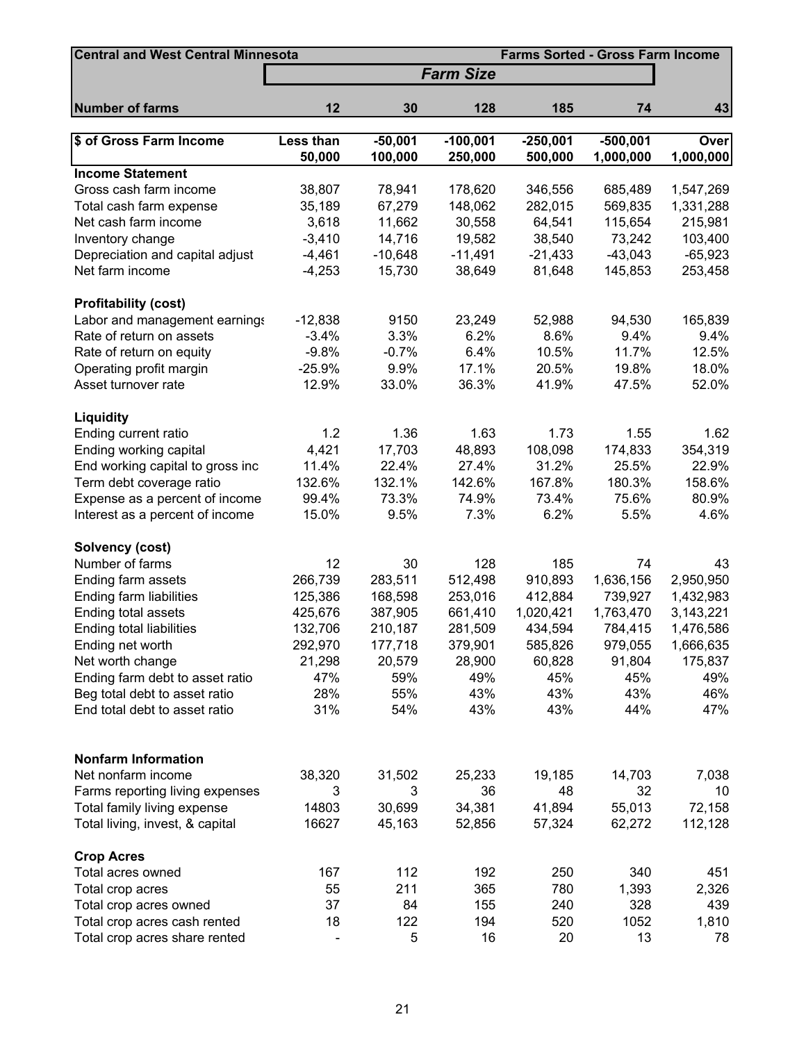| Central and West Central Minnesota | | | | | | Farms Sorted - Gross Farm Income |
|---|---|---|---|---|---|---|
| | *Farm Size* | | | | | |
| **Number of farms** | **12** | **30** | **128** | **185** | **74** | **43** |
| **$ of Gross Farm Income** | **Less than 50,000** | **-50,001 100,000** | **-100,001 250,000** | **-250,001 500,000** | **-500,001 1,000,000** | **Over 1,000,000** |
| **Income Statement** | | | | | | |
| Gross cash farm income | 38,807 | 78,941 | 178,620 | 346,556 | 685,489 | 1,547,269 |
| Total cash farm expense | 35,189 | 67,279 | 148,062 | 282,015 | 569,835 | 1,331,288 |
| Net cash farm income | 3,618 | 11,662 | 30,558 | 64,541 | 115,654 | 215,981 |
| Inventory change | -3,410 | 14,716 | 19,582 | 38,540 | 73,242 | 103,400 |
| Depreciation and capital adjust | -4,461 | -10,648 | -11,491 | -21,433 | -43,043 | -65,923 |
| Net farm income | -4,253 | 15,730 | 38,649 | 81,648 | 145,853 | 253,458 |
| **Profitability (cost)** | | | | | | |
| Labor and management earnings | -12,838 | 9150 | 23,249 | 52,988 | 94,530 | 165,839 |
| Rate of return on assets | -3.4% | 3.3% | 6.2% | 8.6% | 9.4% | 9.4% |
| Rate of return on equity | -9.8% | -0.7% | 6.4% | 10.5% | 11.7% | 12.5% |
| Operating profit margin | -25.9% | 9.9% | 17.1% | 20.5% | 19.8% | 18.0% |
| Asset turnover rate | 12.9% | 33.0% | 36.3% | 41.9% | 47.5% | 52.0% |
| **Liquidity** | | | | | | |
| Ending current ratio | 1.2 | 1.36 | 1.63 | 1.73 | 1.55 | 1.62 |
| Ending working capital | 4,421 | 17,703 | 48,893 | 108,098 | 174,833 | 354,319 |
| End working capital to gross inc | 11.4% | 22.4% | 27.4% | 31.2% | 25.5% | 22.9% |
| Term debt coverage ratio | 132.6% | 132.1% | 142.6% | 167.8% | 180.3% | 158.6% |
| Expense as a percent of income | 99.4% | 73.3% | 74.9% | 73.4% | 75.6% | 80.9% |
| Interest as a percent of income | 15.0% | 9.5% | 7.3% | 6.2% | 5.5% | 4.6% |
| **Solvency (cost)** | | | | | | |
| Number of farms | 12 | 30 | 128 | 185 | 74 | 43 |
| Ending farm assets | 266,739 | 283,511 | 512,498 | 910,893 | 1,636,156 | 2,950,950 |
| Ending farm liabilities | 125,386 | 168,598 | 253,016 | 412,884 | 739,927 | 1,432,983 |
| Ending total assets | 425,676 | 387,905 | 661,410 | 1,020,421 | 1,763,470 | 3,143,221 |
| Ending total liabilities | 132,706 | 210,187 | 281,509 | 434,594 | 784,415 | 1,476,586 |
| Ending net worth | 292,970 | 177,718 | 379,901 | 585,826 | 979,055 | 1,666,635 |
| Net worth change | 21,298 | 20,579 | 28,900 | 60,828 | 91,804 | 175,837 |
| Ending farm debt to asset ratio | 47% | 59% | 49% | 45% | 45% | 49% |
| Beg total debt to asset ratio | 28% | 55% | 43% | 43% | 43% | 46% |
| End total debt to asset ratio | 31% | 54% | 43% | 43% | 44% | 47% |
| **Nonfarm Information** | | | | | | |
| Net nonfarm income | 38,320 | 31,502 | 25,233 | 19,185 | 14,703 | 7,038 |
| Farms reporting living expenses | 3 | 3 | 36 | 48 | 32 | 10 |
| Total family living expense | 14803 | 30,699 | 34,381 | 41,894 | 55,013 | 72,158 |
| Total living, invest, & capital | 16627 | 45,163 | 52,856 | 57,324 | 62,272 | 112,128 |
| **Crop Acres** | | | | | | |
| Total acres owned | 167 | 112 | 192 | 250 | 340 | 451 |
| Total crop acres | 55 | 211 | 365 | 780 | 1,393 | 2,326 |
| Total crop acres owned | 37 | 84 | 155 | 240 | 328 | 439 |
| Total crop acres cash rented | 18 | 122 | 194 | 520 | 1052 | 1,810 |
| Total crop acres share rented | - | 5 | 16 | 20 | 13 | 78 |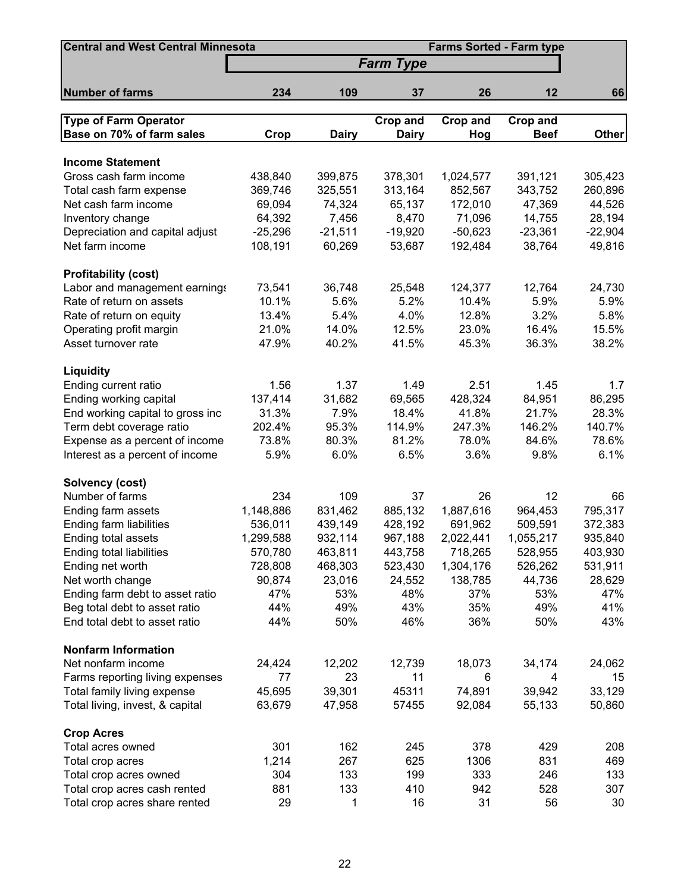| Central and West Central Minnesota | | | Farms Sorted - Farm type | | | |
|---|---|---|---|---|---|---|
| | *Farm Type* | | | | | |
| **Number of farms** | **234** | **109** | **37** | **26** | **12** | **66** |
| **Type of Farm Operator Base on 70% of farm sales** | **Crop** | **Dairy** | **Crop and Dairy** | **Crop and Hog** | **Crop and Beef** | **Other** |
| **Income Statement** | | | | | | |
| Gross cash farm income | 438,840 | 399,875 | 378,301 | 1,024,577 | 391,121 | 305,423 |
| Total cash farm expense | 369,746 | 325,551 | 313,164 | 852,567 | 343,752 | 260,896 |
| Net cash farm income | 69,094 | 74,324 | 65,137 | 172,010 | 47,369 | 44,526 |
| Inventory change | 64,392 | 7,456 | 8,470 | 71,096 | 14,755 | 28,194 |
| Depreciation and capital adjust | -25,296 | -21,511 | -19,920 | -50,623 | -23,361 | -22,904 |
| Net farm income | 108,191 | 60,269 | 53,687 | 192,484 | 38,764 | 49,816 |
| **Profitability (cost)** | | | | | | |
| Labor and management earnings | 73,541 | 36,748 | 25,548 | 124,377 | 12,764 | 24,730 |
| Rate of return on assets | 10.1% | 5.6% | 5.2% | 10.4% | 5.9% | 5.9% |
| Rate of return on equity | 13.4% | 5.4% | 4.0% | 12.8% | 3.2% | 5.8% |
| Operating profit margin | 21.0% | 14.0% | 12.5% | 23.0% | 16.4% | 15.5% |
| Asset turnover rate | 47.9% | 40.2% | 41.5% | 45.3% | 36.3% | 38.2% |
| **Liquidity** | | | | | | |
| Ending current ratio | 1.56 | 1.37 | 1.49 | 2.51 | 1.45 | 1.7 |
| Ending working capital | 137,414 | 31,682 | 69,565 | 428,324 | 84,951 | 86,295 |
| End working capital to gross inc | 31.3% | 7.9% | 18.4% | 41.8% | 21.7% | 28.3% |
| Term debt coverage ratio | 202.4% | 95.3% | 114.9% | 247.3% | 146.2% | 140.7% |
| Expense as a percent of income | 73.8% | 80.3% | 81.2% | 78.0% | 84.6% | 78.6% |
| Interest as a percent of income | 5.9% | 6.0% | 6.5% | 3.6% | 9.8% | 6.1% |
| **Solvency (cost)** | | | | | | |
| Number of farms | 234 | 109 | 37 | 26 | 12 | 66 |
| Ending farm assets | 1,148,886 | 831,462 | 885,132 | 1,887,616 | 964,453 | 795,317 |
| Ending farm liabilities | 536,011 | 439,149 | 428,192 | 691,962 | 509,591 | 372,383 |
| Ending total assets | 1,299,588 | 932,114 | 967,188 | 2,022,441 | 1,055,217 | 935,840 |
| Ending total liabilities | 570,780 | 463,811 | 443,758 | 718,265 | 528,955 | 403,930 |
| Ending net worth | 728,808 | 468,303 | 523,430 | 1,304,176 | 526,262 | 531,911 |
| Net worth change | 90,874 | 23,016 | 24,552 | 138,785 | 44,736 | 28,629 |
| Ending farm debt to asset ratio | 47% | 53% | 48% | 37% | 53% | 47% |
| Beg total debt to asset ratio | 44% | 49% | 43% | 35% | 49% | 41% |
| End total debt to asset ratio | 44% | 50% | 46% | 36% | 50% | 43% |
| **Nonfarm Information** | | | | | | |
| Net nonfarm income | 24,424 | 12,202 | 12,739 | 18,073 | 34,174 | 24,062 |
| Farms reporting living expenses | 77 | 23 | 11 | 6 | 4 | 15 |
| Total family living expense | 45,695 | 39,301 | 45311 | 74,891 | 39,942 | 33,129 |
| Total living, invest, & capital | 63,679 | 47,958 | 57455 | 92,084 | 55,133 | 50,860 |
| **Crop Acres** | | | | | | |
| Total acres owned | 301 | 162 | 245 | 378 | 429 | 208 |
| Total crop acres | 1,214 | 267 | 625 | 1306 | 831 | 469 |
| Total crop acres owned | 304 | 133 | 199 | 333 | 246 | 133 |
| Total crop acres cash rented | 881 | 133 | 410 | 942 | 528 | 307 |
| Total crop acres share rented | 29 | 1 | 16 | 31 | 56 | 30 |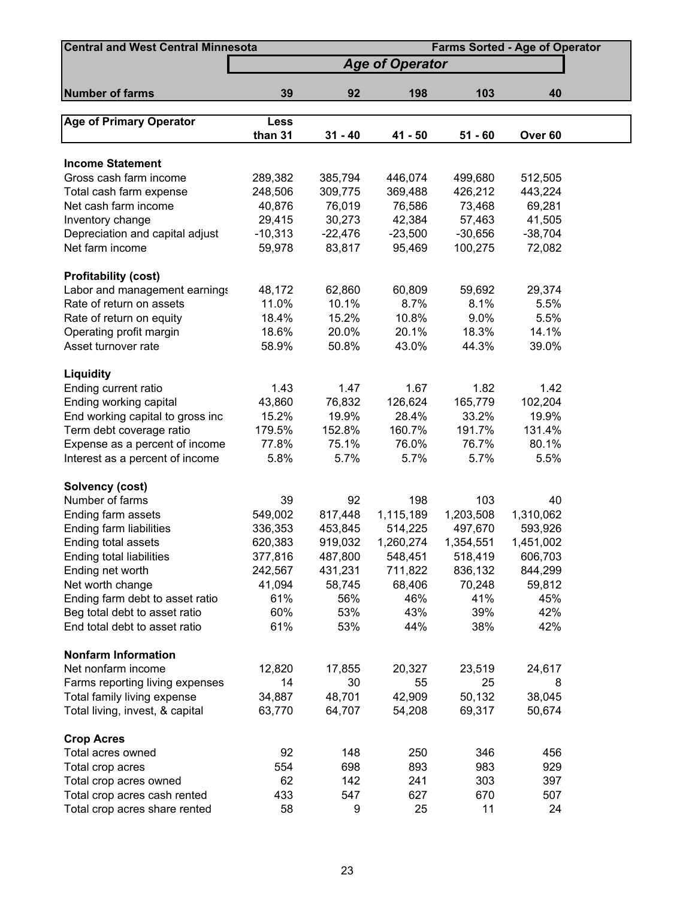| Central and West Central Minnesota | | | | | Farms Sorted - Age of Operator |
|---|---|---|---|---|---|
| | *Age of Operator* | | | | |
| **Number of farms** | **39** | **92** | **198** | **103** | **40** |
| **Age of Primary Operator** | **Less than 31** | **31 - 40** | **41 - 50** | **51 - 60** | **Over 60** |
| **Income Statement** | | | | | |
| Gross cash farm income | 289,382 | 385,794 | 446,074 | 499,680 | 512,505 |
| Total cash farm expense | 248,506 | 309,775 | 369,488 | 426,212 | 443,224 |
| Net cash farm income | 40,876 | 76,019 | 76,586 | 73,468 | 69,281 |
| Inventory change | 29,415 | 30,273 | 42,384 | 57,463 | 41,505 |
| Depreciation and capital adjust | -10,313 | -22,476 | -23,500 | -30,656 | -38,704 |
| Net farm income | 59,978 | 83,817 | 95,469 | 100,275 | 72,082 |
| **Profitability (cost)** | | | | | |
| Labor and management earnings | 48,172 | 62,860 | 60,809 | 59,692 | 29,374 |
| Rate of return on assets | 11.0% | 10.1% | 8.7% | 8.1% | 5.5% |
| Rate of return on equity | 18.4% | 15.2% | 10.8% | 9.0% | 5.5% |
| Operating profit margin | 18.6% | 20.0% | 20.1% | 18.3% | 14.1% |
| Asset turnover rate | 58.9% | 50.8% | 43.0% | 44.3% | 39.0% |
| **Liquidity** | | | | | |
| Ending current ratio | 1.43 | 1.47 | 1.67 | 1.82 | 1.42 |
| Ending working capital | 43,860 | 76,832 | 126,624 | 165,779 | 102,204 |
| End working capital to gross inc | 15.2% | 19.9% | 28.4% | 33.2% | 19.9% |
| Term debt coverage ratio | 179.5% | 152.8% | 160.7% | 191.7% | 131.4% |
| Expense as a percent of income | 77.8% | 75.1% | 76.0% | 76.7% | 80.1% |
| Interest as a percent of income | 5.8% | 5.7% | 5.7% | 5.7% | 5.5% |
| **Solvency (cost)** | | | | | |
| Number of farms | 39 | 92 | 198 | 103 | 40 |
| Ending farm assets | 549,002 | 817,448 | 1,115,189 | 1,203,508 | 1,310,062 |
| Ending farm liabilities | 336,353 | 453,845 | 514,225 | 497,670 | 593,926 |
| Ending total assets | 620,383 | 919,032 | 1,260,274 | 1,354,551 | 1,451,002 |
| Ending total liabilities | 377,816 | 487,800 | 548,451 | 518,419 | 606,703 |
| Ending net worth | 242,567 | 431,231 | 711,822 | 836,132 | 844,299 |
| Net worth change | 41,094 | 58,745 | 68,406 | 70,248 | 59,812 |
| Ending farm debt to asset ratio | 61% | 56% | 46% | 41% | 45% |
| Beg total debt to asset ratio | 60% | 53% | 43% | 39% | 42% |
| End total debt to asset ratio | 61% | 53% | 44% | 38% | 42% |
| **Nonfarm Information** | | | | | |
| Net nonfarm income | 12,820 | 17,855 | 20,327 | 23,519 | 24,617 |
| Farms reporting living expenses | 14 | 30 | 55 | 25 | 8 |
| Total family living expense | 34,887 | 48,701 | 42,909 | 50,132 | 38,045 |
| Total living, invest, & capital | 63,770 | 64,707 | 54,208 | 69,317 | 50,674 |
| **Crop Acres** | | | | | |
| Total acres owned | 92 | 148 | 250 | 346 | 456 |
| Total crop acres | 554 | 698 | 893 | 983 | 929 |
| Total crop acres owned | 62 | 142 | 241 | 303 | 397 |
| Total crop acres cash rented | 433 | 547 | 627 | 670 | 507 |
| Total crop acres share rented | 58 | 9 | 25 | 11 | 24 |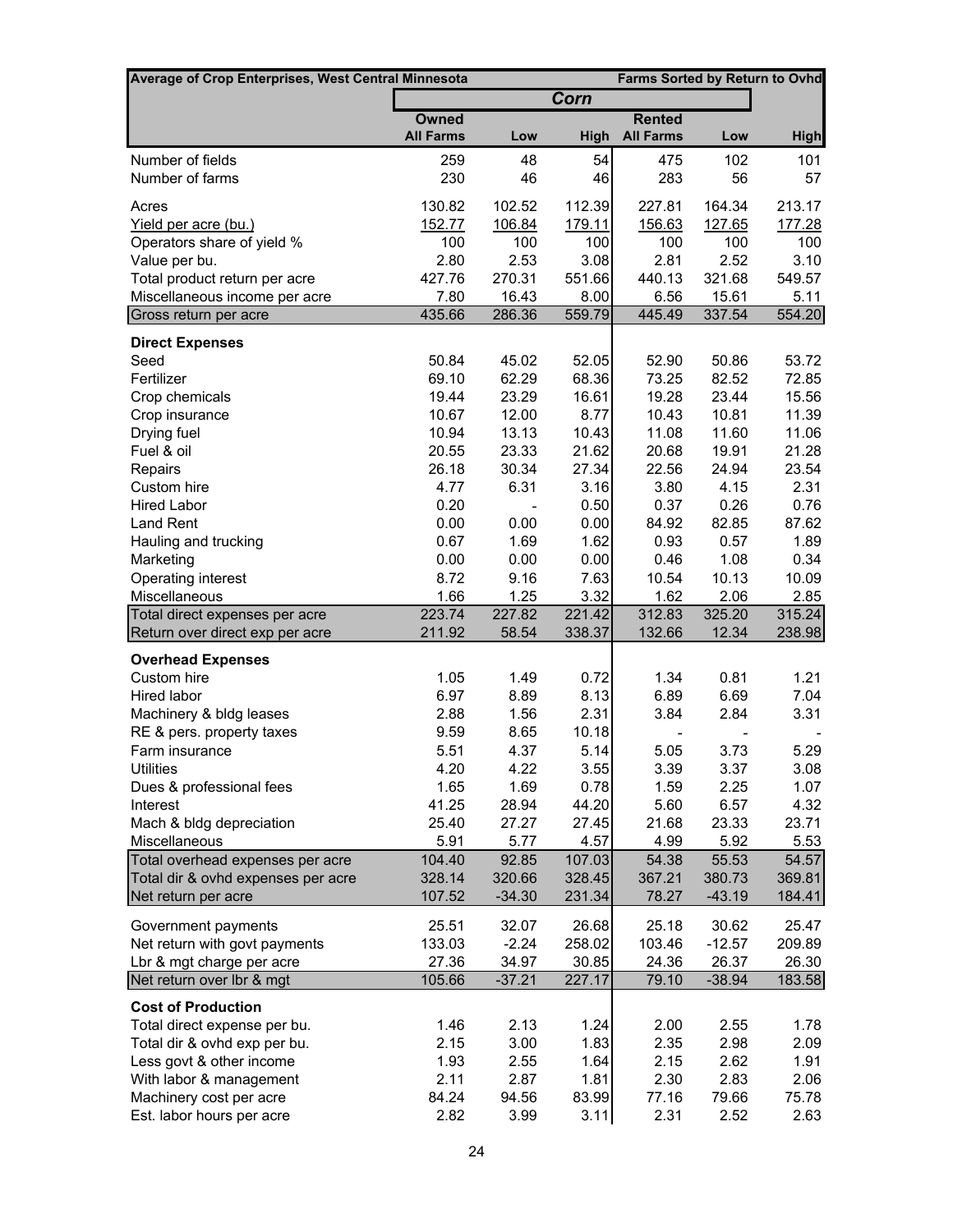| Average of Crop Enterprises, West Central Minnesota | | | | | | Farms Sorted by Return to Ovhd |
|---|---|---|---|---|---|---|
| | **Corn** | | | | | |
| | **Owned** | | | **Rented** | | |
| | **All Farms** | **Low** | **High** | **All Farms** | **Low** | **High** |
| Number of fields | 259 | 48 | 54 | 475 | 102 | 101 |
| Number of farms | 230 | 46 | 46 | 283 | 56 | 57 |
| Acres | 130.82 | 102.52 | 112.39 | 227.81 | 164.34 | 213.17 |
| Yield per acre (bu.) | 152.77 | 106.84 | 179.11 | 156.63 | 127.65 | 177.28 |
| Operators share of yield % | 100 | 100 | 100 | 100 | 100 | 100 |
| Value per bu. | 2.80 | 2.53 | 3.08 | 2.81 | 2.52 | 3.10 |
| Total product return per acre | 427.76 | 270.31 | 551.66 | 440.13 | 321.68 | 549.57 |
| Miscellaneous income per acre | 7.80 | 16.43 | 8.00 | 6.56 | 15.61 | 5.11 |
| Gross return per acre | 435.66 | 286.36 | 559.79 | 445.49 | 337.54 | 554.20 |
| **Direct Expenses** | | | | | | |
| Seed | 50.84 | 45.02 | 52.05 | 52.90 | 50.86 | 53.72 |
| Fertilizer | 69.10 | 62.29 | 68.36 | 73.25 | 82.52 | 72.85 |
| Crop chemicals | 19.44 | 23.29 | 16.61 | 19.28 | 23.44 | 15.56 |
| Crop insurance | 10.67 | 12.00 | 8.77 | 10.43 | 10.81 | 11.39 |
| Drying fuel | 10.94 | 13.13 | 10.43 | 11.08 | 11.60 | 11.06 |
| Fuel & oil | 20.55 | 23.33 | 21.62 | 20.68 | 19.91 | 21.28 |
| Repairs | 26.18 | 30.34 | 27.34 | 22.56 | 24.94 | 23.54 |
| Custom hire | 4.77 | 6.31 | 3.16 | 3.80 | 4.15 | 2.31 |
| Hired Labor | 0.20 | - | 0.50 | 0.37 | 0.26 | 0.76 |
| Land Rent | 0.00 | 0.00 | 0.00 | 84.92 | 82.85 | 87.62 |
| Hauling and trucking | 0.67 | 1.69 | 1.62 | 0.93 | 0.57 | 1.89 |
| Marketing | 0.00 | 0.00 | 0.00 | 0.46 | 1.08 | 0.34 |
| Operating interest | 8.72 | 9.16 | 7.63 | 10.54 | 10.13 | 10.09 |
| Miscellaneous | 1.66 | 1.25 | 3.32 | 1.62 | 2.06 | 2.85 |
| Total direct expenses per acre | 223.74 | 227.82 | 221.42 | 312.83 | 325.20 | 315.24 |
| Return over direct exp per acre | 211.92 | 58.54 | 338.37 | 132.66 | 12.34 | 238.98 |
| **Overhead Expenses** | | | | | | |
| Custom hire | 1.05 | 1.49 | 0.72 | 1.34 | 0.81 | 1.21 |
| Hired labor | 6.97 | 8.89 | 8.13 | 6.89 | 6.69 | 7.04 |
| Machinery & bldg leases | 2.88 | 1.56 | 2.31 | 3.84 | 2.84 | 3.31 |
| RE & pers. property taxes | 9.59 | 8.65 | 10.18 | - | - | - |
| Farm insurance | 5.51 | 4.37 | 5.14 | 5.05 | 3.73 | 5.29 |
| Utilities | 4.20 | 4.22 | 3.55 | 3.39 | 3.37 | 3.08 |
| Dues & professional fees | 1.65 | 1.69 | 0.78 | 1.59 | 2.25 | 1.07 |
| Interest | 41.25 | 28.94 | 44.20 | 5.60 | 6.57 | 4.32 |
| Mach & bldg depreciation | 25.40 | 27.27 | 27.45 | 21.68 | 23.33 | 23.71 |
| Miscellaneous | 5.91 | 5.77 | 4.57 | 4.99 | 5.92 | 5.53 |
| Total overhead expenses per acre | 104.40 | 92.85 | 107.03 | 54.38 | 55.53 | 54.57 |
| Total dir & ovhd expenses per acre | 328.14 | 320.66 | 328.45 | 367.21 | 380.73 | 369.81 |
| Net return per acre | 107.52 | -34.30 | 231.34 | 78.27 | -43.19 | 184.41 |
| Government payments | 25.51 | 32.07 | 26.68 | 25.18 | 30.62 | 25.47 |
| Net return with govt payments | 133.03 | -2.24 | 258.02 | 103.46 | -12.57 | 209.89 |
| Lbr & mgt charge per acre | 27.36 | 34.97 | 30.85 | 24.36 | 26.37 | 26.30 |
| Net return over lbr & mgt | 105.66 | -37.21 | 227.17 | 79.10 | -38.94 | 183.58 |
| **Cost of Production** | | | | | | |
| Total direct expense per bu. | 1.46 | 2.13 | 1.24 | 2.00 | 2.55 | 1.78 |
| Total dir & ovhd exp per bu. | 2.15 | 3.00 | 1.83 | 2.35 | 2.98 | 2.09 |
| Less govt & other income | 1.93 | 2.55 | 1.64 | 2.15 | 2.62 | 1.91 |
| With labor & management | 2.11 | 2.87 | 1.81 | 2.30 | 2.83 | 2.06 |
| Machinery cost per acre | 84.24 | 94.56 | 83.99 | 77.16 | 79.66 | 75.78 |
| Est. labor hours per acre | 2.82 | 3.99 | 3.11 | 2.31 | 2.52 | 2.63 |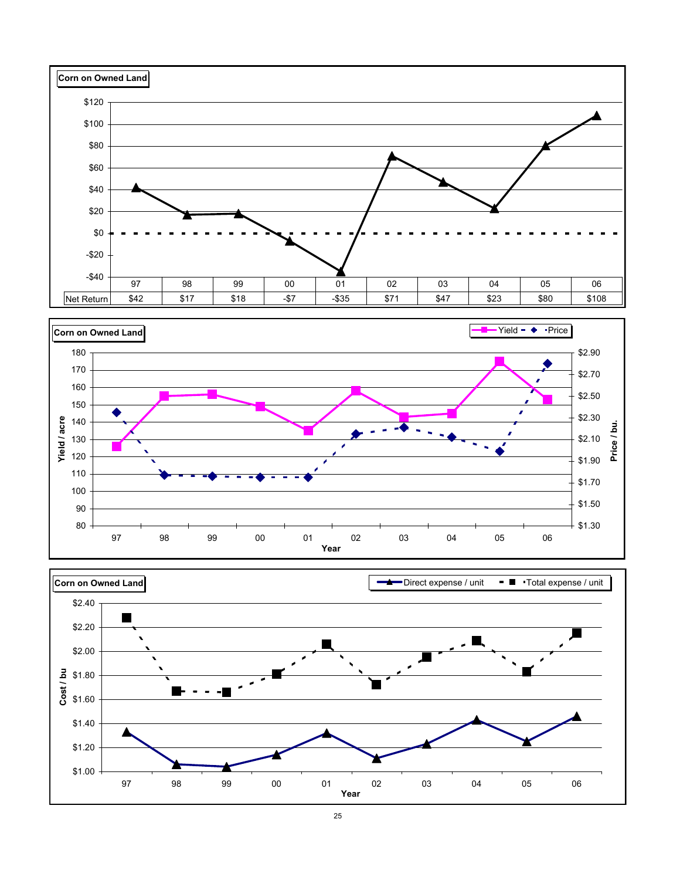**Corn on Owned Land**

| | 97 | 98 | 99 | 00 | 01 | 02 | 03 | 04 | 05 | 06 |
|---|---|---|---|---|---|---|---|---|---|---|
| Net Return | $42 | $17 | $18 | -$7 | -$35 | $71 | $47 | $23 | $80 | $108 |

**Corn on Owned Land**

Yield / acre — Yield; Price / bu. — Price

Year: 97, 98, 99, 00, 01, 02, 03, 04, 05, 06

**Corn on Owned Land**

Cost / bu — Direct expense / unit; Total expense / unit

Year: 97, 98, 99, 00, 01, 02, 03, 04, 05, 06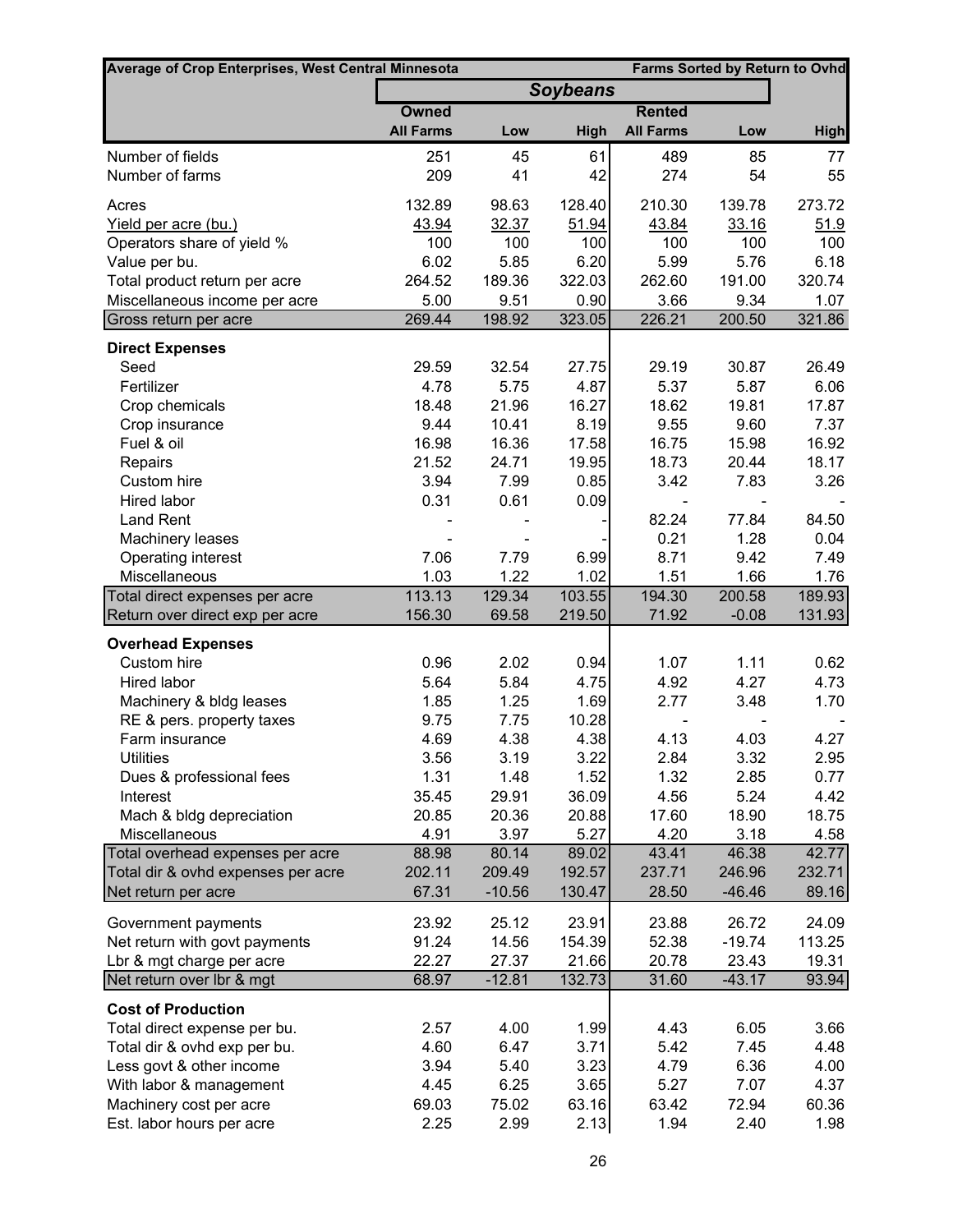| Average of Crop Enterprises, West Central Minnesota | | | | | | Farms Sorted by Return to Ovhd |
|---|---|---|---|---|---|---|
| | ***Soybeans*** | | | | | |
| | **Owned** | | | **Rented** | | |
| | **All Farms** | **Low** | **High** | **All Farms** | **Low** | **High** |
| Number of fields | 251 | 45 | 61 | 489 | 85 | 77 |
| Number of farms | 209 | 41 | 42 | 274 | 54 | 55 |
| Acres | 132.89 | 98.63 | 128.40 | 210.30 | 139.78 | 273.72 |
| Yield per acre (bu.) | 43.94 | 32.37 | 51.94 | 43.84 | 33.16 | 51.9 |
| Operators share of yield % | 100 | 100 | 100 | 100 | 100 | 100 |
| Value per bu. | 6.02 | 5.85 | 6.20 | 5.99 | 5.76 | 6.18 |
| Total product return per acre | 264.52 | 189.36 | 322.03 | 262.60 | 191.00 | 320.74 |
| Miscellaneous income per acre | 5.00 | 9.51 | 0.90 | 3.66 | 9.34 | 1.07 |
| Gross return per acre | 269.44 | 198.92 | 323.05 | 226.21 | 200.50 | 321.86 |
| **Direct Expenses** | | | | | | |
| Seed | 29.59 | 32.54 | 27.75 | 29.19 | 30.87 | 26.49 |
| Fertilizer | 4.78 | 5.75 | 4.87 | 5.37 | 5.87 | 6.06 |
| Crop chemicals | 18.48 | 21.96 | 16.27 | 18.62 | 19.81 | 17.87 |
| Crop insurance | 9.44 | 10.41 | 8.19 | 9.55 | 9.60 | 7.37 |
| Fuel & oil | 16.98 | 16.36 | 17.58 | 16.75 | 15.98 | 16.92 |
| Repairs | 21.52 | 24.71 | 19.95 | 18.73 | 20.44 | 18.17 |
| Custom hire | 3.94 | 7.99 | 0.85 | 3.42 | 7.83 | 3.26 |
| Hired labor | 0.31 | 0.61 | 0.09 | - | - | - |
| Land Rent | - | - | - | 82.24 | 77.84 | 84.50 |
| Machinery leases | - | - | - | 0.21 | 1.28 | 0.04 |
| Operating interest | 7.06 | 7.79 | 6.99 | 8.71 | 9.42 | 7.49 |
| Miscellaneous | 1.03 | 1.22 | 1.02 | 1.51 | 1.66 | 1.76 |
| Total direct expenses per acre | 113.13 | 129.34 | 103.55 | 194.30 | 200.58 | 189.93 |
| Return over direct exp per acre | 156.30 | 69.58 | 219.50 | 71.92 | -0.08 | 131.93 |
| **Overhead Expenses** | | | | | | |
| Custom hire | 0.96 | 2.02 | 0.94 | 1.07 | 1.11 | 0.62 |
| Hired labor | 5.64 | 5.84 | 4.75 | 4.92 | 4.27 | 4.73 |
| Machinery & bldg leases | 1.85 | 1.25 | 1.69 | 2.77 | 3.48 | 1.70 |
| RE & pers. property taxes | 9.75 | 7.75 | 10.28 | - | - | - |
| Farm insurance | 4.69 | 4.38 | 4.38 | 4.13 | 4.03 | 4.27 |
| Utilities | 3.56 | 3.19 | 3.22 | 2.84 | 3.32 | 2.95 |
| Dues & professional fees | 1.31 | 1.48 | 1.52 | 1.32 | 2.85 | 0.77 |
| Interest | 35.45 | 29.91 | 36.09 | 4.56 | 5.24 | 4.42 |
| Mach & bldg depreciation | 20.85 | 20.36 | 20.88 | 17.60 | 18.90 | 18.75 |
| Miscellaneous | 4.91 | 3.97 | 5.27 | 4.20 | 3.18 | 4.58 |
| Total overhead expenses per acre | 88.98 | 80.14 | 89.02 | 43.41 | 46.38 | 42.77 |
| Total dir & ovhd expenses per acre | 202.11 | 209.49 | 192.57 | 237.71 | 246.96 | 232.71 |
| Net return per acre | 67.31 | -10.56 | 130.47 | 28.50 | -46.46 | 89.16 |
| Government payments | 23.92 | 25.12 | 23.91 | 23.88 | 26.72 | 24.09 |
| Net return with govt payments | 91.24 | 14.56 | 154.39 | 52.38 | -19.74 | 113.25 |
| Lbr & mgt charge per acre | 22.27 | 27.37 | 21.66 | 20.78 | 23.43 | 19.31 |
| Net return over lbr & mgt | 68.97 | -12.81 | 132.73 | 31.60 | -43.17 | 93.94 |
| **Cost of Production** | | | | | | |
| Total direct expense per bu. | 2.57 | 4.00 | 1.99 | 4.43 | 6.05 | 3.66 |
| Total dir & ovhd exp per bu. | 4.60 | 6.47 | 3.71 | 5.42 | 7.45 | 4.48 |
| Less govt & other income | 3.94 | 5.40 | 3.23 | 4.79 | 6.36 | 4.00 |
| With labor & management | 4.45 | 6.25 | 3.65 | 5.27 | 7.07 | 4.37 |
| Machinery cost per acre | 69.03 | 75.02 | 63.16 | 63.42 | 72.94 | 60.36 |
| Est. labor hours per acre | 2.25 | 2.99 | 2.13 | 1.94 | 2.40 | 1.98 |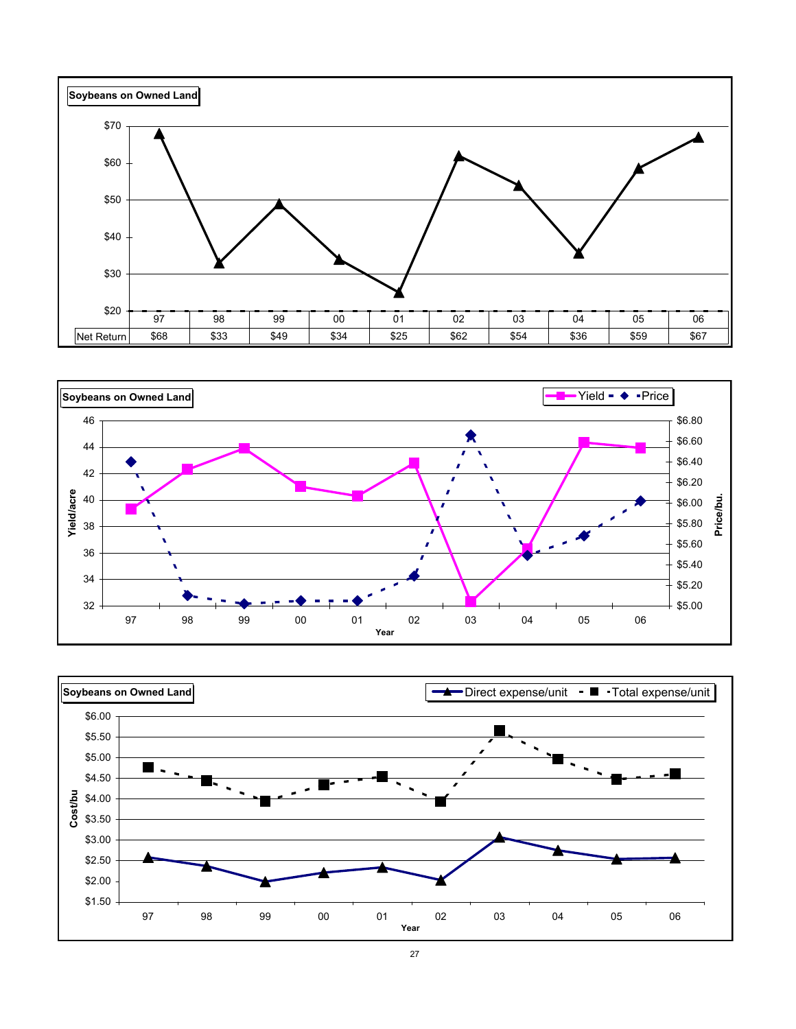**Soybeans on Owned Land**

| | 97 | 98 | 99 | 00 | 01 | 02 | 03 | 04 | 05 | 06 |
|---|---|---|---|---|---|---|---|---|---|---|
| Net Return | $68 | $33 | $49 | $34 | $25 | $62 | $54 | $36 | $59 | $67 |

**Soybeans on Owned Land**

Yield / Price

Yield/acre; Price/bu.; Year

**Soybeans on Owned Land**

Direct expense/unit / Total expense/unit

Cost/bu; Year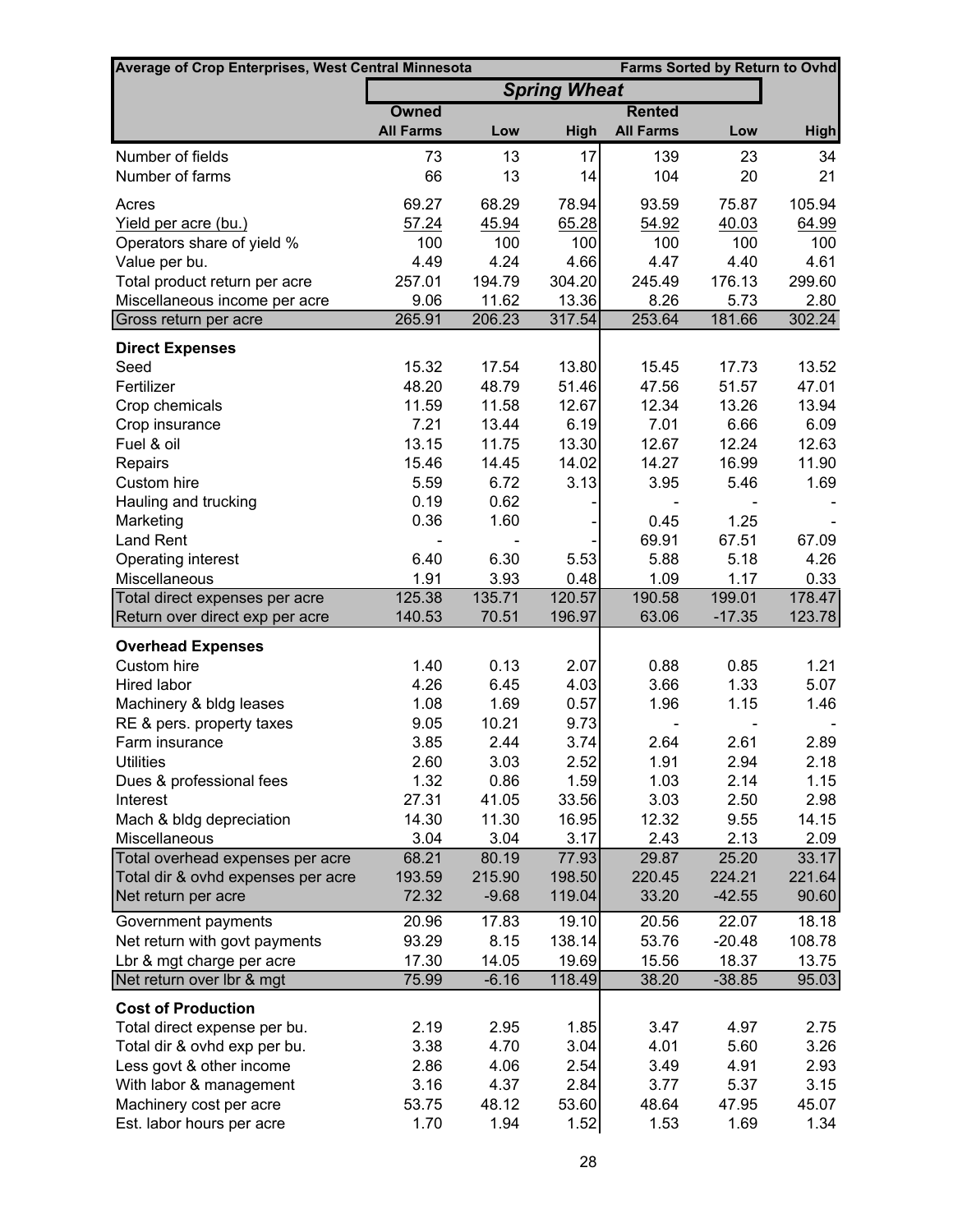| Average of Crop Enterprises, West Central Minnesota | | | | | | Farms Sorted by Return to Ovhd |
|---|---|---|---|---|---|---|
| | *Spring Wheat* | | | | | |
| | **Owned** | | | **Rented** | | |
| | **All Farms** | **Low** | **High** | **All Farms** | **Low** | **High** |
| Number of fields | 73 | 13 | 17 | 139 | 23 | 34 |
| Number of farms | 66 | 13 | 14 | 104 | 20 | 21 |
| Acres | 69.27 | 68.29 | 78.94 | 93.59 | 75.87 | 105.94 |
| Yield per acre (bu.) | 57.24 | 45.94 | 65.28 | 54.92 | 40.03 | 64.99 |
| Operators share of yield % | 100 | 100 | 100 | 100 | 100 | 100 |
| Value per bu. | 4.49 | 4.24 | 4.66 | 4.47 | 4.40 | 4.61 |
| Total product return per acre | 257.01 | 194.79 | 304.20 | 245.49 | 176.13 | 299.60 |
| Miscellaneous income per acre | 9.06 | 11.62 | 13.36 | 8.26 | 5.73 | 2.80 |
| Gross return per acre | 265.91 | 206.23 | 317.54 | 253.64 | 181.66 | 302.24 |
| **Direct Expenses** | | | | | | |
| Seed | 15.32 | 17.54 | 13.80 | 15.45 | 17.73 | 13.52 |
| Fertilizer | 48.20 | 48.79 | 51.46 | 47.56 | 51.57 | 47.01 |
| Crop chemicals | 11.59 | 11.58 | 12.67 | 12.34 | 13.26 | 13.94 |
| Crop insurance | 7.21 | 13.44 | 6.19 | 7.01 | 6.66 | 6.09 |
| Fuel & oil | 13.15 | 11.75 | 13.30 | 12.67 | 12.24 | 12.63 |
| Repairs | 15.46 | 14.45 | 14.02 | 14.27 | 16.99 | 11.90 |
| Custom hire | 5.59 | 6.72 | 3.13 | 3.95 | 5.46 | 1.69 |
| Hauling and trucking | 0.19 | 0.62 | - | - | - | - |
| Marketing | 0.36 | 1.60 | - | 0.45 | 1.25 | - |
| Land Rent | - | - | - | 69.91 | 67.51 | 67.09 |
| Operating interest | 6.40 | 6.30 | 5.53 | 5.88 | 5.18 | 4.26 |
| Miscellaneous | 1.91 | 3.93 | 0.48 | 1.09 | 1.17 | 0.33 |
| Total direct expenses per acre | 125.38 | 135.71 | 120.57 | 190.58 | 199.01 | 178.47 |
| Return over direct exp per acre | 140.53 | 70.51 | 196.97 | 63.06 | -17.35 | 123.78 |
| **Overhead Expenses** | | | | | | |
| Custom hire | 1.40 | 0.13 | 2.07 | 0.88 | 0.85 | 1.21 |
| Hired labor | 4.26 | 6.45 | 4.03 | 3.66 | 1.33 | 5.07 |
| Machinery & bldg leases | 1.08 | 1.69 | 0.57 | 1.96 | 1.15 | 1.46 |
| RE & pers. property taxes | 9.05 | 10.21 | 9.73 | - | - | - |
| Farm insurance | 3.85 | 2.44 | 3.74 | 2.64 | 2.61 | 2.89 |
| Utilities | 2.60 | 3.03 | 2.52 | 1.91 | 2.94 | 2.18 |
| Dues & professional fees | 1.32 | 0.86 | 1.59 | 1.03 | 2.14 | 1.15 |
| Interest | 27.31 | 41.05 | 33.56 | 3.03 | 2.50 | 2.98 |
| Mach & bldg depreciation | 14.30 | 11.30 | 16.95 | 12.32 | 9.55 | 14.15 |
| Miscellaneous | 3.04 | 3.04 | 3.17 | 2.43 | 2.13 | 2.09 |
| Total overhead expenses per acre | 68.21 | 80.19 | 77.93 | 29.87 | 25.20 | 33.17 |
| Total dir & ovhd expenses per acre | 193.59 | 215.90 | 198.50 | 220.45 | 224.21 | 221.64 |
| Net return per acre | 72.32 | -9.68 | 119.04 | 33.20 | -42.55 | 90.60 |
| Government payments | 20.96 | 17.83 | 19.10 | 20.56 | 22.07 | 18.18 |
| Net return with govt payments | 93.29 | 8.15 | 138.14 | 53.76 | -20.48 | 108.78 |
| Lbr & mgt charge per acre | 17.30 | 14.05 | 19.69 | 15.56 | 18.37 | 13.75 |
| Net return over lbr & mgt | 75.99 | -6.16 | 118.49 | 38.20 | -38.85 | 95.03 |
| **Cost of Production** | | | | | | |
| Total direct expense per bu. | 2.19 | 2.95 | 1.85 | 3.47 | 4.97 | 2.75 |
| Total dir & ovhd exp per bu. | 3.38 | 4.70 | 3.04 | 4.01 | 5.60 | 3.26 |
| Less govt & other income | 2.86 | 4.06 | 2.54 | 3.49 | 4.91 | 2.93 |
| With labor & management | 3.16 | 4.37 | 2.84 | 3.77 | 5.37 | 3.15 |
| Machinery cost per acre | 53.75 | 48.12 | 53.60 | 48.64 | 47.95 | 45.07 |
| Est. labor hours per acre | 1.70 | 1.94 | 1.52 | 1.53 | 1.69 | 1.34 |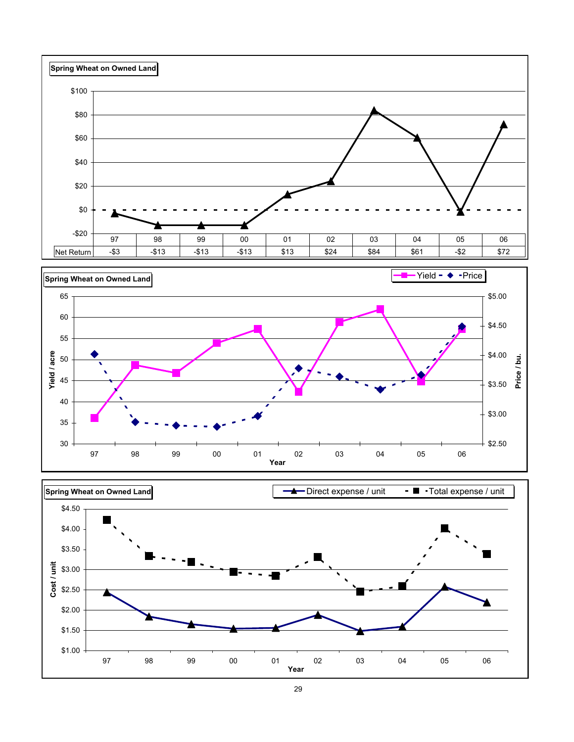**Spring Wheat on Owned Land**

| | 97 | 98 | 99 | 00 | 01 | 02 | 03 | 04 | 05 | 06 |
|---|---|---|---|---|---|---|---|---|---|---|
| Net Return | -$3 | -$13 | -$13 | -$13 | $13 | $24 | $84 | $61 | -$2 | $72 |

**Spring Wheat on Owned Land**

Yield / acre — Yield; Price / bu. — Price

Year: 97, 98, 99, 00, 01, 02, 03, 04, 05, 06

**Spring Wheat on Owned Land**

Cost / unit — Direct expense / unit; Total expense / unit

Year: 97, 98, 99, 00, 01, 02, 03, 04, 05, 06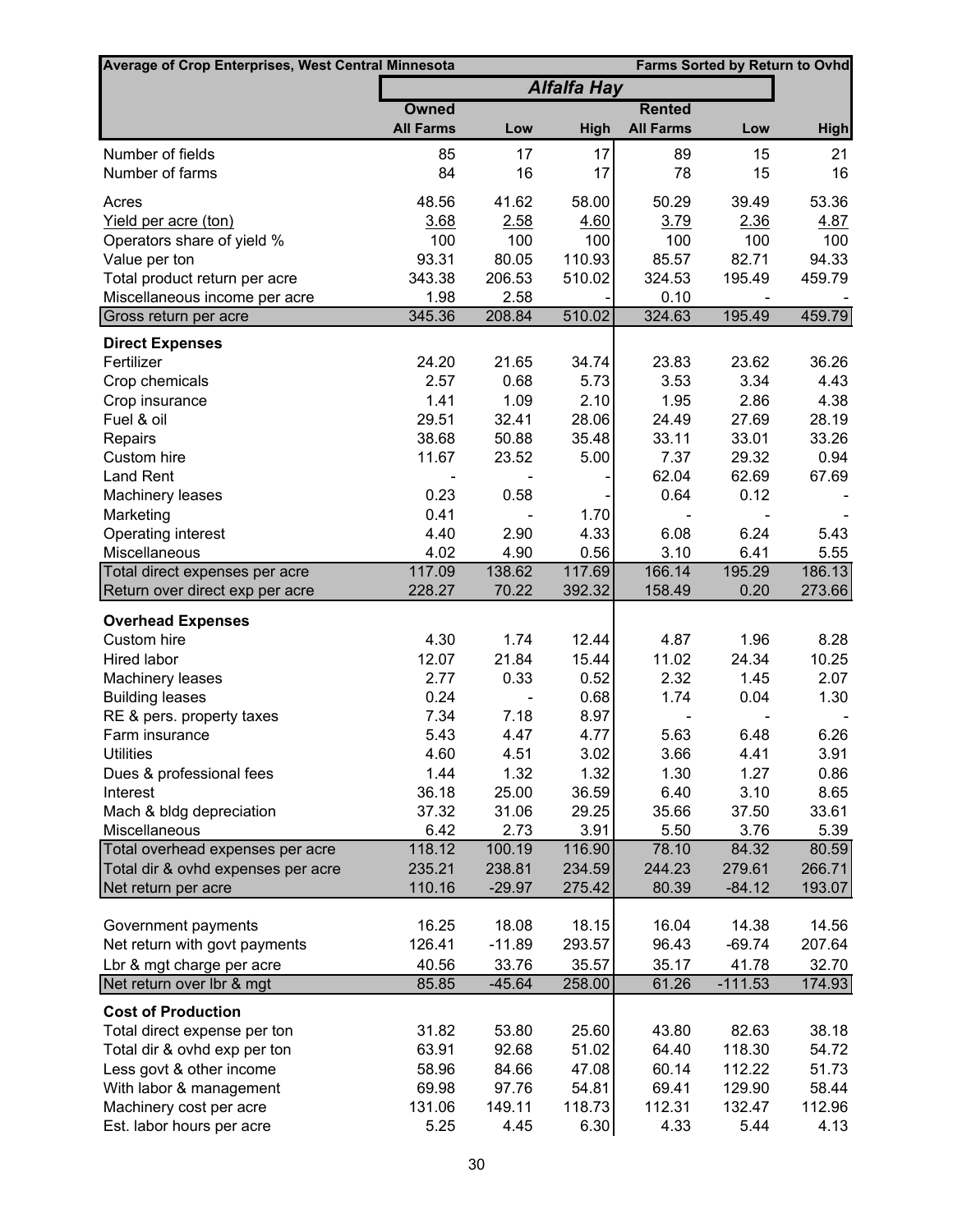| Average of Crop Enterprises, West Central Minnesota | | | | | | Farms Sorted by Return to Ovhd |
|---|---|---|---|---|---|---|
| | *Alfalfa Hay* | | | | | |
| | Owned | | | Rented | | |
| | All Farms | Low | High | All Farms | Low | High |
| Number of fields | 85 | 17 | 17 | 89 | 15 | 21 |
| Number of farms | 84 | 16 | 17 | 78 | 15 | 16 |
| Acres | 48.56 | 41.62 | 58.00 | 50.29 | 39.49 | 53.36 |
| Yield per acre (ton) | 3.68 | 2.58 | 4.60 | 3.79 | 2.36 | 4.87 |
| Operators share of yield % | 100 | 100 | 100 | 100 | 100 | 100 |
| Value per ton | 93.31 | 80.05 | 110.93 | 85.57 | 82.71 | 94.33 |
| Total product return per acre | 343.38 | 206.53 | 510.02 | 324.53 | 195.49 | 459.79 |
| Miscellaneous income per acre | 1.98 | 2.58 | - | 0.10 | - | - |
| Gross return per acre | 345.36 | 208.84 | 510.02 | 324.63 | 195.49 | 459.79 |
| **Direct Expenses** | | | | | | |
| Fertilizer | 24.20 | 21.65 | 34.74 | 23.83 | 23.62 | 36.26 |
| Crop chemicals | 2.57 | 0.68 | 5.73 | 3.53 | 3.34 | 4.43 |
| Crop insurance | 1.41 | 1.09 | 2.10 | 1.95 | 2.86 | 4.38 |
| Fuel & oil | 29.51 | 32.41 | 28.06 | 24.49 | 27.69 | 28.19 |
| Repairs | 38.68 | 50.88 | 35.48 | 33.11 | 33.01 | 33.26 |
| Custom hire | 11.67 | 23.52 | 5.00 | 7.37 | 29.32 | 0.94 |
| Land Rent | - | - | - | 62.04 | 62.69 | 67.69 |
| Machinery leases | 0.23 | 0.58 | - | 0.64 | 0.12 | - |
| Marketing | 0.41 | - | 1.70 | - | - | - |
| Operating interest | 4.40 | 2.90 | 4.33 | 6.08 | 6.24 | 5.43 |
| Miscellaneous | 4.02 | 4.90 | 0.56 | 3.10 | 6.41 | 5.55 |
| Total direct expenses per acre | 117.09 | 138.62 | 117.69 | 166.14 | 195.29 | 186.13 |
| Return over direct exp per acre | 228.27 | 70.22 | 392.32 | 158.49 | 0.20 | 273.66 |
| **Overhead Expenses** | | | | | | |
| Custom hire | 4.30 | 1.74 | 12.44 | 4.87 | 1.96 | 8.28 |
| Hired labor | 12.07 | 21.84 | 15.44 | 11.02 | 24.34 | 10.25 |
| Machinery leases | 2.77 | 0.33 | 0.52 | 2.32 | 1.45 | 2.07 |
| Building leases | 0.24 | - | 0.68 | 1.74 | 0.04 | 1.30 |
| RE & pers. property taxes | 7.34 | 7.18 | 8.97 | - | - | - |
| Farm insurance | 5.43 | 4.47 | 4.77 | 5.63 | 6.48 | 6.26 |
| Utilities | 4.60 | 4.51 | 3.02 | 3.66 | 4.41 | 3.91 |
| Dues & professional fees | 1.44 | 1.32 | 1.32 | 1.30 | 1.27 | 0.86 |
| Interest | 36.18 | 25.00 | 36.59 | 6.40 | 3.10 | 8.65 |
| Mach & bldg depreciation | 37.32 | 31.06 | 29.25 | 35.66 | 37.50 | 33.61 |
| Miscellaneous | 6.42 | 2.73 | 3.91 | 5.50 | 3.76 | 5.39 |
| Total overhead expenses per acre | 118.12 | 100.19 | 116.90 | 78.10 | 84.32 | 80.59 |
| Total dir & ovhd expenses per acre | 235.21 | 238.81 | 234.59 | 244.23 | 279.61 | 266.71 |
| Net return per acre | 110.16 | -29.97 | 275.42 | 80.39 | -84.12 | 193.07 |
| Government payments | 16.25 | 18.08 | 18.15 | 16.04 | 14.38 | 14.56 |
| Net return with govt payments | 126.41 | -11.89 | 293.57 | 96.43 | -69.74 | 207.64 |
| Lbr & mgt charge per acre | 40.56 | 33.76 | 35.57 | 35.17 | 41.78 | 32.70 |
| Net return over lbr & mgt | 85.85 | -45.64 | 258.00 | 61.26 | -111.53 | 174.93 |
| **Cost of Production** | | | | | | |
| Total direct expense per ton | 31.82 | 53.80 | 25.60 | 43.80 | 82.63 | 38.18 |
| Total dir & ovhd exp per ton | 63.91 | 92.68 | 51.02 | 64.40 | 118.30 | 54.72 |
| Less govt & other income | 58.96 | 84.66 | 47.08 | 60.14 | 112.22 | 51.73 |
| With labor & management | 69.98 | 97.76 | 54.81 | 69.41 | 129.90 | 58.44 |
| Machinery cost per acre | 131.06 | 149.11 | 118.73 | 112.31 | 132.47 | 112.96 |
| Est. labor hours per acre | 5.25 | 4.45 | 6.30 | 4.33 | 5.44 | 4.13 |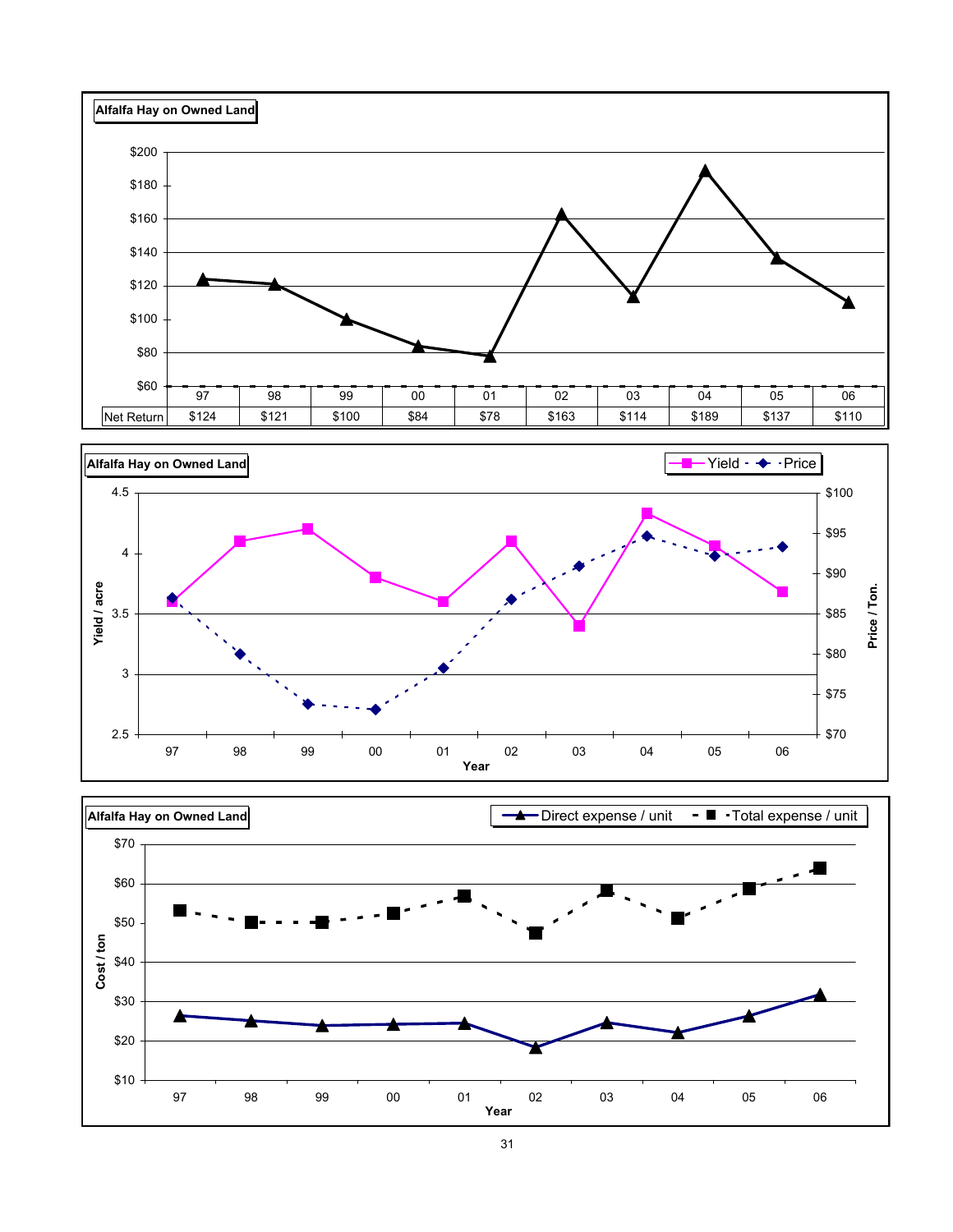**Alfalfa Hay on Owned Land**

| | 97 | 98 | 99 | 00 | 01 | 02 | 03 | 04 | 05 | 06 |
|---|---|---|---|---|---|---|---|---|---|---|
| Net Return | $124 | $121 | $100 | $84 | $78 | $163 | $114 | $189 | $137 | $110 |

**Alfalfa Hay on Owned Land**

Yield / acre; Price / Ton. — Yield, Price — Year

**Alfalfa Hay on Owned Land**

Cost / ton — Direct expense / unit, Total expense / unit — Year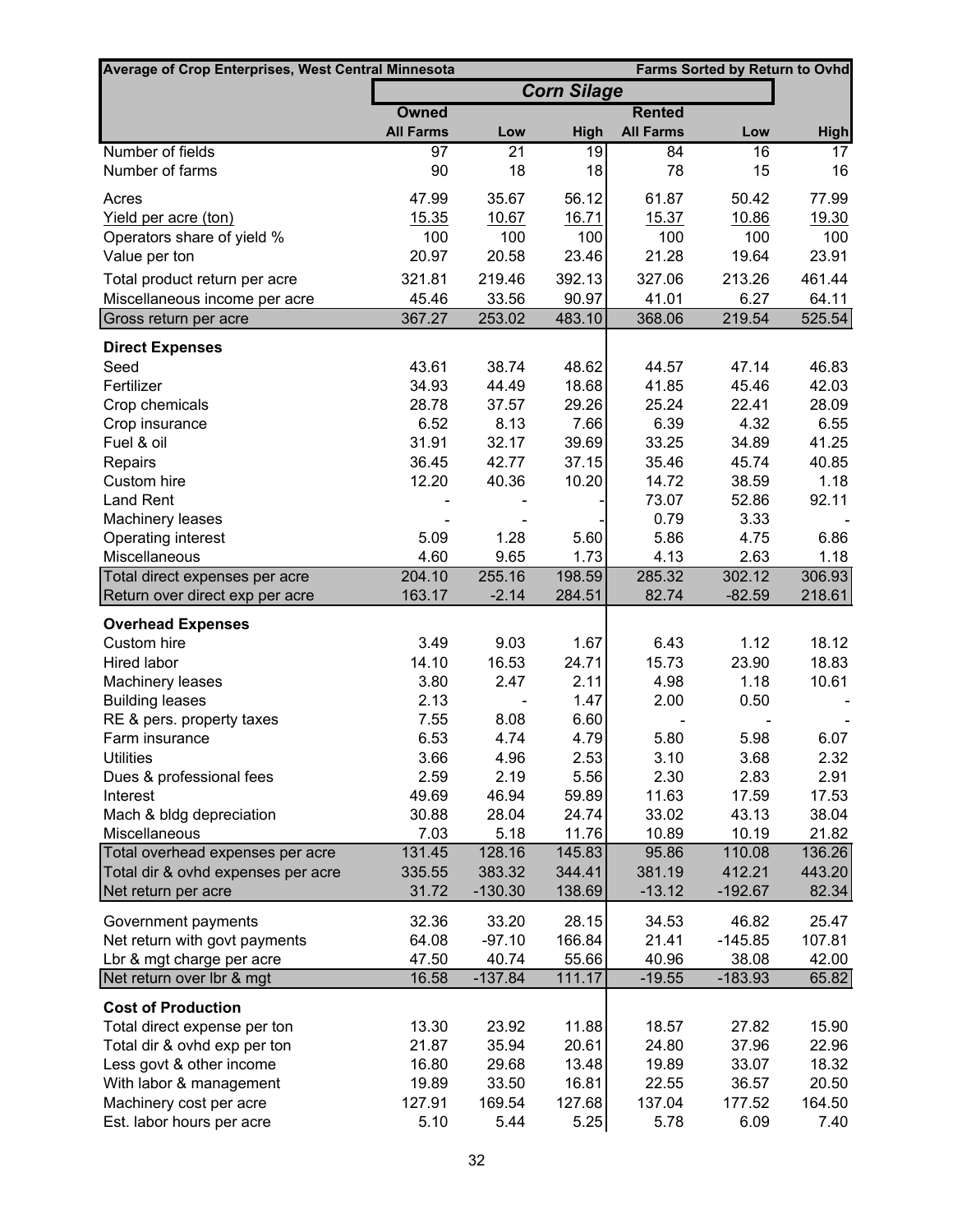| Average of Crop Enterprises, West Central Minnesota | | | | | | Farms Sorted by Return to Ovhd |
|---|---|---|---|---|---|---|
| | ***Corn Silage*** | | | | | |
| | **Owned** | | | **Rented** | | |
| | **All Farms** | **Low** | **High** | **All Farms** | **Low** | **High** |
| Number of fields | 97 | 21 | 19 | 84 | 16 | 17 |
| Number of farms | 90 | 18 | 18 | 78 | 15 | 16 |
| Acres | 47.99 | 35.67 | 56.12 | 61.87 | 50.42 | 77.99 |
| Yield per acre (ton) | 15.35 | 10.67 | 16.71 | 15.37 | 10.86 | 19.30 |
| Operators share of yield % | 100 | 100 | 100 | 100 | 100 | 100 |
| Value per ton | 20.97 | 20.58 | 23.46 | 21.28 | 19.64 | 23.91 |
| Total product return per acre | 321.81 | 219.46 | 392.13 | 327.06 | 213.26 | 461.44 |
| Miscellaneous income per acre | 45.46 | 33.56 | 90.97 | 41.01 | 6.27 | 64.11 |
| Gross return per acre | 367.27 | 253.02 | 483.10 | 368.06 | 219.54 | 525.54 |
| **Direct Expenses** | | | | | | |
| Seed | 43.61 | 38.74 | 48.62 | 44.57 | 47.14 | 46.83 |
| Fertilizer | 34.93 | 44.49 | 18.68 | 41.85 | 45.46 | 42.03 |
| Crop chemicals | 28.78 | 37.57 | 29.26 | 25.24 | 22.41 | 28.09 |
| Crop insurance | 6.52 | 8.13 | 7.66 | 6.39 | 4.32 | 6.55 |
| Fuel & oil | 31.91 | 32.17 | 39.69 | 33.25 | 34.89 | 41.25 |
| Repairs | 36.45 | 42.77 | 37.15 | 35.46 | 45.74 | 40.85 |
| Custom hire | 12.20 | 40.36 | 10.20 | 14.72 | 38.59 | 1.18 |
| Land Rent | - | - | - | 73.07 | 52.86 | 92.11 |
| Machinery leases | - | - | - | 0.79 | 3.33 | - |
| Operating interest | 5.09 | 1.28 | 5.60 | 5.86 | 4.75 | 6.86 |
| Miscellaneous | 4.60 | 9.65 | 1.73 | 4.13 | 2.63 | 1.18 |
| Total direct expenses per acre | 204.10 | 255.16 | 198.59 | 285.32 | 302.12 | 306.93 |
| Return over direct exp per acre | 163.17 | -2.14 | 284.51 | 82.74 | -82.59 | 218.61 |
| **Overhead Expenses** | | | | | | |
| Custom hire | 3.49 | 9.03 | 1.67 | 6.43 | 1.12 | 18.12 |
| Hired labor | 14.10 | 16.53 | 24.71 | 15.73 | 23.90 | 18.83 |
| Machinery leases | 3.80 | 2.47 | 2.11 | 4.98 | 1.18 | 10.61 |
| Building leases | 2.13 | - | 1.47 | 2.00 | 0.50 | - |
| RE & pers. property taxes | 7.55 | 8.08 | 6.60 | - | - | - |
| Farm insurance | 6.53 | 4.74 | 4.79 | 5.80 | 5.98 | 6.07 |
| Utilities | 3.66 | 4.96 | 2.53 | 3.10 | 3.68 | 2.32 |
| Dues & professional fees | 2.59 | 2.19 | 5.56 | 2.30 | 2.83 | 2.91 |
| Interest | 49.69 | 46.94 | 59.89 | 11.63 | 17.59 | 17.53 |
| Mach & bldg depreciation | 30.88 | 28.04 | 24.74 | 33.02 | 43.13 | 38.04 |
| Miscellaneous | 7.03 | 5.18 | 11.76 | 10.89 | 10.19 | 21.82 |
| Total overhead expenses per acre | 131.45 | 128.16 | 145.83 | 95.86 | 110.08 | 136.26 |
| Total dir & ovhd expenses per acre | 335.55 | 383.32 | 344.41 | 381.19 | 412.21 | 443.20 |
| Net return per acre | 31.72 | -130.30 | 138.69 | -13.12 | -192.67 | 82.34 |
| Government payments | 32.36 | 33.20 | 28.15 | 34.53 | 46.82 | 25.47 |
| Net return with govt payments | 64.08 | -97.10 | 166.84 | 21.41 | -145.85 | 107.81 |
| Lbr & mgt charge per acre | 47.50 | 40.74 | 55.66 | 40.96 | 38.08 | 42.00 |
| Net return over lbr & mgt | 16.58 | -137.84 | 111.17 | -19.55 | -183.93 | 65.82 |
| **Cost of Production** | | | | | | |
| Total direct expense per ton | 13.30 | 23.92 | 11.88 | 18.57 | 27.82 | 15.90 |
| Total dir & ovhd exp per ton | 21.87 | 35.94 | 20.61 | 24.80 | 37.96 | 22.96 |
| Less govt & other income | 16.80 | 29.68 | 13.48 | 19.89 | 33.07 | 18.32 |
| With labor & management | 19.89 | 33.50 | 16.81 | 22.55 | 36.57 | 20.50 |
| Machinery cost per acre | 127.91 | 169.54 | 127.68 | 137.04 | 177.52 | 164.50 |
| Est. labor hours per acre | 5.10 | 5.44 | 5.25 | 5.78 | 6.09 | 7.40 |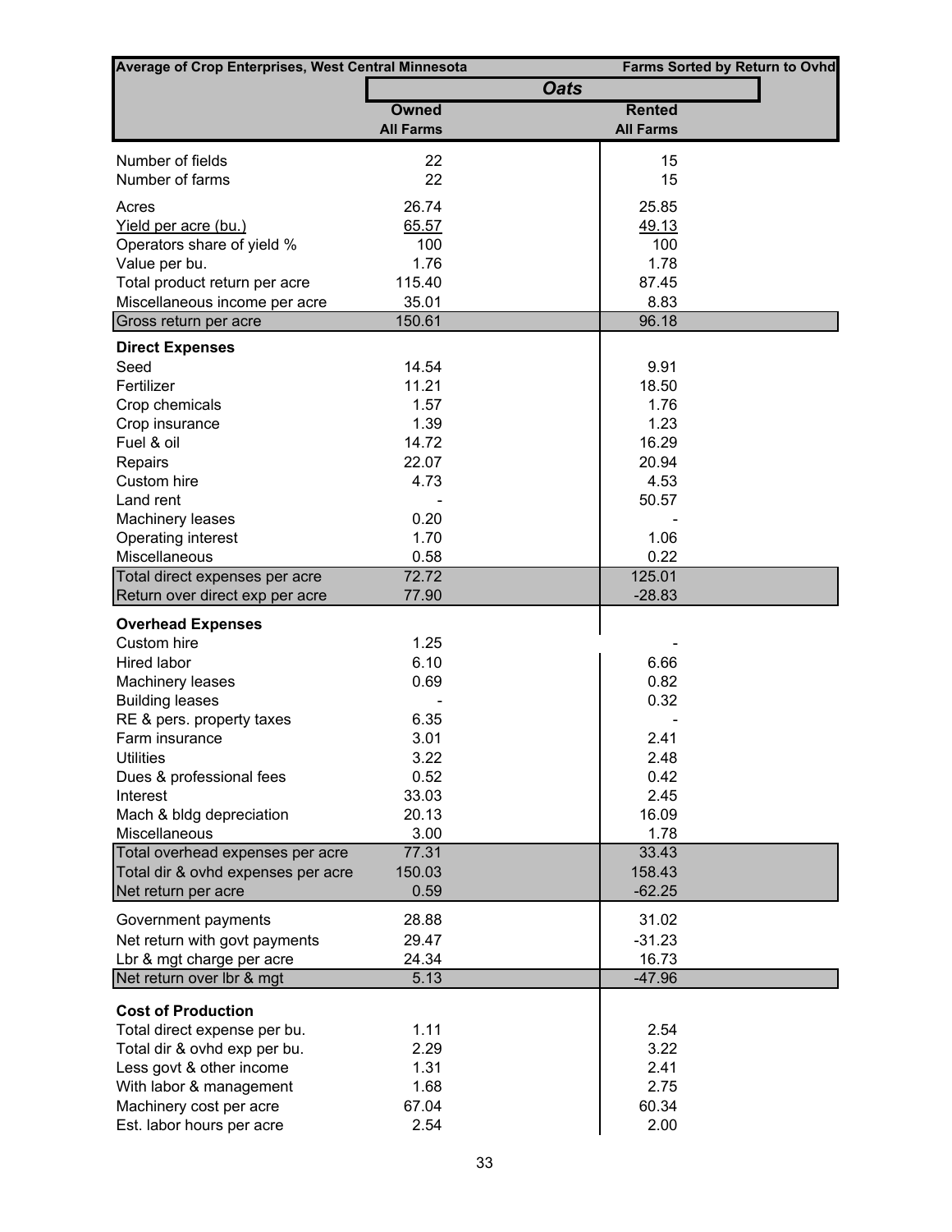| Average of Crop Enterprises, West Central Minnesota | Oats | Farms Sorted by Return to Ovhd |
|---|---|---|
| | Owned | Rented |
| | All Farms | All Farms |
| Number of fields | 22 | 15 |
| Number of farms | 22 | 15 |
| Acres | 26.74 | 25.85 |
| Yield per acre (bu.) | 65.57 | 49.13 |
| Operators share of yield % | 100 | 100 |
| Value per bu. | 1.76 | 1.78 |
| Total product return per acre | 115.40 | 87.45 |
| Miscellaneous income per acre | 35.01 | 8.83 |
| Gross return per acre | 150.61 | 96.18 |
| **Direct Expenses** | | |
| Seed | 14.54 | 9.91 |
| Fertilizer | 11.21 | 18.50 |
| Crop chemicals | 1.57 | 1.76 |
| Crop insurance | 1.39 | 1.23 |
| Fuel & oil | 14.72 | 16.29 |
| Repairs | 22.07 | 20.94 |
| Custom hire | 4.73 | 4.53 |
| Land rent | - | 50.57 |
| Machinery leases | 0.20 | - |
| Operating interest | 1.70 | 1.06 |
| Miscellaneous | 0.58 | 0.22 |
| Total direct expenses per acre | 72.72 | 125.01 |
| Return over direct exp per acre | 77.90 | -28.83 |
| **Overhead Expenses** | | |
| Custom hire | 1.25 | - |
| Hired labor | 6.10 | 6.66 |
| Machinery leases | 0.69 | 0.82 |
| Building leases | - | 0.32 |
| RE & pers. property taxes | 6.35 | - |
| Farm insurance | 3.01 | 2.41 |
| Utilities | 3.22 | 2.48 |
| Dues & professional fees | 0.52 | 0.42 |
| Interest | 33.03 | 2.45 |
| Mach & bldg depreciation | 20.13 | 16.09 |
| Miscellaneous | 3.00 | 1.78 |
| Total overhead expenses per acre | 77.31 | 33.43 |
| Total dir & ovhd expenses per acre | 150.03 | 158.43 |
| Net return per acre | 0.59 | -62.25 |
| Government payments | 28.88 | 31.02 |
| Net return with govt payments | 29.47 | -31.23 |
| Lbr & mgt charge per acre | 24.34 | 16.73 |
| Net return over lbr & mgt | 5.13 | -47.96 |
| **Cost of Production** | | |
| Total direct expense per bu. | 1.11 | 2.54 |
| Total dir & ovhd exp per bu. | 2.29 | 3.22 |
| Less govt & other income | 1.31 | 2.41 |
| With labor & management | 1.68 | 2.75 |
| Machinery cost per acre | 67.04 | 60.34 |
| Est. labor hours per acre | 2.54 | 2.00 |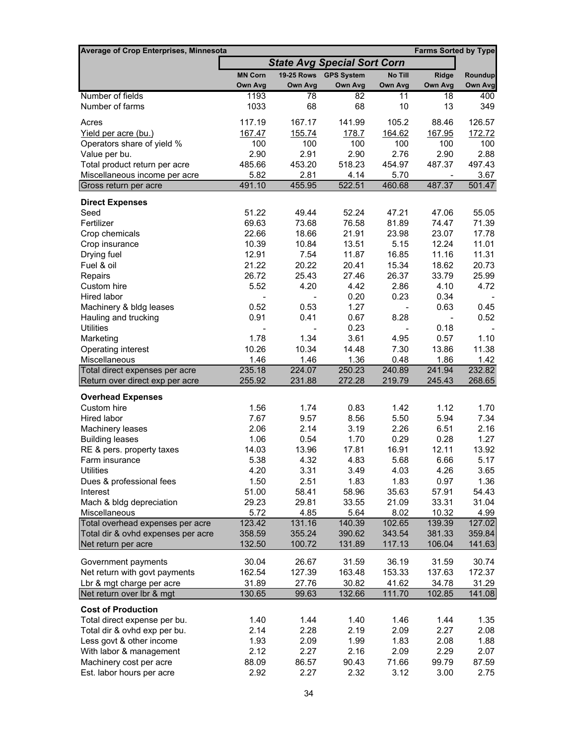| Average of Crop Enterprises, Minnesota | | | | | | Farms Sorted by Type |
|---|---|---|---|---|---|---|
| | *State Avg Special Sort Corn* | | | | | |
| | MN Corn Own Avg | 19-25 Rows Own Avg | GPS System Own Avg | No Till Own Avg | Ridge Own Avg | Roundup Own Avg |
| Number of fields | 1193 | 78 | 82 | 11 | 18 | 400 |
| Number of farms | 1033 | 68 | 68 | 10 | 13 | 349 |
| Acres | 117.19 | 167.17 | 141.99 | 105.2 | 88.46 | 126.57 |
| Yield per acre (bu.) | 167.47 | 155.74 | 178.7 | 164.62 | 167.95 | 172.72 |
| Operators share of yield % | 100 | 100 | 100 | 100 | 100 | 100 |
| Value per bu. | 2.90 | 2.91 | 2.90 | 2.76 | 2.90 | 2.88 |
| Total product return per acre | 485.66 | 453.20 | 518.23 | 454.97 | 487.37 | 497.43 |
| Miscellaneous income per acre | 5.82 | 2.81 | 4.14 | 5.70 | - | 3.67 |
| Gross return per acre | 491.10 | 455.95 | 522.51 | 460.68 | 487.37 | 501.47 |
| **Direct Expenses** | | | | | | |
| Seed | 51.22 | 49.44 | 52.24 | 47.21 | 47.06 | 55.05 |
| Fertilizer | 69.63 | 73.68 | 76.58 | 81.89 | 74.47 | 71.39 |
| Crop chemicals | 22.66 | 18.66 | 21.91 | 23.98 | 23.07 | 17.78 |
| Crop insurance | 10.39 | 10.84 | 13.51 | 5.15 | 12.24 | 11.01 |
| Drying fuel | 12.91 | 7.54 | 11.87 | 16.85 | 11.16 | 11.31 |
| Fuel & oil | 21.22 | 20.22 | 20.41 | 15.34 | 18.62 | 20.73 |
| Repairs | 26.72 | 25.43 | 27.46 | 26.37 | 33.79 | 25.99 |
| Custom hire | 5.52 | 4.20 | 4.42 | 2.86 | 4.10 | 4.72 |
| Hired labor | - | - | 0.20 | 0.23 | 0.34 | - |
| Machinery & bldg leases | 0.52 | 0.53 | 1.27 | - | 0.63 | 0.45 |
| Hauling and trucking | 0.91 | 0.41 | 0.67 | 8.28 | - | 0.52 |
| Utilities | - | - | 0.23 | - | 0.18 | - |
| Marketing | 1.78 | 1.34 | 3.61 | 4.95 | 0.57 | 1.10 |
| Operating interest | 10.26 | 10.34 | 14.48 | 7.30 | 13.86 | 11.38 |
| Miscellaneous | 1.46 | 1.46 | 1.36 | 0.48 | 1.86 | 1.42 |
| Total direct expenses per acre | 235.18 | 224.07 | 250.23 | 240.89 | 241.94 | 232.82 |
| Return over direct exp per acre | 255.92 | 231.88 | 272.28 | 219.79 | 245.43 | 268.65 |
| **Overhead Expenses** | | | | | | |
| Custom hire | 1.56 | 1.74 | 0.83 | 1.42 | 1.12 | 1.70 |
| Hired labor | 7.67 | 9.57 | 8.56 | 5.50 | 5.94 | 7.34 |
| Machinery leases | 2.06 | 2.14 | 3.19 | 2.26 | 6.51 | 2.16 |
| Building leases | 1.06 | 0.54 | 1.70 | 0.29 | 0.28 | 1.27 |
| RE & pers. property taxes | 14.03 | 13.96 | 17.81 | 16.91 | 12.11 | 13.92 |
| Farm insurance | 5.38 | 4.32 | 4.83 | 5.68 | 6.66 | 5.17 |
| Utilities | 4.20 | 3.31 | 3.49 | 4.03 | 4.26 | 3.65 |
| Dues & professional fees | 1.50 | 2.51 | 1.83 | 1.83 | 0.97 | 1.36 |
| Interest | 51.00 | 58.41 | 58.96 | 35.63 | 57.91 | 54.43 |
| Mach & bldg depreciation | 29.23 | 29.81 | 33.55 | 21.09 | 33.31 | 31.04 |
| Miscellaneous | 5.72 | 4.85 | 5.64 | 8.02 | 10.32 | 4.99 |
| Total overhead expenses per acre | 123.42 | 131.16 | 140.39 | 102.65 | 139.39 | 127.02 |
| Total dir & ovhd expenses per acre | 358.59 | 355.24 | 390.62 | 343.54 | 381.33 | 359.84 |
| Net return per acre | 132.50 | 100.72 | 131.89 | 117.13 | 106.04 | 141.63 |
| Government payments | 30.04 | 26.67 | 31.59 | 36.19 | 31.59 | 30.74 |
| Net return with govt payments | 162.54 | 127.39 | 163.48 | 153.33 | 137.63 | 172.37 |
| Lbr & mgt charge per acre | 31.89 | 27.76 | 30.82 | 41.62 | 34.78 | 31.29 |
| Net return over lbr & mgt | 130.65 | 99.63 | 132.66 | 111.70 | 102.85 | 141.08 |
| **Cost of Production** | | | | | | |
| Total direct expense per bu. | 1.40 | 1.44 | 1.40 | 1.46 | 1.44 | 1.35 |
| Total dir & ovhd exp per bu. | 2.14 | 2.28 | 2.19 | 2.09 | 2.27 | 2.08 |
| Less govt & other income | 1.93 | 2.09 | 1.99 | 1.83 | 2.08 | 1.88 |
| With labor & management | 2.12 | 2.27 | 2.16 | 2.09 | 2.29 | 2.07 |
| Machinery cost per acre | 88.09 | 86.57 | 90.43 | 71.66 | 99.79 | 87.59 |
| Est. labor hours per acre | 2.92 | 2.27 | 2.32 | 3.12 | 3.00 | 2.75 |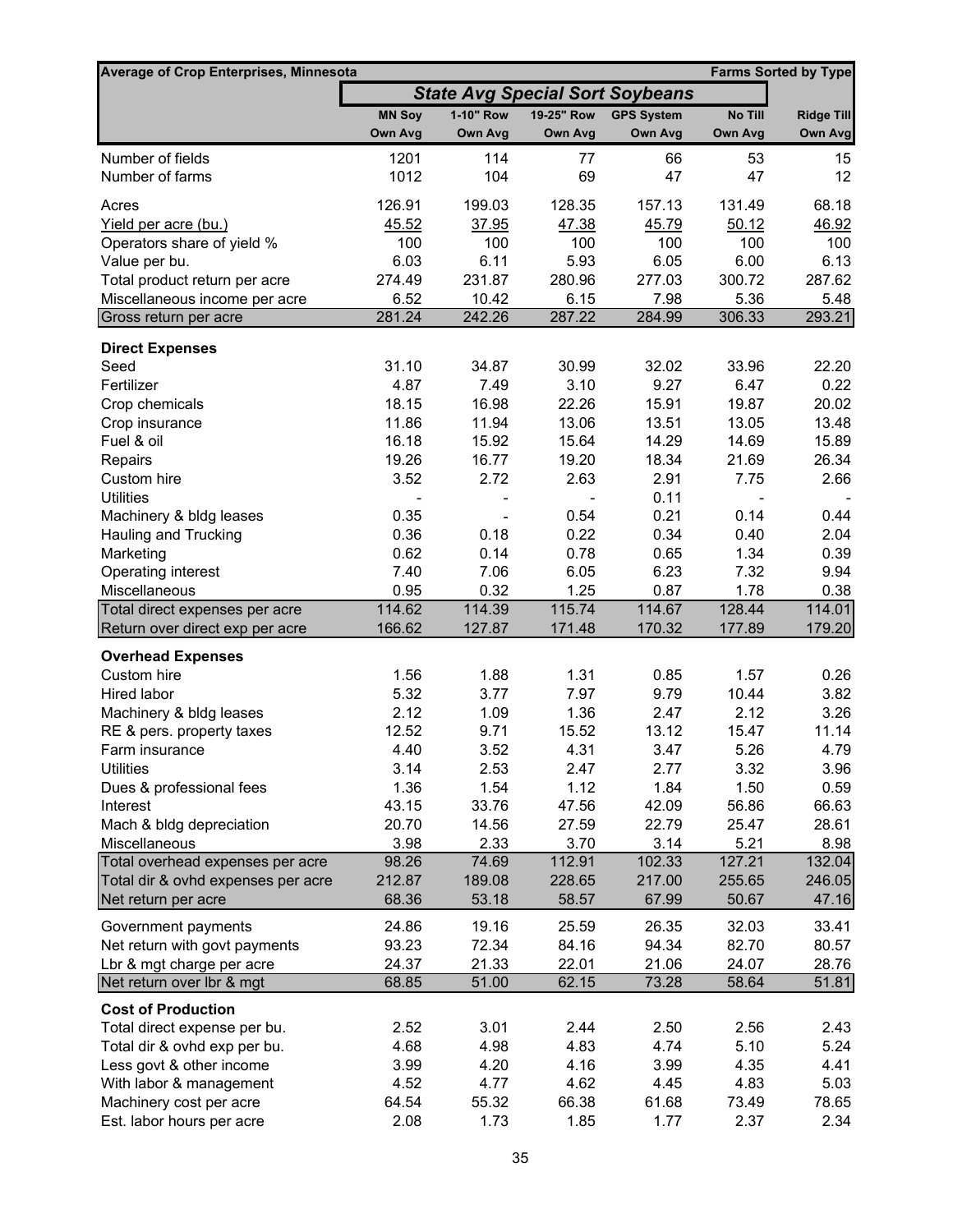| Average of Crop Enterprises, Minnesota | | | | | | Farms Sorted by Type |
|---|---|---|---|---|---|---|
| | *State Avg Special Sort Soybeans* | | | | | |
| | MN Soy | 1-10" Row | 19-25" Row | GPS System | No Till | Ridge Till |
| | Own Avg | Own Avg | Own Avg | Own Avg | Own Avg | Own Avg |
| Number of fields | 1201 | 114 | 77 | 66 | 53 | 15 |
| Number of farms | 1012 | 104 | 69 | 47 | 47 | 12 |
| Acres | 126.91 | 199.03 | 128.35 | 157.13 | 131.49 | 68.18 |
| Yield per acre (bu.) | 45.52 | 37.95 | 47.38 | 45.79 | 50.12 | 46.92 |
| Operators share of yield % | 100 | 100 | 100 | 100 | 100 | 100 |
| Value per bu. | 6.03 | 6.11 | 5.93 | 6.05 | 6.00 | 6.13 |
| Total product return per acre | 274.49 | 231.87 | 280.96 | 277.03 | 300.72 | 287.62 |
| Miscellaneous income per acre | 6.52 | 10.42 | 6.15 | 7.98 | 5.36 | 5.48 |
| Gross return per acre | 281.24 | 242.26 | 287.22 | 284.99 | 306.33 | 293.21 |
| **Direct Expenses** | | | | | | |
| Seed | 31.10 | 34.87 | 30.99 | 32.02 | 33.96 | 22.20 |
| Fertilizer | 4.87 | 7.49 | 3.10 | 9.27 | 6.47 | 0.22 |
| Crop chemicals | 18.15 | 16.98 | 22.26 | 15.91 | 19.87 | 20.02 |
| Crop insurance | 11.86 | 11.94 | 13.06 | 13.51 | 13.05 | 13.48 |
| Fuel & oil | 16.18 | 15.92 | 15.64 | 14.29 | 14.69 | 15.89 |
| Repairs | 19.26 | 16.77 | 19.20 | 18.34 | 21.69 | 26.34 |
| Custom hire | 3.52 | 2.72 | 2.63 | 2.91 | 7.75 | 2.66 |
| Utilities | - | - | - | 0.11 | - | - |
| Machinery & bldg leases | 0.35 | - | 0.54 | 0.21 | 0.14 | 0.44 |
| Hauling and Trucking | 0.36 | 0.18 | 0.22 | 0.34 | 0.40 | 2.04 |
| Marketing | 0.62 | 0.14 | 0.78 | 0.65 | 1.34 | 0.39 |
| Operating interest | 7.40 | 7.06 | 6.05 | 6.23 | 7.32 | 9.94 |
| Miscellaneous | 0.95 | 0.32 | 1.25 | 0.87 | 1.78 | 0.38 |
| Total direct expenses per acre | 114.62 | 114.39 | 115.74 | 114.67 | 128.44 | 114.01 |
| Return over direct exp per acre | 166.62 | 127.87 | 171.48 | 170.32 | 177.89 | 179.20 |
| **Overhead Expenses** | | | | | | |
| Custom hire | 1.56 | 1.88 | 1.31 | 0.85 | 1.57 | 0.26 |
| Hired labor | 5.32 | 3.77 | 7.97 | 9.79 | 10.44 | 3.82 |
| Machinery & bldg leases | 2.12 | 1.09 | 1.36 | 2.47 | 2.12 | 3.26 |
| RE & pers. property taxes | 12.52 | 9.71 | 15.52 | 13.12 | 15.47 | 11.14 |
| Farm insurance | 4.40 | 3.52 | 4.31 | 3.47 | 5.26 | 4.79 |
| Utilities | 3.14 | 2.53 | 2.47 | 2.77 | 3.32 | 3.96 |
| Dues & professional fees | 1.36 | 1.54 | 1.12 | 1.84 | 1.50 | 0.59 |
| Interest | 43.15 | 33.76 | 47.56 | 42.09 | 56.86 | 66.63 |
| Mach & bldg depreciation | 20.70 | 14.56 | 27.59 | 22.79 | 25.47 | 28.61 |
| Miscellaneous | 3.98 | 2.33 | 3.70 | 3.14 | 5.21 | 8.98 |
| Total overhead expenses per acre | 98.26 | 74.69 | 112.91 | 102.33 | 127.21 | 132.04 |
| Total dir & ovhd expenses per acre | 212.87 | 189.08 | 228.65 | 217.00 | 255.65 | 246.05 |
| Net return per acre | 68.36 | 53.18 | 58.57 | 67.99 | 50.67 | 47.16 |
| Government payments | 24.86 | 19.16 | 25.59 | 26.35 | 32.03 | 33.41 |
| Net return with govt payments | 93.23 | 72.34 | 84.16 | 94.34 | 82.70 | 80.57 |
| Lbr & mgt charge per acre | 24.37 | 21.33 | 22.01 | 21.06 | 24.07 | 28.76 |
| Net return over lbr & mgt | 68.85 | 51.00 | 62.15 | 73.28 | 58.64 | 51.81 |
| **Cost of Production** | | | | | | |
| Total direct expense per bu. | 2.52 | 3.01 | 2.44 | 2.50 | 2.56 | 2.43 |
| Total dir & ovhd exp per bu. | 4.68 | 4.98 | 4.83 | 4.74 | 5.10 | 5.24 |
| Less govt & other income | 3.99 | 4.20 | 4.16 | 3.99 | 4.35 | 4.41 |
| With labor & management | 4.52 | 4.77 | 4.62 | 4.45 | 4.83 | 5.03 |
| Machinery cost per acre | 64.54 | 55.32 | 66.38 | 61.68 | 73.49 | 78.65 |
| Est. labor hours per acre | 2.08 | 1.73 | 1.85 | 1.77 | 2.37 | 2.34 |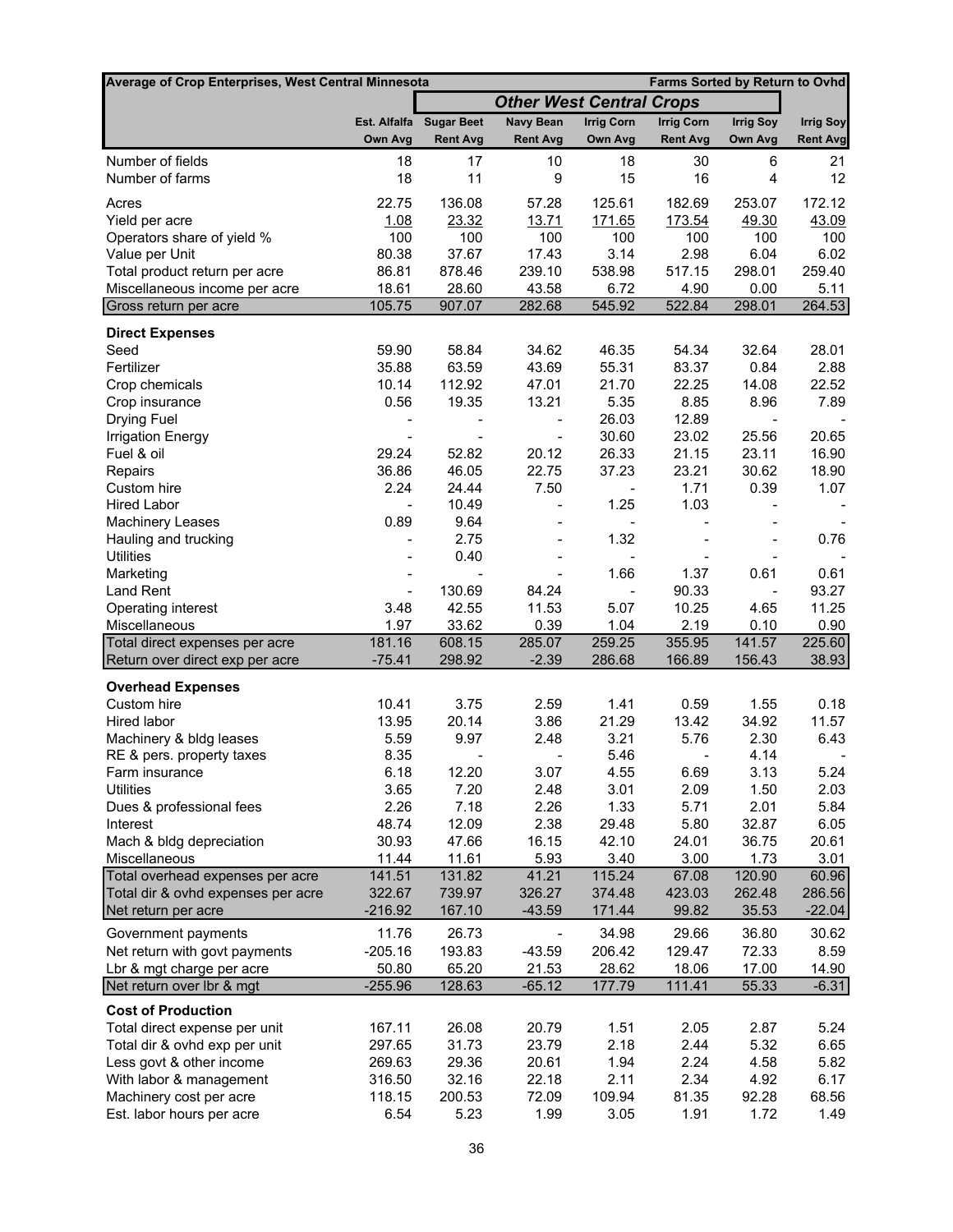| Average of Crop Enterprises, West Central Minnesota | | | | | | | Farms Sorted by Return to Ovhd |
|---|---|---|---|---|---|---|---|
| | | *Other West Central Crops* | | | | | |
| | Est. Alfalfa | Sugar Beet | Navy Bean | Irrig Corn | Irrig Corn | Irrig Soy | Irrig Soy |
| | Own Avg | Rent Avg | Rent Avg | Own Avg | Rent Avg | Own Avg | Rent Avg |
| Number of fields | 18 | 17 | 10 | 18 | 30 | 6 | 21 |
| Number of farms | 18 | 11 | 9 | 15 | 16 | 4 | 12 |
| Acres | 22.75 | 136.08 | 57.28 | 125.61 | 182.69 | 253.07 | 172.12 |
| Yield per acre | 1.08 | 23.32 | 13.71 | 171.65 | 173.54 | 49.30 | 43.09 |
| Operators share of yield % | 100 | 100 | 100 | 100 | 100 | 100 | 100 |
| Value per Unit | 80.38 | 37.67 | 17.43 | 3.14 | 2.98 | 6.04 | 6.02 |
| Total product return per acre | 86.81 | 878.46 | 239.10 | 538.98 | 517.15 | 298.01 | 259.40 |
| Miscellaneous income per acre | 18.61 | 28.60 | 43.58 | 6.72 | 4.90 | 0.00 | 5.11 |
| Gross return per acre | 105.75 | 907.07 | 282.68 | 545.92 | 522.84 | 298.01 | 264.53 |
| **Direct Expenses** | | | | | | | |
| Seed | 59.90 | 58.84 | 34.62 | 46.35 | 54.34 | 32.64 | 28.01 |
| Fertilizer | 35.88 | 63.59 | 43.69 | 55.31 | 83.37 | 0.84 | 2.88 |
| Crop chemicals | 10.14 | 112.92 | 47.01 | 21.70 | 22.25 | 14.08 | 22.52 |
| Crop insurance | 0.56 | 19.35 | 13.21 | 5.35 | 8.85 | 8.96 | 7.89 |
| Drying Fuel | - | - | - | 26.03 | 12.89 | - | - |
| Irrigation Energy | - | - | - | 30.60 | 23.02 | 25.56 | 20.65 |
| Fuel & oil | 29.24 | 52.82 | 20.12 | 26.33 | 21.15 | 23.11 | 16.90 |
| Repairs | 36.86 | 46.05 | 22.75 | 37.23 | 23.21 | 30.62 | 18.90 |
| Custom hire | 2.24 | 24.44 | 7.50 | - | 1.71 | 0.39 | 1.07 |
| Hired Labor | - | 10.49 | - | 1.25 | 1.03 | - | - |
| Machinery Leases | 0.89 | 9.64 | - | - | - | - | - |
| Hauling and trucking | - | 2.75 | - | 1.32 | - | - | 0.76 |
| Utilities | - | 0.40 | - | - | - | - | - |
| Marketing | - | - | - | 1.66 | 1.37 | 0.61 | 0.61 |
| Land Rent | - | 130.69 | 84.24 | - | 90.33 | - | 93.27 |
| Operating interest | 3.48 | 42.55 | 11.53 | 5.07 | 10.25 | 4.65 | 11.25 |
| Miscellaneous | 1.97 | 33.62 | 0.39 | 1.04 | 2.19 | 0.10 | 0.90 |
| Total direct expenses per acre | 181.16 | 608.15 | 285.07 | 259.25 | 355.95 | 141.57 | 225.60 |
| Return over direct exp per acre | -75.41 | 298.92 | -2.39 | 286.68 | 166.89 | 156.43 | 38.93 |
| **Overhead Expenses** | | | | | | | |
| Custom hire | 10.41 | 3.75 | 2.59 | 1.41 | 0.59 | 1.55 | 0.18 |
| Hired labor | 13.95 | 20.14 | 3.86 | 21.29 | 13.42 | 34.92 | 11.57 |
| Machinery & bldg leases | 5.59 | 9.97 | 2.48 | 3.21 | 5.76 | 2.30 | 6.43 |
| RE & pers. property taxes | 8.35 | - | - | 5.46 | - | 4.14 | - |
| Farm insurance | 6.18 | 12.20 | 3.07 | 4.55 | 6.69 | 3.13 | 5.24 |
| Utilities | 3.65 | 7.20 | 2.48 | 3.01 | 2.09 | 1.50 | 2.03 |
| Dues & professional fees | 2.26 | 7.18 | 2.26 | 1.33 | 5.71 | 2.01 | 5.84 |
| Interest | 48.74 | 12.09 | 2.38 | 29.48 | 5.80 | 32.87 | 6.05 |
| Mach & bldg depreciation | 30.93 | 47.66 | 16.15 | 42.10 | 24.01 | 36.75 | 20.61 |
| Miscellaneous | 11.44 | 11.61 | 5.93 | 3.40 | 3.00 | 1.73 | 3.01 |
| Total overhead expenses per acre | 141.51 | 131.82 | 41.21 | 115.24 | 67.08 | 120.90 | 60.96 |
| Total dir & ovhd expenses per acre | 322.67 | 739.97 | 326.27 | 374.48 | 423.03 | 262.48 | 286.56 |
| Net return per acre | -216.92 | 167.10 | -43.59 | 171.44 | 99.82 | 35.53 | -22.04 |
| Government payments | 11.76 | 26.73 | - | 34.98 | 29.66 | 36.80 | 30.62 |
| Net return with govt payments | -205.16 | 193.83 | -43.59 | 206.42 | 129.47 | 72.33 | 8.59 |
| Lbr & mgt charge per acre | 50.80 | 65.20 | 21.53 | 28.62 | 18.06 | 17.00 | 14.90 |
| Net return over lbr & mgt | -255.96 | 128.63 | -65.12 | 177.79 | 111.41 | 55.33 | -6.31 |
| **Cost of Production** | | | | | | | |
| Total direct expense per unit | 167.11 | 26.08 | 20.79 | 1.51 | 2.05 | 2.87 | 5.24 |
| Total dir & ovhd exp per unit | 297.65 | 31.73 | 23.79 | 2.18 | 2.44 | 5.32 | 6.65 |
| Less govt & other income | 269.63 | 29.36 | 20.61 | 1.94 | 2.24 | 4.58 | 5.82 |
| With labor & management | 316.50 | 32.16 | 22.18 | 2.11 | 2.34 | 4.92 | 6.17 |
| Machinery cost per acre | 118.15 | 200.53 | 72.09 | 109.94 | 81.35 | 92.28 | 68.56 |
| Est. labor hours per acre | 6.54 | 5.23 | 1.99 | 3.05 | 1.91 | 1.72 | 1.49 |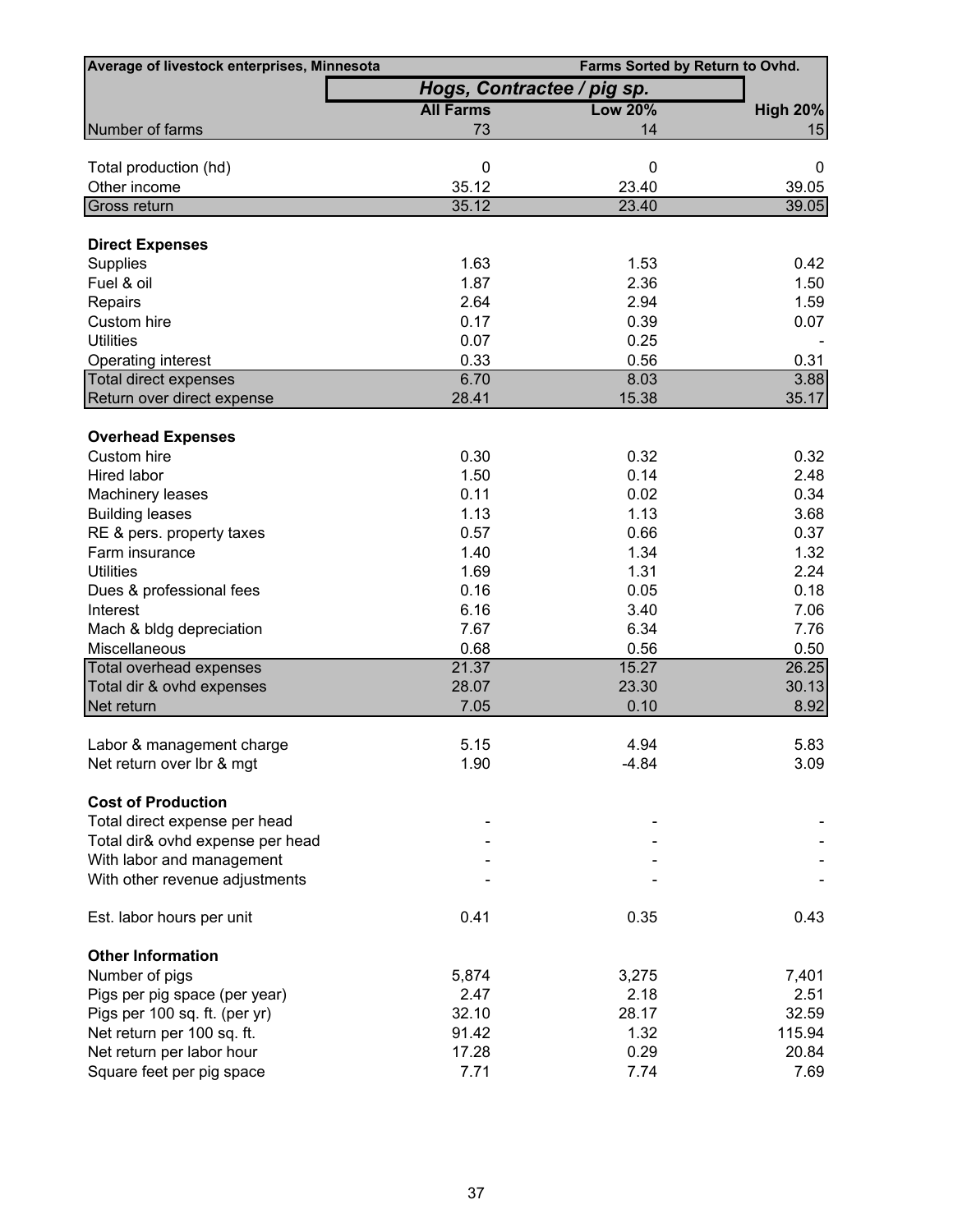| Average of livestock enterprises, Minnesota | Farms Sorted by Return to Ovhd. | | |
|---|---|---|---|
| | *Hogs, Contractee / pig sp.* | | |
| | **All Farms** | **Low 20%** | **High 20%** |
| Number of farms | 73 | 14 | 15 |
| | | | |
| Total production (hd) | 0 | 0 | 0 |
| Other income | 35.12 | 23.40 | 39.05 |
| Gross return | 35.12 | 23.40 | 39.05 |
| | | | |
| **Direct Expenses** | | | |
| Supplies | 1.63 | 1.53 | 0.42 |
| Fuel & oil | 1.87 | 2.36 | 1.50 |
| Repairs | 2.64 | 2.94 | 1.59 |
| Custom hire | 0.17 | 0.39 | 0.07 |
| Utilities | 0.07 | 0.25 | - |
| Operating interest | 0.33 | 0.56 | 0.31 |
| Total direct expenses | 6.70 | 8.03 | 3.88 |
| Return over direct expense | 28.41 | 15.38 | 35.17 |
| | | | |
| **Overhead Expenses** | | | |
| Custom hire | 0.30 | 0.32 | 0.32 |
| Hired labor | 1.50 | 0.14 | 2.48 |
| Machinery leases | 0.11 | 0.02 | 0.34 |
| Building leases | 1.13 | 1.13 | 3.68 |
| RE & pers. property taxes | 0.57 | 0.66 | 0.37 |
| Farm insurance | 1.40 | 1.34 | 1.32 |
| Utilities | 1.69 | 1.31 | 2.24 |
| Dues & professional fees | 0.16 | 0.05 | 0.18 |
| Interest | 6.16 | 3.40 | 7.06 |
| Mach & bldg depreciation | 7.67 | 6.34 | 7.76 |
| Miscellaneous | 0.68 | 0.56 | 0.50 |
| Total overhead expenses | 21.37 | 15.27 | 26.25 |
| Total dir & ovhd expenses | 28.07 | 23.30 | 30.13 |
| Net return | 7.05 | 0.10 | 8.92 |
| | | | |
| Labor & management charge | 5.15 | 4.94 | 5.83 |
| Net return over lbr & mgt | 1.90 | -4.84 | 3.09 |
| | | | |
| **Cost of Production** | | | |
| Total direct expense per head | - | - | - |
| Total dir& ovhd expense per head | - | - | - |
| With labor and management | - | - | - |
| With other revenue adjustments | - | - | - |
| | | | |
| Est. labor hours per unit | 0.41 | 0.35 | 0.43 |
| | | | |
| **Other Information** | | | |
| Number of pigs | 5,874 | 3,275 | 7,401 |
| Pigs per pig space (per year) | 2.47 | 2.18 | 2.51 |
| Pigs per 100 sq. ft. (per yr) | 32.10 | 28.17 | 32.59 |
| Net return per 100 sq. ft. | 91.42 | 1.32 | 115.94 |
| Net return per labor hour | 17.28 | 0.29 | 20.84 |
| Square feet per pig space | 7.71 | 7.74 | 7.69 |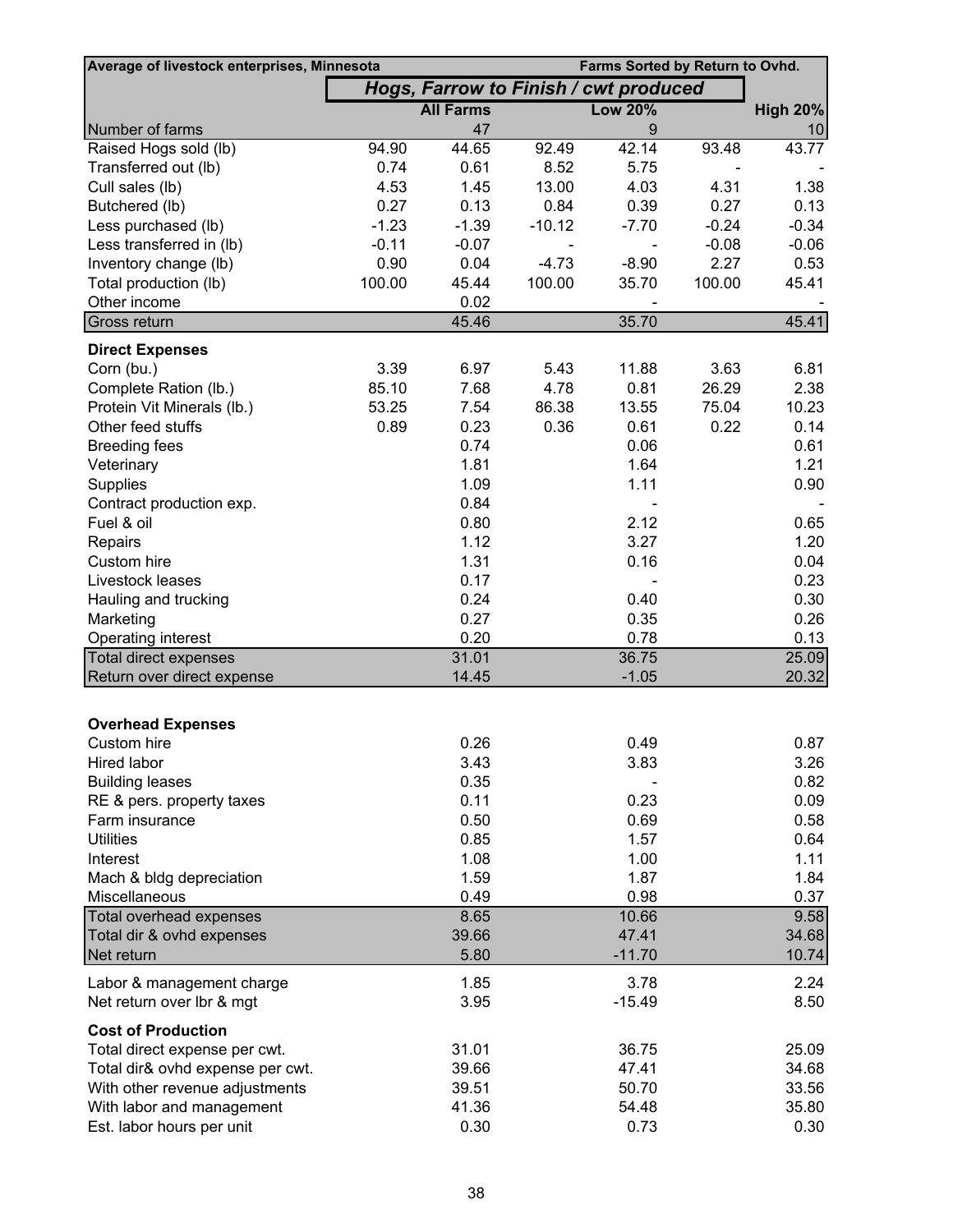| Average of livestock enterprises, Minnesota | | | | | | Farms Sorted by Return to Ovhd. |
|---|---|---|---|---|---|---|
| | ***Hogs, Farrow to Finish / cwt produced*** | | | | | |
| | | **All Farms** | | **Low 20%** | | **High 20%** |
| Number of farms | | 47 | | 9 | | 10 |
| Raised Hogs sold (lb) | 94.90 | 44.65 | 92.49 | 42.14 | 93.48 | 43.77 |
| Transferred out (lb) | 0.74 | 0.61 | 8.52 | 5.75 | - | - |
| Cull sales (lb) | 4.53 | 1.45 | 13.00 | 4.03 | 4.31 | 1.38 |
| Butchered (lb) | 0.27 | 0.13 | 0.84 | 0.39 | 0.27 | 0.13 |
| Less purchased (lb) | -1.23 | -1.39 | -10.12 | -7.70 | -0.24 | -0.34 |
| Less transferred in (lb) | -0.11 | -0.07 | - | - | -0.08 | -0.06 |
| Inventory change (lb) | 0.90 | 0.04 | -4.73 | -8.90 | 2.27 | 0.53 |
| Total production (lb) | 100.00 | 45.44 | 100.00 | 35.70 | 100.00 | 45.41 |
| Other income | | 0.02 | | - | | - |
| Gross return | | 45.46 | | 35.70 | | 45.41 |
| **Direct Expenses** | | | | | | |
| Corn (bu.) | 3.39 | 6.97 | 5.43 | 11.88 | 3.63 | 6.81 |
| Complete Ration (lb.) | 85.10 | 7.68 | 4.78 | 0.81 | 26.29 | 2.38 |
| Protein Vit Minerals (lb.) | 53.25 | 7.54 | 86.38 | 13.55 | 75.04 | 10.23 |
| Other feed stuffs | 0.89 | 0.23 | 0.36 | 0.61 | 0.22 | 0.14 |
| Breeding fees | | 0.74 | | 0.06 | | 0.61 |
| Veterinary | | 1.81 | | 1.64 | | 1.21 |
| Supplies | | 1.09 | | 1.11 | | 0.90 |
| Contract production exp. | | 0.84 | | - | | - |
| Fuel & oil | | 0.80 | | 2.12 | | 0.65 |
| Repairs | | 1.12 | | 3.27 | | 1.20 |
| Custom hire | | 1.31 | | 0.16 | | 0.04 |
| Livestock leases | | 0.17 | | - | | 0.23 |
| Hauling and trucking | | 0.24 | | 0.40 | | 0.30 |
| Marketing | | 0.27 | | 0.35 | | 0.26 |
| Operating interest | | 0.20 | | 0.78 | | 0.13 |
| Total direct expenses | | 31.01 | | 36.75 | | 25.09 |
| Return over direct expense | | 14.45 | | -1.05 | | 20.32 |
| **Overhead Expenses** | | | | | | |
| Custom hire | | 0.26 | | 0.49 | | 0.87 |
| Hired labor | | 3.43 | | 3.83 | | 3.26 |
| Building leases | | 0.35 | | - | | 0.82 |
| RE & pers. property taxes | | 0.11 | | 0.23 | | 0.09 |
| Farm insurance | | 0.50 | | 0.69 | | 0.58 |
| Utilities | | 0.85 | | 1.57 | | 0.64 |
| Interest | | 1.08 | | 1.00 | | 1.11 |
| Mach & bldg depreciation | | 1.59 | | 1.87 | | 1.84 |
| Miscellaneous | | 0.49 | | 0.98 | | 0.37 |
| Total overhead expenses | | 8.65 | | 10.66 | | 9.58 |
| Total dir & ovhd expenses | | 39.66 | | 47.41 | | 34.68 |
| Net return | | 5.80 | | -11.70 | | 10.74 |
| Labor & management charge | | 1.85 | | 3.78 | | 2.24 |
| Net return over lbr & mgt | | 3.95 | | -15.49 | | 8.50 |
| **Cost of Production** | | | | | | |
| Total direct expense per cwt. | | 31.01 | | 36.75 | | 25.09 |
| Total dir& ovhd expense per cwt. | | 39.66 | | 47.41 | | 34.68 |
| With other revenue adjustments | | 39.51 | | 50.70 | | 33.56 |
| With labor and management | | 41.36 | | 54.48 | | 35.80 |
| Est. labor hours per unit | | 0.30 | | 0.73 | | 0.30 |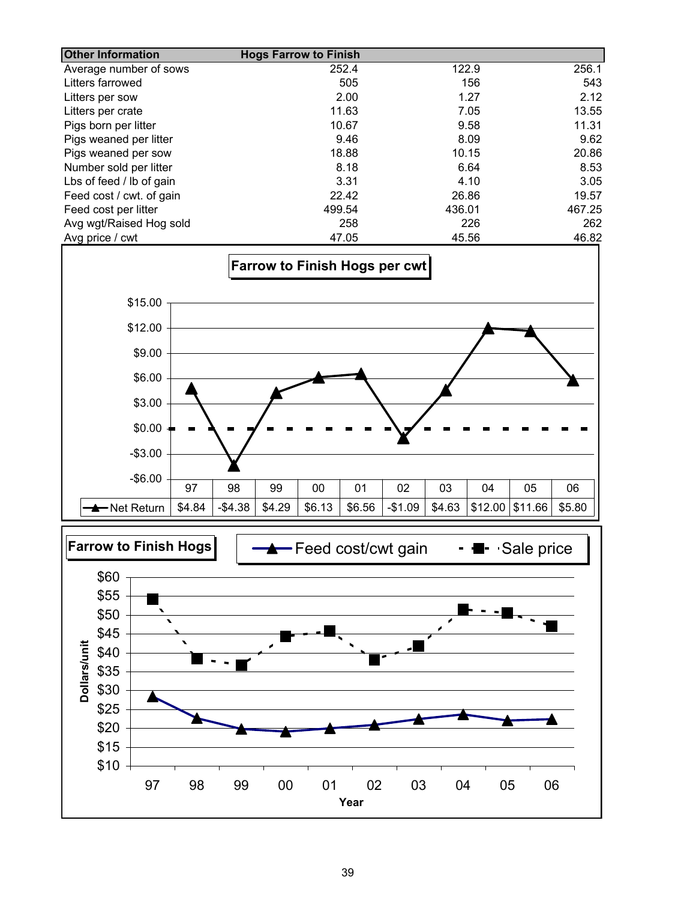| Other Information | Hogs Farrow to Finish | | |
|---|---|---|---|
| Average number of sows | 252.4 | 122.9 | 256.1 |
| Litters farrowed | 505 | 156 | 543 |
| Litters per sow | 2.00 | 1.27 | 2.12 |
| Litters per crate | 11.63 | 7.05 | 13.55 |
| Pigs born per litter | 10.67 | 9.58 | 11.31 |
| Pigs weaned per litter | 9.46 | 8.09 | 9.62 |
| Pigs weaned per sow | 18.88 | 10.15 | 20.86 |
| Number sold per litter | 8.18 | 6.64 | 8.53 |
| Lbs of feed / lb of gain | 3.31 | 4.10 | 3.05 |
| Feed cost / cwt. of gain | 22.42 | 26.86 | 19.57 |
| Feed cost per litter | 499.54 | 436.01 | 467.25 |
| Avg wgt/Raised Hog sold | 258 | 226 | 262 |
| Avg price / cwt | 47.05 | 45.56 | 46.82 |

**Farrow to Finish Hogs per cwt**

| | 97 | 98 | 99 | 00 | 01 | 02 | 03 | 04 | 05 | 06 |
|---|---|---|---|---|---|---|---|---|---|---|
| Net Return | $4.84 | -$4.38 | $4.29 | $6.13 | $6.56 | -$1.09 | $4.63 | $12.00 | $11.66 | $5.80 |

**Farrow to Finish Hogs**

Feed cost/cwt gain — Sale price

Dollars/unit

Year: 97 98 99 00 01 02 03 04 05 06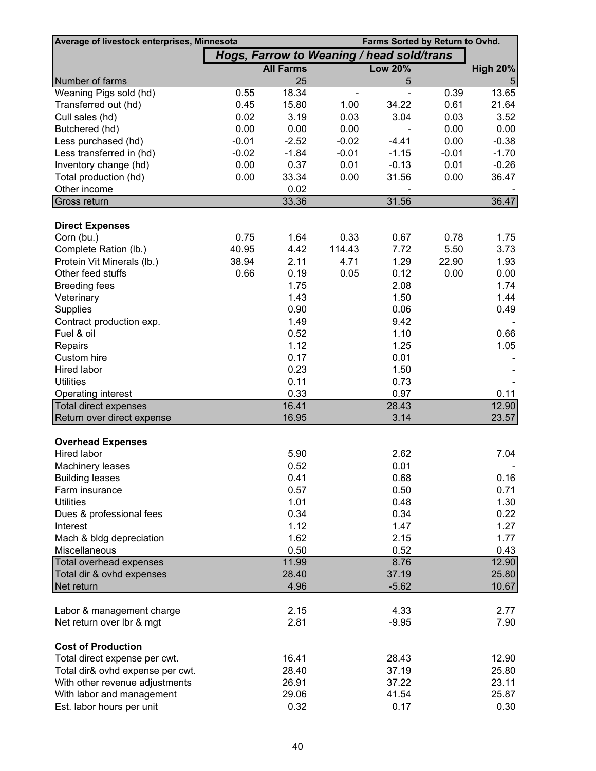| Average of livestock enterprises, Minnesota | | | | Farms Sorted by Return to Ovhd. | | |
|---|---|---|---|---|---|---|
| | *Hogs, Farrow to Weaning / head sold/trans* | | | | | |
| | | All Farms | | Low 20% | | High 20% |
| Number of farms | | 25 | | 5 | | 5 |
| Weaning Pigs sold (hd) | 0.55 | 18.34 | - | - | 0.39 | 13.65 |
| Transferred out (hd) | 0.45 | 15.80 | 1.00 | 34.22 | 0.61 | 21.64 |
| Cull sales (hd) | 0.02 | 3.19 | 0.03 | 3.04 | 0.03 | 3.52 |
| Butchered (hd) | 0.00 | 0.00 | 0.00 | - | 0.00 | 0.00 |
| Less purchased (hd) | -0.01 | -2.52 | -0.02 | -4.41 | 0.00 | -0.38 |
| Less transferred in (hd) | -0.02 | -1.84 | -0.01 | -1.15 | -0.01 | -1.70 |
| Inventory change (hd) | 0.00 | 0.37 | 0.01 | -0.13 | 0.01 | -0.26 |
| Total production (hd) | 0.00 | 33.34 | 0.00 | 31.56 | 0.00 | 36.47 |
| Other income | | 0.02 | | - | | - |
| Gross return | | 33.36 | | 31.56 | | 36.47 |
| | | | | | | |
| **Direct Expenses** | | | | | | |
| Corn (bu.) | 0.75 | 1.64 | 0.33 | 0.67 | 0.78 | 1.75 |
| Complete Ration (lb.) | 40.95 | 4.42 | 114.43 | 7.72 | 5.50 | 3.73 |
| Protein Vit Minerals (lb.) | 38.94 | 2.11 | 4.71 | 1.29 | 22.90 | 1.93 |
| Other feed stuffs | 0.66 | 0.19 | 0.05 | 0.12 | 0.00 | 0.00 |
| Breeding fees | | 1.75 | | 2.08 | | 1.74 |
| Veterinary | | 1.43 | | 1.50 | | 1.44 |
| Supplies | | 0.90 | | 0.06 | | 0.49 |
| Contract production exp. | | 1.49 | | 9.42 | | - |
| Fuel & oil | | 0.52 | | 1.10 | | 0.66 |
| Repairs | | 1.12 | | 1.25 | | 1.05 |
| Custom hire | | 0.17 | | 0.01 | | - |
| Hired labor | | 0.23 | | 1.50 | | - |
| Utilities | | 0.11 | | 0.73 | | - |
| Operating interest | | 0.33 | | 0.97 | | 0.11 |
| Total direct expenses | | 16.41 | | 28.43 | | 12.90 |
| Return over direct expense | | 16.95 | | 3.14 | | 23.57 |
| | | | | | | |
| **Overhead Expenses** | | | | | | |
| Hired labor | | 5.90 | | 2.62 | | 7.04 |
| Machinery leases | | 0.52 | | 0.01 | | - |
| Building leases | | 0.41 | | 0.68 | | 0.16 |
| Farm insurance | | 0.57 | | 0.50 | | 0.71 |
| Utilities | | 1.01 | | 0.48 | | 1.30 |
| Dues & professional fees | | 0.34 | | 0.34 | | 0.22 |
| Interest | | 1.12 | | 1.47 | | 1.27 |
| Mach & bldg depreciation | | 1.62 | | 2.15 | | 1.77 |
| Miscellaneous | | 0.50 | | 0.52 | | 0.43 |
| Total overhead expenses | | 11.99 | | 8.76 | | 12.90 |
| Total dir & ovhd expenses | | 28.40 | | 37.19 | | 25.80 |
| Net return | | 4.96 | | -5.62 | | 10.67 |
| | | | | | | |
| Labor & management charge | | 2.15 | | 4.33 | | 2.77 |
| Net return over lbr & mgt | | 2.81 | | -9.95 | | 7.90 |
| | | | | | | |
| **Cost of Production** | | | | | | |
| Total direct expense per cwt. | | 16.41 | | 28.43 | | 12.90 |
| Total dir& ovhd expense per cwt. | | 28.40 | | 37.19 | | 25.80 |
| With other revenue adjustments | | 26.91 | | 37.22 | | 23.11 |
| With labor and management | | 29.06 | | 41.54 | | 25.87 |
| Est. labor hours per unit | | 0.32 | | 0.17 | | 0.30 |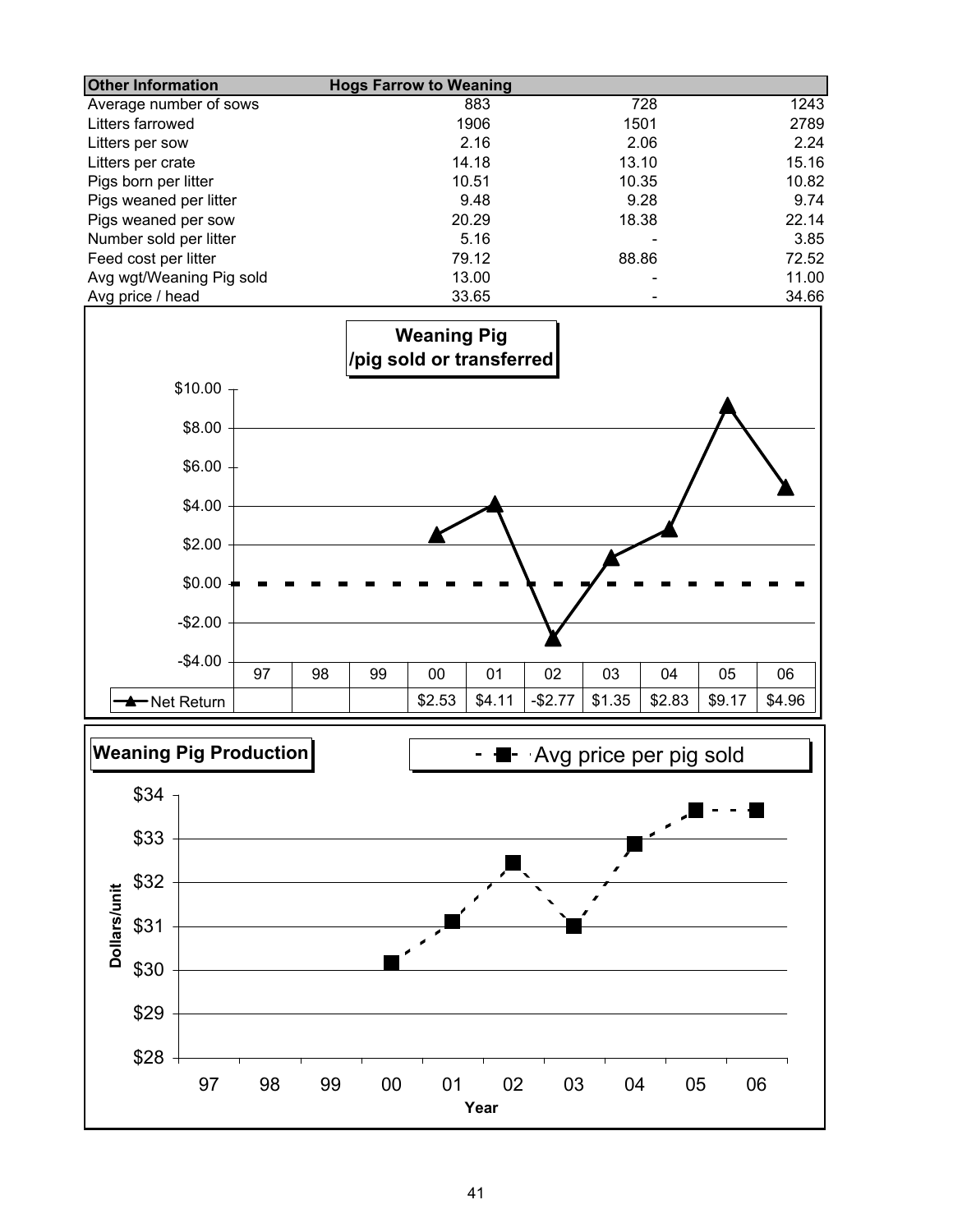| Other Information | Hogs Farrow to Weaning | | |
|---|---|---|---|
| Average number of sows | 883 | 728 | 1243 |
| Litters farrowed | 1906 | 1501 | 2789 |
| Litters per sow | 2.16 | 2.06 | 2.24 |
| Litters per crate | 14.18 | 13.10 | 15.16 |
| Pigs born per litter | 10.51 | 10.35 | 10.82 |
| Pigs weaned per litter | 9.48 | 9.28 | 9.74 |
| Pigs weaned per sow | 20.29 | 18.38 | 22.14 |
| Number sold per litter | 5.16 | - | 3.85 |
| Feed cost per litter | 79.12 | 88.86 | 72.52 |
| Avg wgt/Weaning Pig sold | 13.00 | - | 11.00 |
| Avg price / head | 33.65 | - | 34.66 |

**Weaning Pig /pig sold or transferred**

| | 97 | 98 | 99 | 00 | 01 | 02 | 03 | 04 | 05 | 06 |
|---|---|---|---|---|---|---|---|---|---|---|
| Net Return | | | | $2.53 | $4.11 | -$2.77 | $1.35 | $2.83 | $9.17 | $4.96 |

**Weaning Pig Production**

Avg price per pig sold

Dollars/unit

Year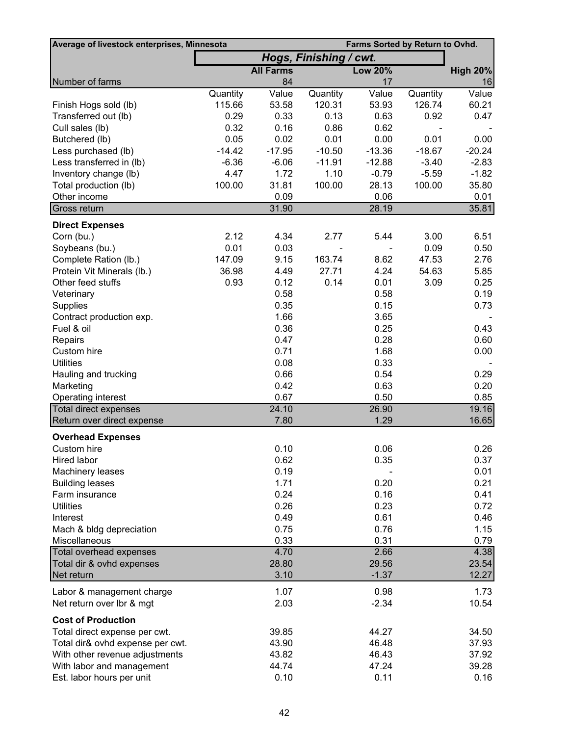| Average of livestock enterprises, Minnesota | | | | Farms Sorted by Return to Ovhd. | | |
|---|---|---|---|---|---|---|
| | *Hogs, Finishing / cwt.* | | | | | |
| | | **All Farms** | | **Low 20%** | | **High 20%** |
| Number of farms | | 84 | | 17 | | 16 |
| | Quantity | Value | Quantity | Value | Quantity | Value |
| Finish Hogs sold (lb) | 115.66 | 53.58 | 120.31 | 53.93 | 126.74 | 60.21 |
| Transferred out (lb) | 0.29 | 0.33 | 0.13 | 0.63 | 0.92 | 0.47 |
| Cull sales (lb) | 0.32 | 0.16 | 0.86 | 0.62 | - | - |
| Butchered (lb) | 0.05 | 0.02 | 0.01 | 0.00 | 0.01 | 0.00 |
| Less purchased (lb) | -14.42 | -17.95 | -10.50 | -13.36 | -18.67 | -20.24 |
| Less transferred in (lb) | -6.36 | -6.06 | -11.91 | -12.88 | -3.40 | -2.83 |
| Inventory change (lb) | 4.47 | 1.72 | 1.10 | -0.79 | -5.59 | -1.82 |
| Total production (lb) | 100.00 | 31.81 | 100.00 | 28.13 | 100.00 | 35.80 |
| Other income | | 0.09 | | 0.06 | | 0.01 |
| Gross return | | 31.90 | | 28.19 | | 35.81 |
| **Direct Expenses** | | | | | | |
| Corn (bu.) | 2.12 | 4.34 | 2.77 | 5.44 | 3.00 | 6.51 |
| Soybeans (bu.) | 0.01 | 0.03 | - | - | 0.09 | 0.50 |
| Complete Ration (lb.) | 147.09 | 9.15 | 163.74 | 8.62 | 47.53 | 2.76 |
| Protein Vit Minerals (lb.) | 36.98 | 4.49 | 27.71 | 4.24 | 54.63 | 5.85 |
| Other feed stuffs | 0.93 | 0.12 | 0.14 | 0.01 | 3.09 | 0.25 |
| Veterinary | | 0.58 | | 0.58 | | 0.19 |
| Supplies | | 0.35 | | 0.15 | | 0.73 |
| Contract production exp. | | 1.66 | | 3.65 | | - |
| Fuel & oil | | 0.36 | | 0.25 | | 0.43 |
| Repairs | | 0.47 | | 0.28 | | 0.60 |
| Custom hire | | 0.71 | | 1.68 | | 0.00 |
| Utilities | | 0.08 | | 0.33 | | - |
| Hauling and trucking | | 0.66 | | 0.54 | | 0.29 |
| Marketing | | 0.42 | | 0.63 | | 0.20 |
| Operating interest | | 0.67 | | 0.50 | | 0.85 |
| Total direct expenses | | 24.10 | | 26.90 | | 19.16 |
| Return over direct expense | | 7.80 | | 1.29 | | 16.65 |
| **Overhead Expenses** | | | | | | |
| Custom hire | | 0.10 | | 0.06 | | 0.26 |
| Hired labor | | 0.62 | | 0.35 | | 0.37 |
| Machinery leases | | 0.19 | | - | | 0.01 |
| Building leases | | 1.71 | | 0.20 | | 0.21 |
| Farm insurance | | 0.24 | | 0.16 | | 0.41 |
| Utilities | | 0.26 | | 0.23 | | 0.72 |
| Interest | | 0.49 | | 0.61 | | 0.46 |
| Mach & bldg depreciation | | 0.75 | | 0.76 | | 1.15 |
| Miscellaneous | | 0.33 | | 0.31 | | 0.79 |
| Total overhead expenses | | 4.70 | | 2.66 | | 4.38 |
| Total dir & ovhd expenses | | 28.80 | | 29.56 | | 23.54 |
| Net return | | 3.10 | | -1.37 | | 12.27 |
| Labor & management charge | | 1.07 | | 0.98 | | 1.73 |
| Net return over lbr & mgt | | 2.03 | | -2.34 | | 10.54 |
| **Cost of Production** | | | | | | |
| Total direct expense per cwt. | | 39.85 | | 44.27 | | 34.50 |
| Total dir& ovhd expense per cwt. | | 43.90 | | 46.48 | | 37.93 |
| With other revenue adjustments | | 43.82 | | 46.43 | | 37.92 |
| With labor and management | | 44.74 | | 47.24 | | 39.28 |
| Est. labor hours per unit | | 0.10 | | 0.11 | | 0.16 |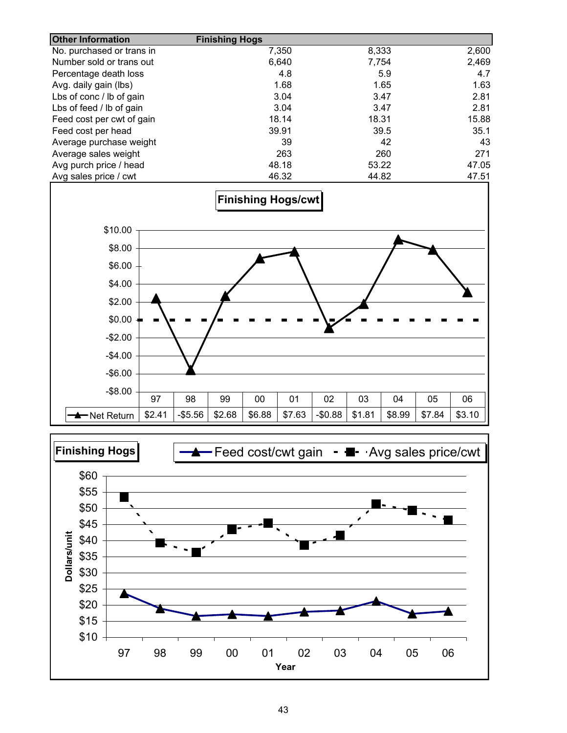| Other Information | Finishing Hogs | | |
|---|---|---|---|
| No. purchased or trans in | 7,350 | 8,333 | 2,600 |
| Number sold or trans out | 6,640 | 7,754 | 2,469 |
| Percentage death loss | 4.8 | 5.9 | 4.7 |
| Avg. daily gain (lbs) | 1.68 | 1.65 | 1.63 |
| Lbs of conc / lb of gain | 3.04 | 3.47 | 2.81 |
| Lbs of feed / lb of gain | 3.04 | 3.47 | 2.81 |
| Feed cost per cwt of gain | 18.14 | 18.31 | 15.88 |
| Feed cost per head | 39.91 | 39.5 | 35.1 |
| Average purchase weight | 39 | 42 | 43 |
| Average sales weight | 263 | 260 | 271 |
| Avg purch price / head | 48.18 | 53.22 | 47.05 |
| Avg sales price / cwt | 46.32 | 44.82 | 47.51 |

**Finishing Hogs/cwt**

| | 97 | 98 | 99 | 00 | 01 | 02 | 03 | 04 | 05 | 06 |
|---|---|---|---|---|---|---|---|---|---|---|
| Net Return | $2.41 | -$5.56 | $2.68 | $6.88 | $7.63 | -$0.88 | $1.81 | $8.99 | $7.84 | $3.10 |

**Finishing Hogs**

Feed cost/cwt gain — Avg sales price/cwt

Dollars/unit

Year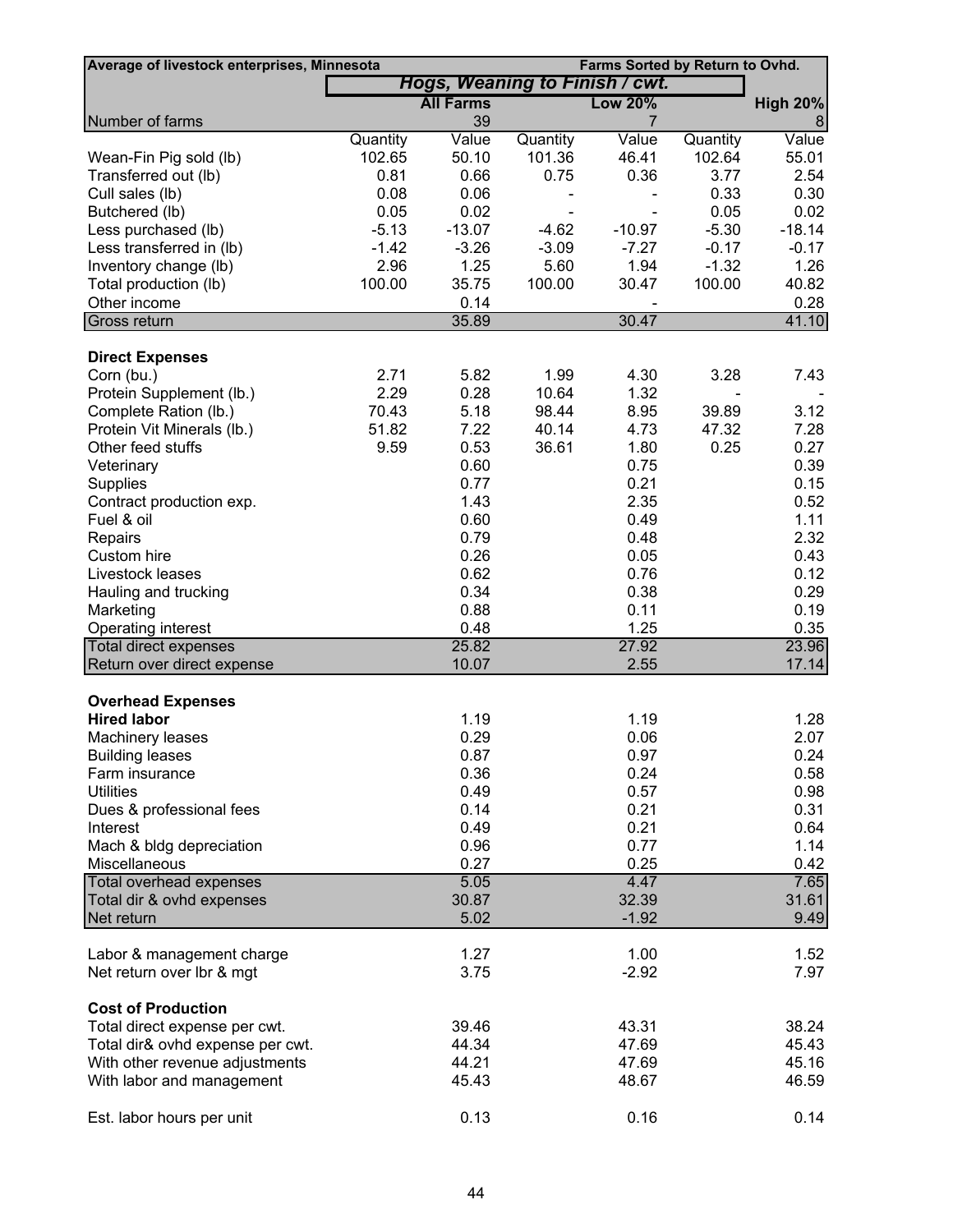| Average of livestock enterprises, Minnesota | | | | Farms Sorted by Return to Ovhd. | | |
|---|---|---|---|---|---|---|
| | *Hogs, Weaning to Finish / cwt.* | | | | | |
| | | All Farms | | Low 20% | | High 20% |
| Number of farms | | 39 | | 7 | | 8 |
| | Quantity | Value | Quantity | Value | Quantity | Value |
| Wean-Fin Pig sold (lb) | 102.65 | 50.10 | 101.36 | 46.41 | 102.64 | 55.01 |
| Transferred out (lb) | 0.81 | 0.66 | 0.75 | 0.36 | 3.77 | 2.54 |
| Cull sales (lb) | 0.08 | 0.06 | - | - | 0.33 | 0.30 |
| Butchered (lb) | 0.05 | 0.02 | - | - | 0.05 | 0.02 |
| Less purchased (lb) | -5.13 | -13.07 | -4.62 | -10.97 | -5.30 | -18.14 |
| Less transferred in (lb) | -1.42 | -3.26 | -3.09 | -7.27 | -0.17 | -0.17 |
| Inventory change (lb) | 2.96 | 1.25 | 5.60 | 1.94 | -1.32 | 1.26 |
| Total production (lb) | 100.00 | 35.75 | 100.00 | 30.47 | 100.00 | 40.82 |
| Other income | | 0.14 | | - | | 0.28 |
| Gross return | | 35.89 | | 30.47 | | 41.10 |
| | | | | | | |
| **Direct Expenses** | | | | | | |
| Corn (bu.) | 2.71 | 5.82 | 1.99 | 4.30 | 3.28 | 7.43 |
| Protein Supplement (lb.) | 2.29 | 0.28 | 10.64 | 1.32 | - | - |
| Complete Ration (lb.) | 70.43 | 5.18 | 98.44 | 8.95 | 39.89 | 3.12 |
| Protein Vit Minerals (lb.) | 51.82 | 7.22 | 40.14 | 4.73 | 47.32 | 7.28 |
| Other feed stuffs | 9.59 | 0.53 | 36.61 | 1.80 | 0.25 | 0.27 |
| Veterinary | | 0.60 | | 0.75 | | 0.39 |
| Supplies | | 0.77 | | 0.21 | | 0.15 |
| Contract production exp. | | 1.43 | | 2.35 | | 0.52 |
| Fuel & oil | | 0.60 | | 0.49 | | 1.11 |
| Repairs | | 0.79 | | 0.48 | | 2.32 |
| Custom hire | | 0.26 | | 0.05 | | 0.43 |
| Livestock leases | | 0.62 | | 0.76 | | 0.12 |
| Hauling and trucking | | 0.34 | | 0.38 | | 0.29 |
| Marketing | | 0.88 | | 0.11 | | 0.19 |
| Operating interest | | 0.48 | | 1.25 | | 0.35 |
| Total direct expenses | | 25.82 | | 27.92 | | 23.96 |
| Return over direct expense | | 10.07 | | 2.55 | | 17.14 |
| | | | | | | |
| **Overhead Expenses** | | | | | | |
| **Hired labor** | | 1.19 | | 1.19 | | 1.28 |
| Machinery leases | | 0.29 | | 0.06 | | 2.07 |
| Building leases | | 0.87 | | 0.97 | | 0.24 |
| Farm insurance | | 0.36 | | 0.24 | | 0.58 |
| Utilities | | 0.49 | | 0.57 | | 0.98 |
| Dues & professional fees | | 0.14 | | 0.21 | | 0.31 |
| Interest | | 0.49 | | 0.21 | | 0.64 |
| Mach & bldg depreciation | | 0.96 | | 0.77 | | 1.14 |
| Miscellaneous | | 0.27 | | 0.25 | | 0.42 |
| Total overhead expenses | | 5.05 | | 4.47 | | 7.65 |
| Total dir & ovhd expenses | | 30.87 | | 32.39 | | 31.61 |
| Net return | | 5.02 | | -1.92 | | 9.49 |
| | | | | | | |
| Labor & management charge | | 1.27 | | 1.00 | | 1.52 |
| Net return over lbr & mgt | | 3.75 | | -2.92 | | 7.97 |
| | | | | | | |
| **Cost of Production** | | | | | | |
| Total direct expense per cwt. | | 39.46 | | 43.31 | | 38.24 |
| Total dir& ovhd expense per cwt. | | 44.34 | | 47.69 | | 45.43 |
| With other revenue adjustments | | 44.21 | | 47.69 | | 45.16 |
| With labor and management | | 45.43 | | 48.67 | | 46.59 |
| | | | | | | |
| Est. labor hours per unit | | 0.13 | | 0.16 | | 0.14 |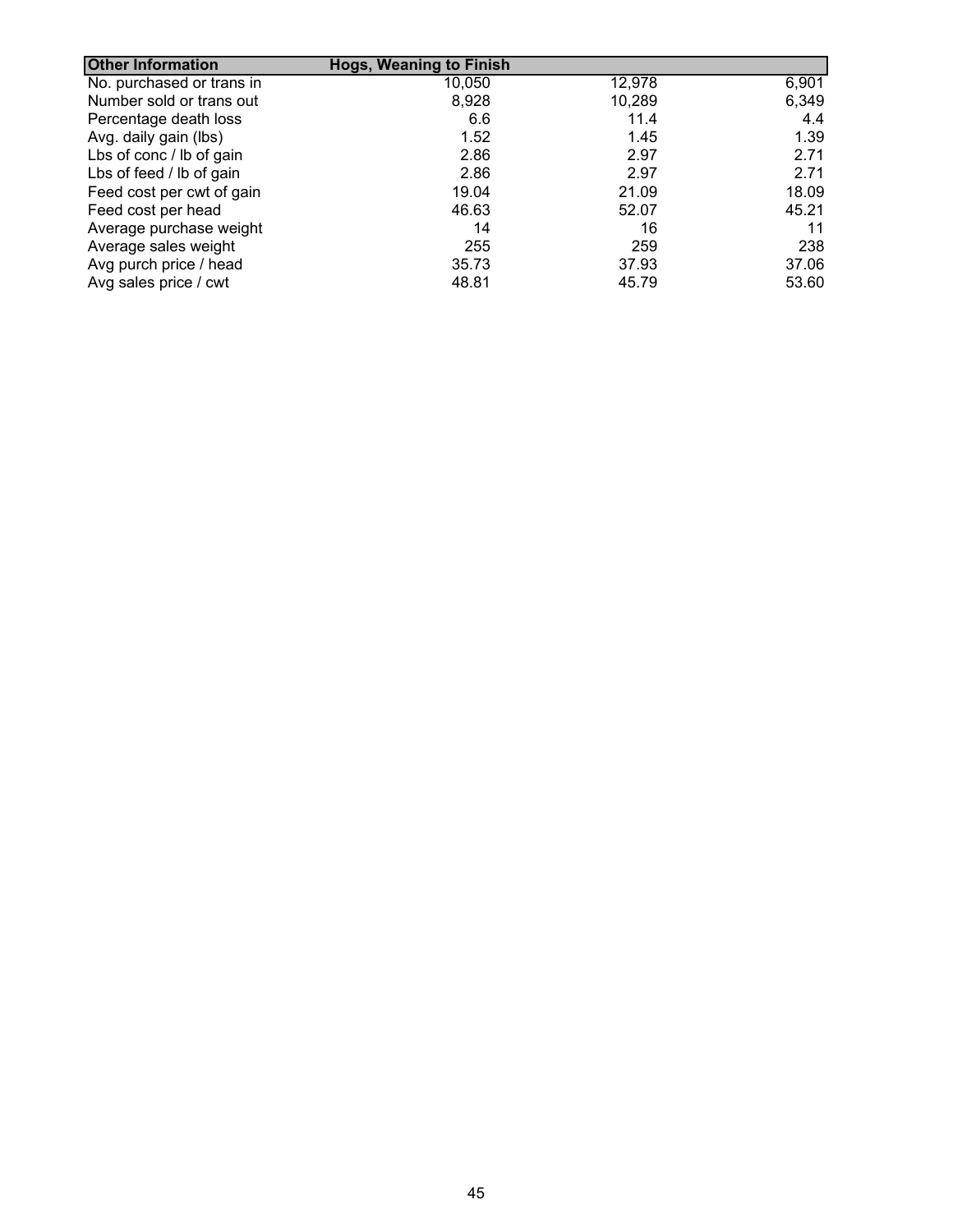| Other Information | Hogs, Weaning to Finish | | |
|---|---|---|---|
| No. purchased or trans in | 10,050 | 12,978 | 6,901 |
| Number sold or trans out | 8,928 | 10,289 | 6,349 |
| Percentage death loss | 6.6 | 11.4 | 4.4 |
| Avg. daily gain (lbs) | 1.52 | 1.45 | 1.39 |
| Lbs of conc / lb of gain | 2.86 | 2.97 | 2.71 |
| Lbs of feed / lb of gain | 2.86 | 2.97 | 2.71 |
| Feed cost per cwt of gain | 19.04 | 21.09 | 18.09 |
| Feed cost per head | 46.63 | 52.07 | 45.21 |
| Average purchase weight | 14 | 16 | 11 |
| Average sales weight | 255 | 259 | 238 |
| Avg purch price / head | 35.73 | 37.93 | 37.06 |
| Avg sales price / cwt | 48.81 | 45.79 | 53.60 |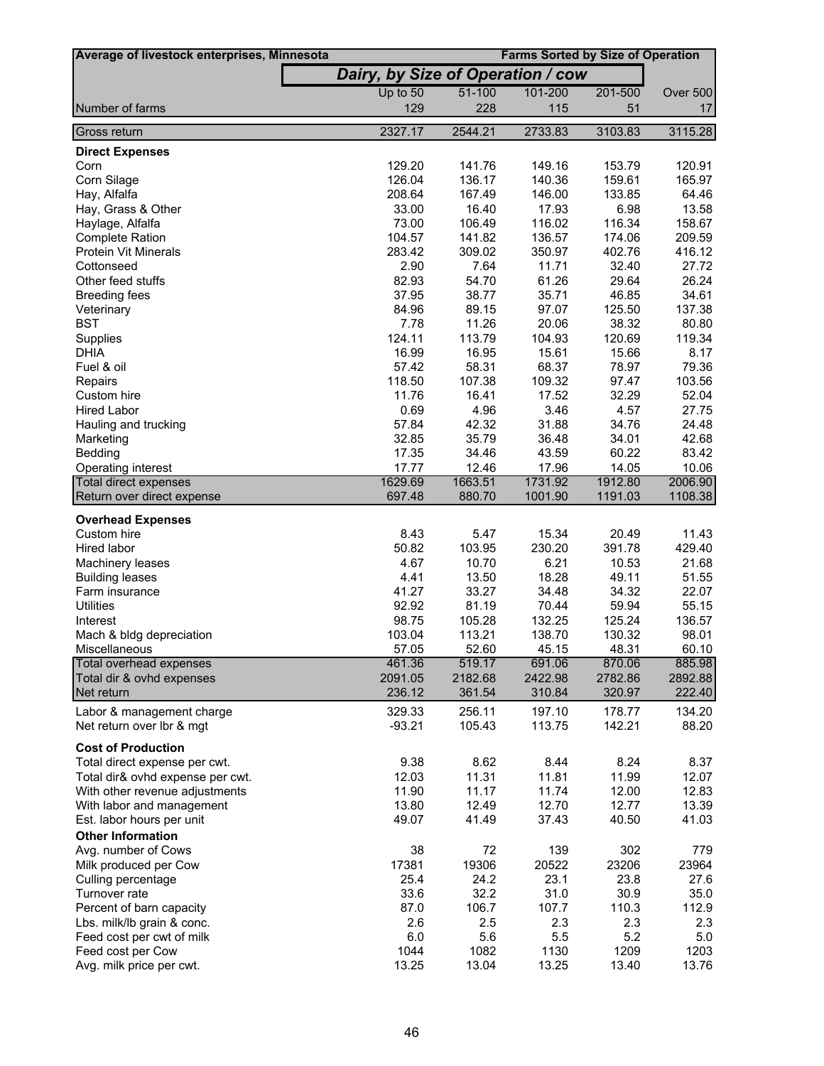| Average of livestock enterprises, Minnesota | Farms Sorted by Size of Operation | | | | |
|---|---|---|---|---|---|
| | ***Dairy, by Size of Operation / cow*** | | | | |
| | Up to 50 | 51-100 | 101-200 | 201-500 | Over 500 |
| Number of farms | 129 | 228 | 115 | 51 | 17 |
| Gross return | 2327.17 | 2544.21 | 2733.83 | 3103.83 | 3115.28 |
| **Direct Expenses** | | | | | |
| Corn | 129.20 | 141.76 | 149.16 | 153.79 | 120.91 |
| Corn Silage | 126.04 | 136.17 | 140.36 | 159.61 | 165.97 |
| Hay, Alfalfa | 208.64 | 167.49 | 146.00 | 133.85 | 64.46 |
| Hay, Grass & Other | 33.00 | 16.40 | 17.93 | 6.98 | 13.58 |
| Haylage, Alfalfa | 73.00 | 106.49 | 116.02 | 116.34 | 158.67 |
| Complete Ration | 104.57 | 141.82 | 136.57 | 174.06 | 209.59 |
| Protein Vit Minerals | 283.42 | 309.02 | 350.97 | 402.76 | 416.12 |
| Cottonseed | 2.90 | 7.64 | 11.71 | 32.40 | 27.72 |
| Other feed stuffs | 82.93 | 54.70 | 61.26 | 29.64 | 26.24 |
| Breeding fees | 37.95 | 38.77 | 35.71 | 46.85 | 34.61 |
| Veterinary | 84.96 | 89.15 | 97.07 | 125.50 | 137.38 |
| BST | 7.78 | 11.26 | 20.06 | 38.32 | 80.80 |
| Supplies | 124.11 | 113.79 | 104.93 | 120.69 | 119.34 |
| DHIA | 16.99 | 16.95 | 15.61 | 15.66 | 8.17 |
| Fuel & oil | 57.42 | 58.31 | 68.37 | 78.97 | 79.36 |
| Repairs | 118.50 | 107.38 | 109.32 | 97.47 | 103.56 |
| Custom hire | 11.76 | 16.41 | 17.52 | 32.29 | 52.04 |
| Hired Labor | 0.69 | 4.96 | 3.46 | 4.57 | 27.75 |
| Hauling and trucking | 57.84 | 42.32 | 31.88 | 34.76 | 24.48 |
| Marketing | 32.85 | 35.79 | 36.48 | 34.01 | 42.68 |
| Bedding | 17.35 | 34.46 | 43.59 | 60.22 | 83.42 |
| Operating interest | 17.77 | 12.46 | 17.96 | 14.05 | 10.06 |
| Total direct expenses | 1629.69 | 1663.51 | 1731.92 | 1912.80 | 2006.90 |
| Return over direct expense | 697.48 | 880.70 | 1001.90 | 1191.03 | 1108.38 |
| **Overhead Expenses** | | | | | |
| Custom hire | 8.43 | 5.47 | 15.34 | 20.49 | 11.43 |
| Hired labor | 50.82 | 103.95 | 230.20 | 391.78 | 429.40 |
| Machinery leases | 4.67 | 10.70 | 6.21 | 10.53 | 21.68 |
| Building leases | 4.41 | 13.50 | 18.28 | 49.11 | 51.55 |
| Farm insurance | 41.27 | 33.27 | 34.48 | 34.32 | 22.07 |
| Utilities | 92.92 | 81.19 | 70.44 | 59.94 | 55.15 |
| Interest | 98.75 | 105.28 | 132.25 | 125.24 | 136.57 |
| Mach & bldg depreciation | 103.04 | 113.21 | 138.70 | 130.32 | 98.01 |
| Miscellaneous | 57.05 | 52.60 | 45.15 | 48.31 | 60.10 |
| Total overhead expenses | 461.36 | 519.17 | 691.06 | 870.06 | 885.98 |
| Total dir & ovhd expenses | 2091.05 | 2182.68 | 2422.98 | 2782.86 | 2892.88 |
| Net return | 236.12 | 361.54 | 310.84 | 320.97 | 222.40 |
| Labor & management charge | 329.33 | 256.11 | 197.10 | 178.77 | 134.20 |
| Net return over lbr & mgt | -93.21 | 105.43 | 113.75 | 142.21 | 88.20 |
| **Cost of Production** | | | | | |
| Total direct expense per cwt. | 9.38 | 8.62 | 8.44 | 8.24 | 8.37 |
| Total dir& ovhd expense per cwt. | 12.03 | 11.31 | 11.81 | 11.99 | 12.07 |
| With other revenue adjustments | 11.90 | 11.17 | 11.74 | 12.00 | 12.83 |
| With labor and management | 13.80 | 12.49 | 12.70 | 12.77 | 13.39 |
| Est. labor hours per unit | 49.07 | 41.49 | 37.43 | 40.50 | 41.03 |
| **Other Information** | | | | | |
| Avg. number of Cows | 38 | 72 | 139 | 302 | 779 |
| Milk produced per Cow | 17381 | 19306 | 20522 | 23206 | 23964 |
| Culling percentage | 25.4 | 24.2 | 23.1 | 23.8 | 27.6 |
| Turnover rate | 33.6 | 32.2 | 31.0 | 30.9 | 35.0 |
| Percent of barn capacity | 87.0 | 106.7 | 107.7 | 110.3 | 112.9 |
| Lbs. milk/lb grain & conc. | 2.6 | 2.5 | 2.3 | 2.3 | 2.3 |
| Feed cost per cwt of milk | 6.0 | 5.6 | 5.5 | 5.2 | 5.0 |
| Feed cost per Cow | 1044 | 1082 | 1130 | 1209 | 1203 |
| Avg. milk price per cwt. | 13.25 | 13.04 | 13.25 | 13.40 | 13.76 |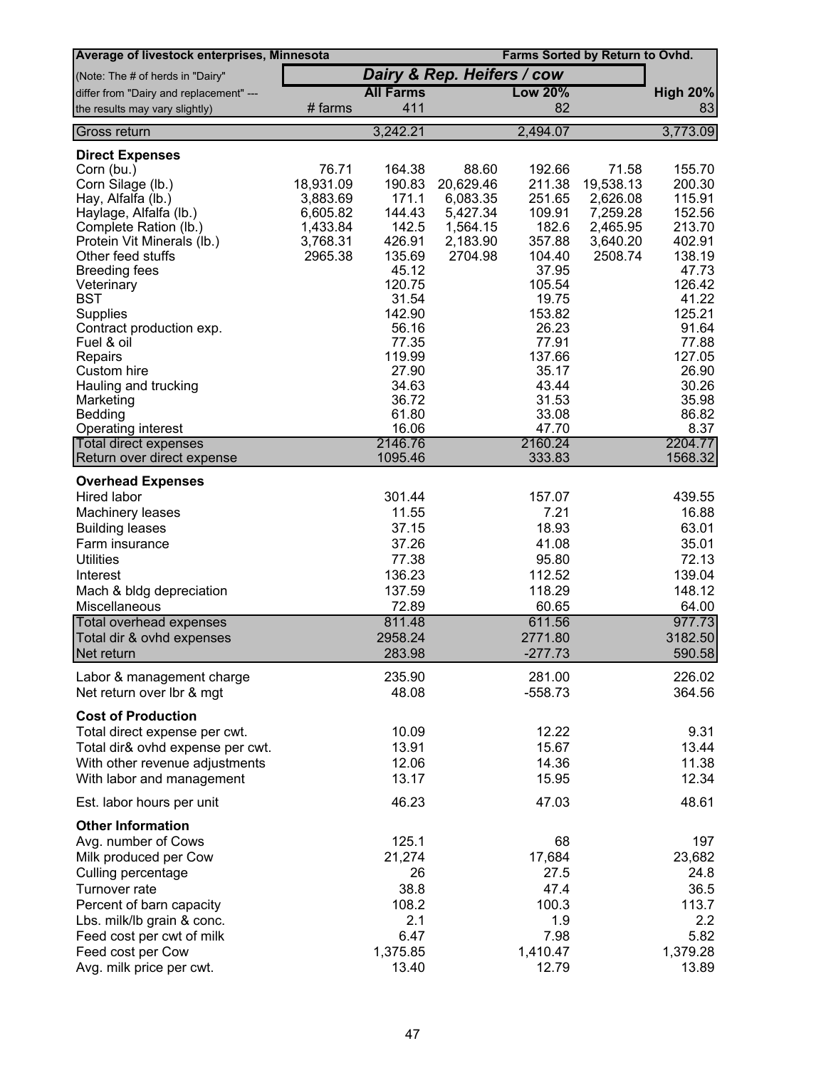| Average of livestock enterprises, Minnesota | | | | | Farms Sorted by Return to Ovhd. | |
|---|---|---|---|---|---|---|
| (Note: The # of herds in "Dairy" | | *Dairy & Rep. Heifers / cow* | | | | |
| differ from "Dairy and replacement" --- | | **All Farms** | | **Low 20%** | | **High 20%** |
| the results may vary slightly) | # farms | 411 | | 82 | | 83 |
| Gross return | | 3,242.21 | | 2,494.07 | | 3,773.09 |
| **Direct Expenses** | | | | | | |
| Corn (bu.) | 76.71 | 164.38 | 88.60 | 192.66 | 71.58 | 155.70 |
| Corn Silage (lb.) | 18,931.09 | 190.83 | 20,629.46 | 211.38 | 19,538.13 | 200.30 |
| Hay, Alfalfa (lb.) | 3,883.69 | 171.1 | 6,083.35 | 251.65 | 2,626.08 | 115.91 |
| Haylage, Alfalfa (lb.) | 6,605.82 | 144.43 | 5,427.34 | 109.91 | 7,259.28 | 152.56 |
| Complete Ration (lb.) | 1,433.84 | 142.5 | 1,564.15 | 182.6 | 2,465.95 | 213.70 |
| Protein Vit Minerals (lb.) | 3,768.31 | 426.91 | 2,183.90 | 357.88 | 3,640.20 | 402.91 |
| Other feed stuffs | 2965.38 | 135.69 | 2704.98 | 104.40 | 2508.74 | 138.19 |
| Breeding fees | | 45.12 | | 37.95 | | 47.73 |
| Veterinary | | 120.75 | | 105.54 | | 126.42 |
| BST | | 31.54 | | 19.75 | | 41.22 |
| Supplies | | 142.90 | | 153.82 | | 125.21 |
| Contract production exp. | | 56.16 | | 26.23 | | 91.64 |
| Fuel & oil | | 77.35 | | 77.91 | | 77.88 |
| Repairs | | 119.99 | | 137.66 | | 127.05 |
| Custom hire | | 27.90 | | 35.17 | | 26.90 |
| Hauling and trucking | | 34.63 | | 43.44 | | 30.26 |
| Marketing | | 36.72 | | 31.53 | | 35.98 |
| Bedding | | 61.80 | | 33.08 | | 86.82 |
| Operating interest | | 16.06 | | 47.70 | | 8.37 |
| Total direct expenses | | 2146.76 | | 2160.24 | | 2204.77 |
| Return over direct expense | | 1095.46 | | 333.83 | | 1568.32 |
| **Overhead Expenses** | | | | | | |
| Hired labor | | 301.44 | | 157.07 | | 439.55 |
| Machinery leases | | 11.55 | | 7.21 | | 16.88 |
| Building leases | | 37.15 | | 18.93 | | 63.01 |
| Farm insurance | | 37.26 | | 41.08 | | 35.01 |
| Utilities | | 77.38 | | 95.80 | | 72.13 |
| Interest | | 136.23 | | 112.52 | | 139.04 |
| Mach & bldg depreciation | | 137.59 | | 118.29 | | 148.12 |
| Miscellaneous | | 72.89 | | 60.65 | | 64.00 |
| Total overhead expenses | | 811.48 | | 611.56 | | 977.73 |
| Total dir & ovhd expenses | | 2958.24 | | 2771.80 | | 3182.50 |
| Net return | | 283.98 | | -277.73 | | 590.58 |
| Labor & management charge | | 235.90 | | 281.00 | | 226.02 |
| Net return over lbr & mgt | | 48.08 | | -558.73 | | 364.56 |
| **Cost of Production** | | | | | | |
| Total direct expense per cwt. | | 10.09 | | 12.22 | | 9.31 |
| Total dir& ovhd expense per cwt. | | 13.91 | | 15.67 | | 13.44 |
| With other revenue adjustments | | 12.06 | | 14.36 | | 11.38 |
| With labor and management | | 13.17 | | 15.95 | | 12.34 |
| Est. labor hours per unit | | 46.23 | | 47.03 | | 48.61 |
| **Other Information** | | | | | | |
| Avg. number of Cows | | 125.1 | | 68 | | 197 |
| Milk produced per Cow | | 21,274 | | 17,684 | | 23,682 |
| Culling percentage | | 26 | | 27.5 | | 24.8 |
| Turnover rate | | 38.8 | | 47.4 | | 36.5 |
| Percent of barn capacity | | 108.2 | | 100.3 | | 113.7 |
| Lbs. milk/lb grain & conc. | | 2.1 | | 1.9 | | 2.2 |
| Feed cost per cwt of milk | | 6.47 | | 7.98 | | 5.82 |
| Feed cost per Cow | | 1,375.85 | | 1,410.47 | | 1,379.28 |
| Avg. milk price per cwt. | | 13.40 | | 12.79 | | 13.89 |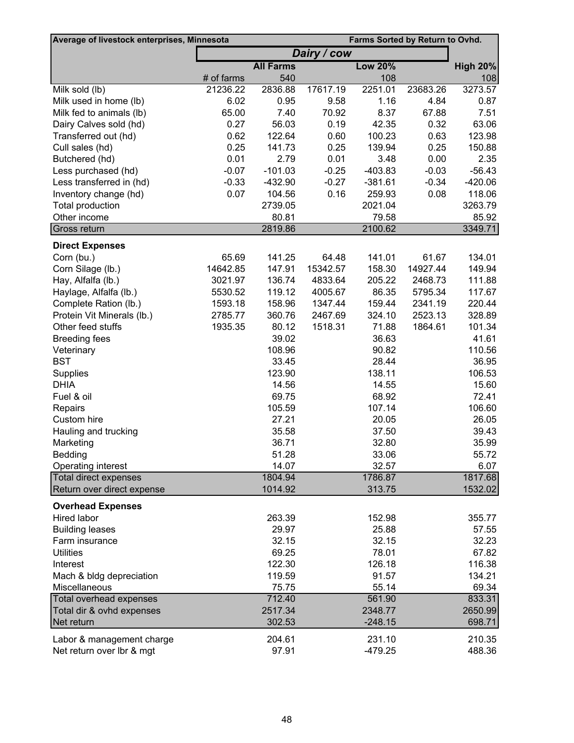| Average of livestock enterprises, Minnesota | | | | | Farms Sorted by Return to Ovhd. | |
|---|---|---|---|---|---|---|
| | *Dairy / cow* | | | | | |
| | | **All Farms** | | **Low 20%** | | **High 20%** |
| | # of farms | 540 | | 108 | | 108 |
| Milk sold (lb) | 21236.22 | 2836.88 | 17617.19 | 2251.01 | 23683.26 | 3273.57 |
| Milk used in home (lb) | 6.02 | 0.95 | 9.58 | 1.16 | 4.84 | 0.87 |
| Milk fed to animals (lb) | 65.00 | 7.40 | 70.92 | 8.37 | 67.88 | 7.51 |
| Dairy Calves sold (hd) | 0.27 | 56.03 | 0.19 | 42.35 | 0.32 | 63.06 |
| Transferred out (hd) | 0.62 | 122.64 | 0.60 | 100.23 | 0.63 | 123.98 |
| Cull sales (hd) | 0.25 | 141.73 | 0.25 | 139.94 | 0.25 | 150.88 |
| Butchered (hd) | 0.01 | 2.79 | 0.01 | 3.48 | 0.00 | 2.35 |
| Less purchased (hd) | -0.07 | -101.03 | -0.25 | -403.83 | -0.03 | -56.43 |
| Less transferred in (hd) | -0.33 | -432.90 | -0.27 | -381.61 | -0.34 | -420.06 |
| Inventory change (hd) | 0.07 | 104.56 | 0.16 | 259.93 | 0.08 | 118.06 |
| Total production | | 2739.05 | | 2021.04 | | 3263.79 |
| Other income | | 80.81 | | 79.58 | | 85.92 |
| Gross return | | 2819.86 | | 2100.62 | | 3349.71 |
| **Direct Expenses** | | | | | | |
| Corn (bu.) | 65.69 | 141.25 | 64.48 | 141.01 | 61.67 | 134.01 |
| Corn Silage (lb.) | 14642.85 | 147.91 | 15342.57 | 158.30 | 14927.44 | 149.94 |
| Hay, Alfalfa (lb.) | 3021.97 | 136.74 | 4833.64 | 205.22 | 2468.73 | 111.88 |
| Haylage, Alfalfa (lb.) | 5530.52 | 119.12 | 4005.67 | 86.35 | 5795.34 | 117.67 |
| Complete Ration (lb.) | 1593.18 | 158.96 | 1347.44 | 159.44 | 2341.19 | 220.44 |
| Protein Vit Minerals (lb.) | 2785.77 | 360.76 | 2467.69 | 324.10 | 2523.13 | 328.89 |
| Other feed stuffs | 1935.35 | 80.12 | 1518.31 | 71.88 | 1864.61 | 101.34 |
| Breeding fees | | 39.02 | | 36.63 | | 41.61 |
| Veterinary | | 108.96 | | 90.82 | | 110.56 |
| BST | | 33.45 | | 28.44 | | 36.95 |
| Supplies | | 123.90 | | 138.11 | | 106.53 |
| DHIA | | 14.56 | | 14.55 | | 15.60 |
| Fuel & oil | | 69.75 | | 68.92 | | 72.41 |
| Repairs | | 105.59 | | 107.14 | | 106.60 |
| Custom hire | | 27.21 | | 20.05 | | 26.05 |
| Hauling and trucking | | 35.58 | | 37.50 | | 39.43 |
| Marketing | | 36.71 | | 32.80 | | 35.99 |
| Bedding | | 51.28 | | 33.06 | | 55.72 |
| Operating interest | | 14.07 | | 32.57 | | 6.07 |
| Total direct expenses | | 1804.94 | | 1786.87 | | 1817.68 |
| Return over direct expense | | 1014.92 | | 313.75 | | 1532.02 |
| **Overhead Expenses** | | | | | | |
| Hired labor | | 263.39 | | 152.98 | | 355.77 |
| Building leases | | 29.97 | | 25.88 | | 57.55 |
| Farm insurance | | 32.15 | | 32.15 | | 32.23 |
| Utilities | | 69.25 | | 78.01 | | 67.82 |
| Interest | | 122.30 | | 126.18 | | 116.38 |
| Mach & bldg depreciation | | 119.59 | | 91.57 | | 134.21 |
| Miscellaneous | | 75.75 | | 55.14 | | 69.34 |
| Total overhead expenses | | 712.40 | | 561.90 | | 833.31 |
| Total dir & ovhd expenses | | 2517.34 | | 2348.77 | | 2650.99 |
| Net return | | 302.53 | | -248.15 | | 698.71 |
| Labor & management charge | | 204.61 | | 231.10 | | 210.35 |
| Net return over lbr & mgt | | 97.91 | | -479.25 | | 488.36 |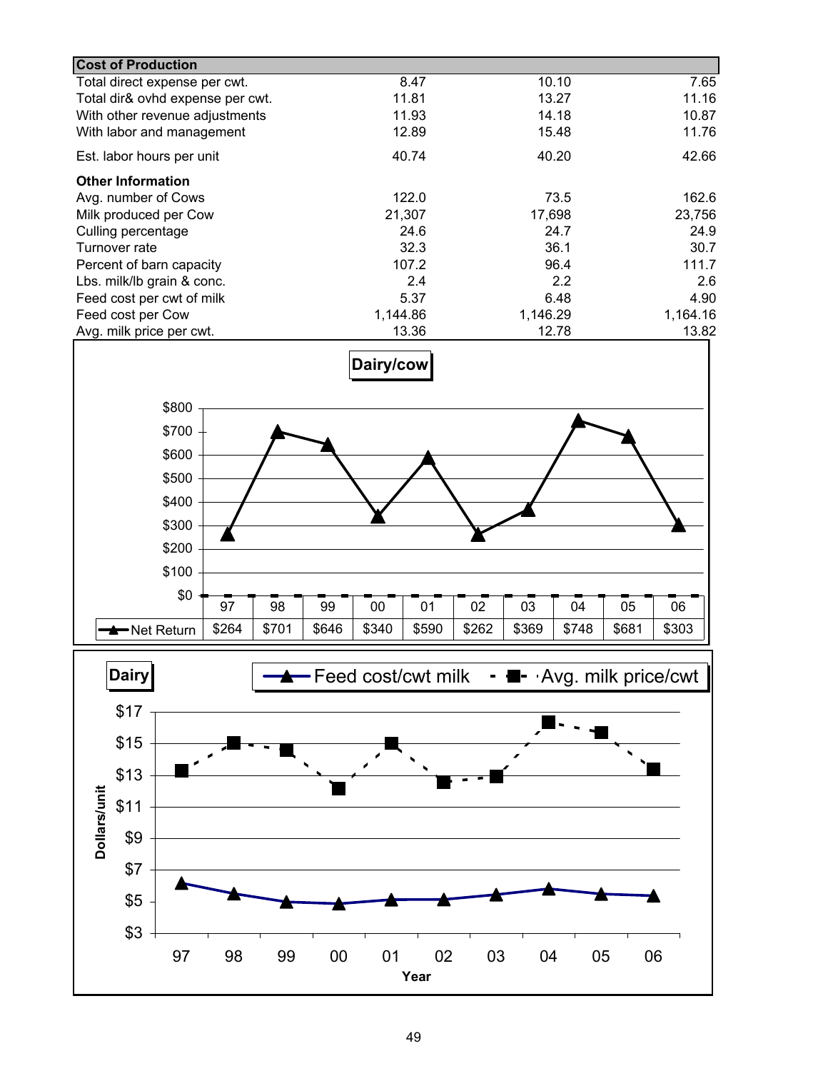| Cost of Production | | | |
|---|---|---|---|
| Total direct expense per cwt. | 8.47 | 10.10 | 7.65 |
| Total dir& ovhd expense per cwt. | 11.81 | 13.27 | 11.16 |
| With other revenue adjustments | 11.93 | 14.18 | 10.87 |
| With labor and management | 12.89 | 15.48 | 11.76 |
| Est. labor hours per unit | 40.74 | 40.20 | 42.66 |
| **Other Information** | | | |
| Avg. number of Cows | 122.0 | 73.5 | 162.6 |
| Milk produced per Cow | 21,307 | 17,698 | 23,756 |
| Culling percentage | 24.6 | 24.7 | 24.9 |
| Turnover rate | 32.3 | 36.1 | 30.7 |
| Percent of barn capacity | 107.2 | 96.4 | 111.7 |
| Lbs. milk/lb grain & conc. | 2.4 | 2.2 | 2.6 |
| Feed cost per cwt of milk | 5.37 | 6.48 | 4.90 |
| Feed cost per Cow | 1,144.86 | 1,146.29 | 1,164.16 |
| Avg. milk price per cwt. | 13.36 | 12.78 | 13.82 |

**Dairy/cow**

| | 97 | 98 | 99 | 00 | 01 | 02 | 03 | 04 | 05 | 06 |
|---|---|---|---|---|---|---|---|---|---|---|
| Net Return | $264 | $701 | $646 | $340 | $590 | $262 | $369 | $748 | $681 | $303 |

**Dairy**

Feed cost/cwt milk; Avg. milk price/cwt

Dollars/unit

Year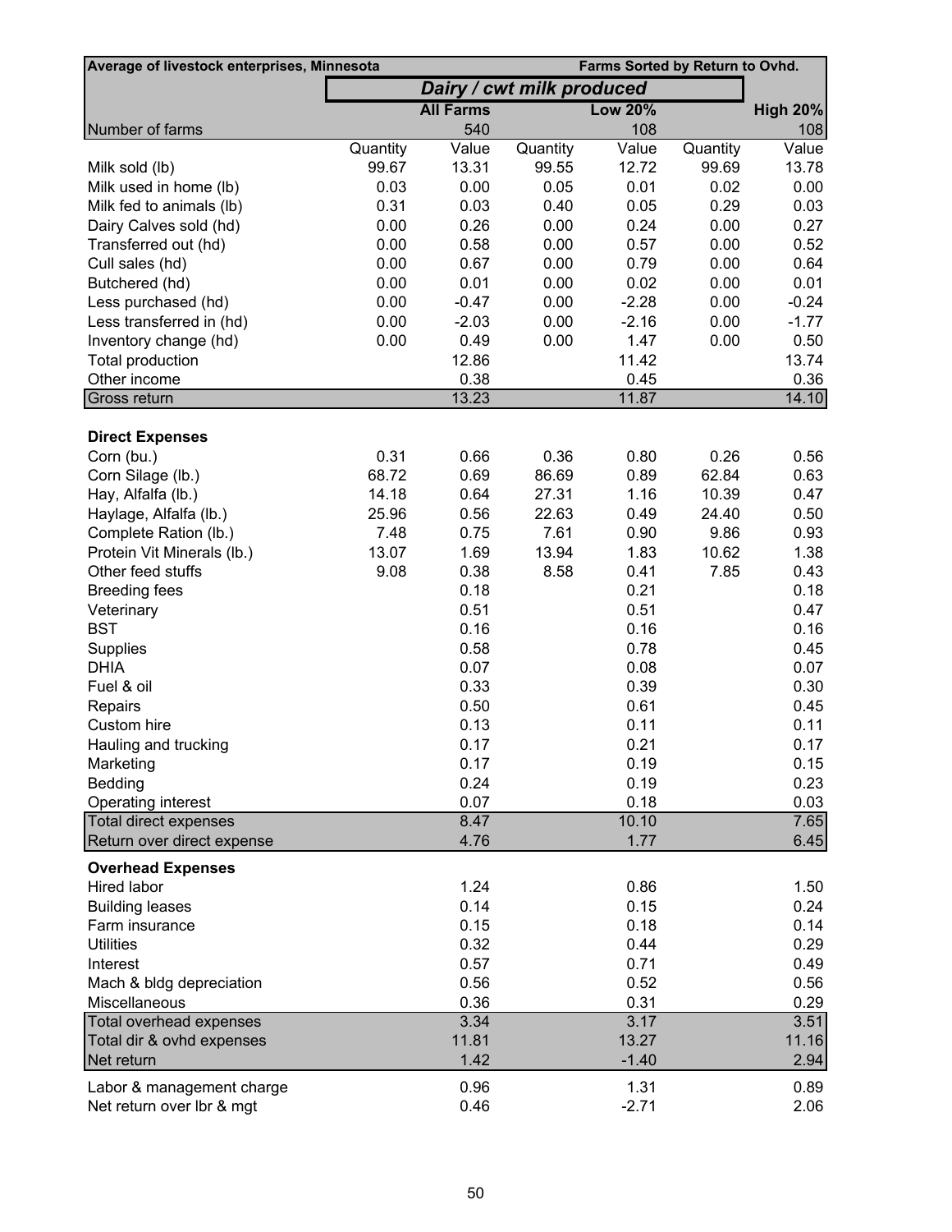| Average of livestock enterprises, Minnesota | | | | | Farms Sorted by Return to Ovhd. | |
|---|---|---|---|---|---|---|
| | *Dairy / cwt milk produced* | | | | | |
| | | **All Farms** | | **Low 20%** | | **High 20%** |
| Number of farms | | 540 | | 108 | | 108 |
| | Quantity | Value | Quantity | Value | Quantity | Value |
| Milk sold (lb) | 99.67 | 13.31 | 99.55 | 12.72 | 99.69 | 13.78 |
| Milk used in home (lb) | 0.03 | 0.00 | 0.05 | 0.01 | 0.02 | 0.00 |
| Milk fed to animals (lb) | 0.31 | 0.03 | 0.40 | 0.05 | 0.29 | 0.03 |
| Dairy Calves sold (hd) | 0.00 | 0.26 | 0.00 | 0.24 | 0.00 | 0.27 |
| Transferred out (hd) | 0.00 | 0.58 | 0.00 | 0.57 | 0.00 | 0.52 |
| Cull sales (hd) | 0.00 | 0.67 | 0.00 | 0.79 | 0.00 | 0.64 |
| Butchered (hd) | 0.00 | 0.01 | 0.00 | 0.02 | 0.00 | 0.01 |
| Less purchased (hd) | 0.00 | -0.47 | 0.00 | -2.28 | 0.00 | -0.24 |
| Less transferred in (hd) | 0.00 | -2.03 | 0.00 | -2.16 | 0.00 | -1.77 |
| Inventory change (hd) | 0.00 | 0.49 | 0.00 | 1.47 | 0.00 | 0.50 |
| Total production | | 12.86 | | 11.42 | | 13.74 |
| Other income | | 0.38 | | 0.45 | | 0.36 |
| Gross return | | 13.23 | | 11.87 | | 14.10 |
| **Direct Expenses** | | | | | | |
| Corn (bu.) | 0.31 | 0.66 | 0.36 | 0.80 | 0.26 | 0.56 |
| Corn Silage (lb.) | 68.72 | 0.69 | 86.69 | 0.89 | 62.84 | 0.63 |
| Hay, Alfalfa (lb.) | 14.18 | 0.64 | 27.31 | 1.16 | 10.39 | 0.47 |
| Haylage, Alfalfa (lb.) | 25.96 | 0.56 | 22.63 | 0.49 | 24.40 | 0.50 |
| Complete Ration (lb.) | 7.48 | 0.75 | 7.61 | 0.90 | 9.86 | 0.93 |
| Protein Vit Minerals (lb.) | 13.07 | 1.69 | 13.94 | 1.83 | 10.62 | 1.38 |
| Other feed stuffs | 9.08 | 0.38 | 8.58 | 0.41 | 7.85 | 0.43 |
| Breeding fees | | 0.18 | | 0.21 | | 0.18 |
| Veterinary | | 0.51 | | 0.51 | | 0.47 |
| BST | | 0.16 | | 0.16 | | 0.16 |
| Supplies | | 0.58 | | 0.78 | | 0.45 |
| DHIA | | 0.07 | | 0.08 | | 0.07 |
| Fuel & oil | | 0.33 | | 0.39 | | 0.30 |
| Repairs | | 0.50 | | 0.61 | | 0.45 |
| Custom hire | | 0.13 | | 0.11 | | 0.11 |
| Hauling and trucking | | 0.17 | | 0.21 | | 0.17 |
| Marketing | | 0.17 | | 0.19 | | 0.15 |
| Bedding | | 0.24 | | 0.19 | | 0.23 |
| Operating interest | | 0.07 | | 0.18 | | 0.03 |
| Total direct expenses | | 8.47 | | 10.10 | | 7.65 |
| Return over direct expense | | 4.76 | | 1.77 | | 6.45 |
| **Overhead Expenses** | | | | | | |
| Hired labor | | 1.24 | | 0.86 | | 1.50 |
| Building leases | | 0.14 | | 0.15 | | 0.24 |
| Farm insurance | | 0.15 | | 0.18 | | 0.14 |
| Utilities | | 0.32 | | 0.44 | | 0.29 |
| Interest | | 0.57 | | 0.71 | | 0.49 |
| Mach & bldg depreciation | | 0.56 | | 0.52 | | 0.56 |
| Miscellaneous | | 0.36 | | 0.31 | | 0.29 |
| Total overhead expenses | | 3.34 | | 3.17 | | 3.51 |
| Total dir & ovhd expenses | | 11.81 | | 13.27 | | 11.16 |
| Net return | | 1.42 | | -1.40 | | 2.94 |
| Labor & management charge | | 0.96 | | 1.31 | | 0.89 |
| Net return over lbr & mgt | | 0.46 | | -2.71 | | 2.06 |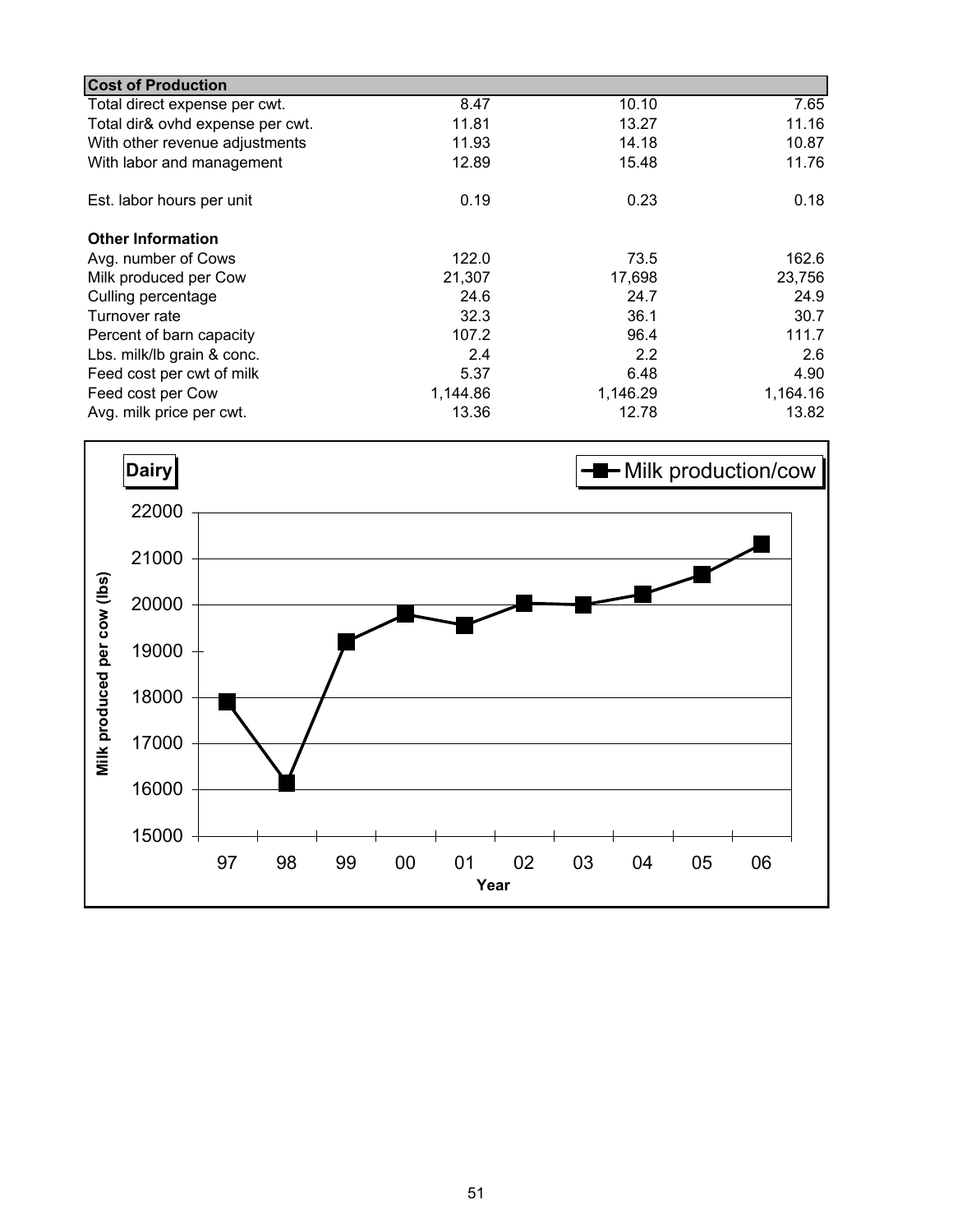| Cost of Production | | | |
|---|---|---|---|
| Total direct expense per cwt. | 8.47 | 10.10 | 7.65 |
| Total dir& ovhd expense per cwt. | 11.81 | 13.27 | 11.16 |
| With other revenue adjustments | 11.93 | 14.18 | 10.87 |
| With labor and management | 12.89 | 15.48 | 11.76 |
| | | | |
| Est. labor hours per unit | 0.19 | 0.23 | 0.18 |
| | | | |
| **Other Information** | | | |
| Avg. number of Cows | 122.0 | 73.5 | 162.6 |
| Milk produced per Cow | 21,307 | 17,698 | 23,756 |
| Culling percentage | 24.6 | 24.7 | 24.9 |
| Turnover rate | 32.3 | 36.1 | 30.7 |
| Percent of barn capacity | 107.2 | 96.4 | 111.7 |
| Lbs. milk/lb grain & conc. | 2.4 | 2.2 | 2.6 |
| Feed cost per cwt of milk | 5.37 | 6.48 | 4.90 |
| Feed cost per Cow | 1,144.86 | 1,146.29 | 1,164.16 |
| Avg. milk price per cwt. | 13.36 | 12.78 | 13.82 |

**Dairy**

Milk production/cow

Milk produced per cow (lbs)

Year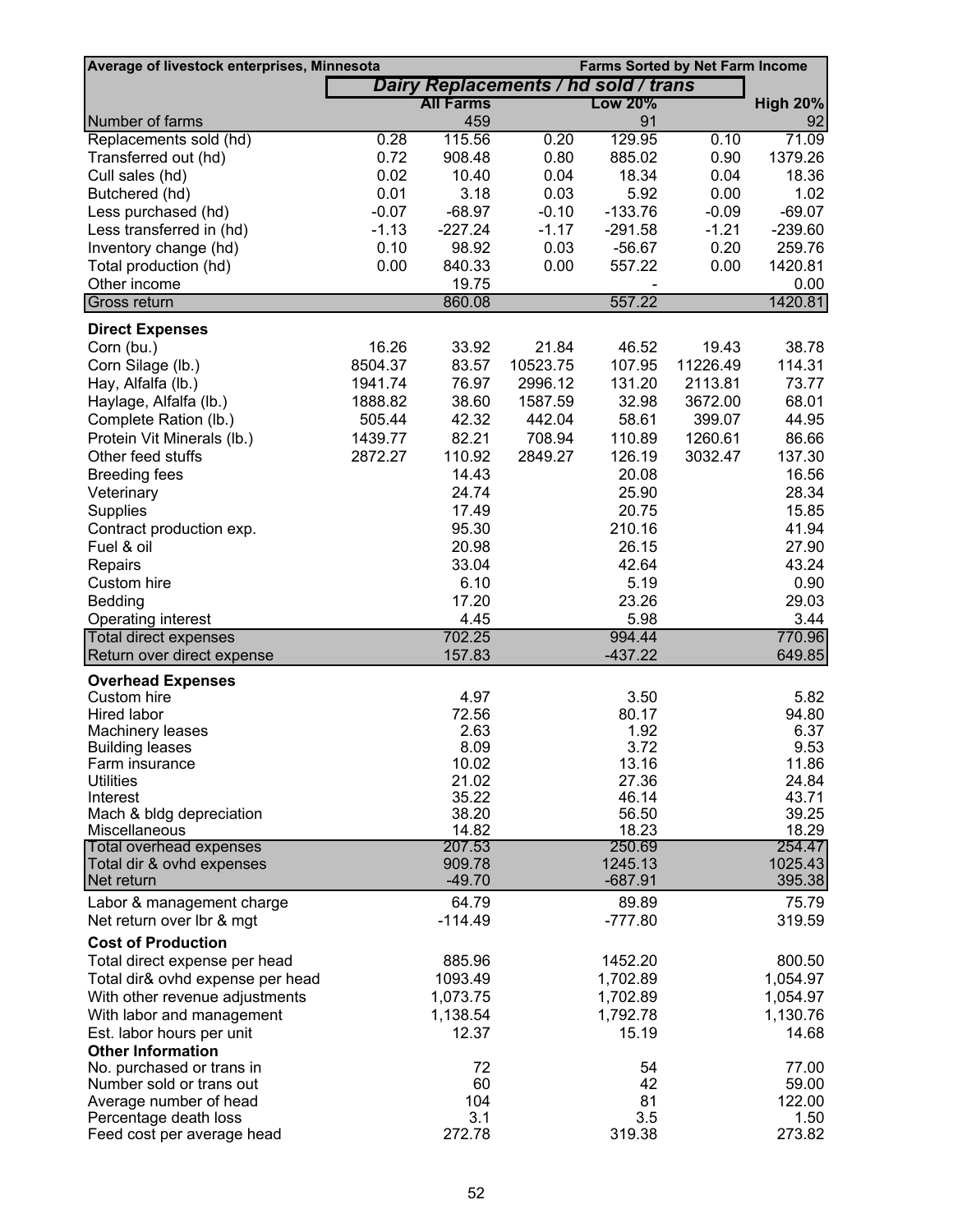| Average of livestock enterprises, Minnesota | | | | Farms Sorted by Net Farm Income | | |
|---|---|---|---|---|---|---|
| | Dairy Replacements / hd sold / trans | | | | | |
| | | All Farms | | Low 20% | | High 20% |
| Number of farms | | 459 | | 91 | | 92 |
| Replacements sold (hd) | 0.28 | 115.56 | 0.20 | 129.95 | 0.10 | 71.09 |
| Transferred out (hd) | 0.72 | 908.48 | 0.80 | 885.02 | 0.90 | 1379.26 |
| Cull sales (hd) | 0.02 | 10.40 | 0.04 | 18.34 | 0.04 | 18.36 |
| Butchered (hd) | 0.01 | 3.18 | 0.03 | 5.92 | 0.00 | 1.02 |
| Less purchased (hd) | -0.07 | -68.97 | -0.10 | -133.76 | -0.09 | -69.07 |
| Less transferred in (hd) | -1.13 | -227.24 | -1.17 | -291.58 | -1.21 | -239.60 |
| Inventory change (hd) | 0.10 | 98.92 | 0.03 | -56.67 | 0.20 | 259.76 |
| Total production (hd) | 0.00 | 840.33 | 0.00 | 557.22 | 0.00 | 1420.81 |
| Other income | | 19.75 | | - | | 0.00 |
| Gross return | | 860.08 | | 557.22 | | 1420.81 |
| **Direct Expenses** | | | | | | |
| Corn (bu.) | 16.26 | 33.92 | 21.84 | 46.52 | 19.43 | 38.78 |
| Corn Silage (lb.) | 8504.37 | 83.57 | 10523.75 | 107.95 | 11226.49 | 114.31 |
| Hay, Alfalfa (lb.) | 1941.74 | 76.97 | 2996.12 | 131.20 | 2113.81 | 73.77 |
| Haylage, Alfalfa (lb.) | 1888.82 | 38.60 | 1587.59 | 32.98 | 3672.00 | 68.01 |
| Complete Ration (lb.) | 505.44 | 42.32 | 442.04 | 58.61 | 399.07 | 44.95 |
| Protein Vit Minerals (lb.) | 1439.77 | 82.21 | 708.94 | 110.89 | 1260.61 | 86.66 |
| Other feed stuffs | 2872.27 | 110.92 | 2849.27 | 126.19 | 3032.47 | 137.30 |
| Breeding fees | | 14.43 | | 20.08 | | 16.56 |
| Veterinary | | 24.74 | | 25.90 | | 28.34 |
| Supplies | | 17.49 | | 20.75 | | 15.85 |
| Contract production exp. | | 95.30 | | 210.16 | | 41.94 |
| Fuel & oil | | 20.98 | | 26.15 | | 27.90 |
| Repairs | | 33.04 | | 42.64 | | 43.24 |
| Custom hire | | 6.10 | | 5.19 | | 0.90 |
| Bedding | | 17.20 | | 23.26 | | 29.03 |
| Operating interest | | 4.45 | | 5.98 | | 3.44 |
| Total direct expenses | | 702.25 | | 994.44 | | 770.96 |
| Return over direct expense | | 157.83 | | -437.22 | | 649.85 |
| **Overhead Expenses** | | | | | | |
| Custom hire | | 4.97 | | 3.50 | | 5.82 |
| Hired labor | | 72.56 | | 80.17 | | 94.80 |
| Machinery leases | | 2.63 | | 1.92 | | 6.37 |
| Building leases | | 8.09 | | 3.72 | | 9.53 |
| Farm insurance | | 10.02 | | 13.16 | | 11.86 |
| Utilities | | 21.02 | | 27.36 | | 24.84 |
| Interest | | 35.22 | | 46.14 | | 43.71 |
| Mach & bldg depreciation | | 38.20 | | 56.50 | | 39.25 |
| Miscellaneous | | 14.82 | | 18.23 | | 18.29 |
| Total overhead expenses | | 207.53 | | 250.69 | | 254.47 |
| Total dir & ovhd expenses | | 909.78 | | 1245.13 | | 1025.43 |
| Net return | | -49.70 | | -687.91 | | 395.38 |
| Labor & management charge | | 64.79 | | 89.89 | | 75.79 |
| Net return over lbr & mgt | | -114.49 | | -777.80 | | 319.59 |
| **Cost of Production** | | | | | | |
| Total direct expense per head | | 885.96 | | 1452.20 | | 800.50 |
| Total dir& ovhd expense per head | | 1093.49 | | 1,702.89 | | 1,054.97 |
| With other revenue adjustments | | 1,073.75 | | 1,702.89 | | 1,054.97 |
| With labor and management | | 1,138.54 | | 1,792.78 | | 1,130.76 |
| Est. labor hours per unit | | 12.37 | | 15.19 | | 14.68 |
| **Other Information** | | | | | | |
| No. purchased or trans in | | 72 | | 54 | | 77.00 |
| Number sold or trans out | | 60 | | 42 | | 59.00 |
| Average number of head | | 104 | | 81 | | 122.00 |
| Percentage death loss | | 3.1 | | 3.5 | | 1.50 |
| Feed cost per average head | | 272.78 | | 319.38 | | 273.82 |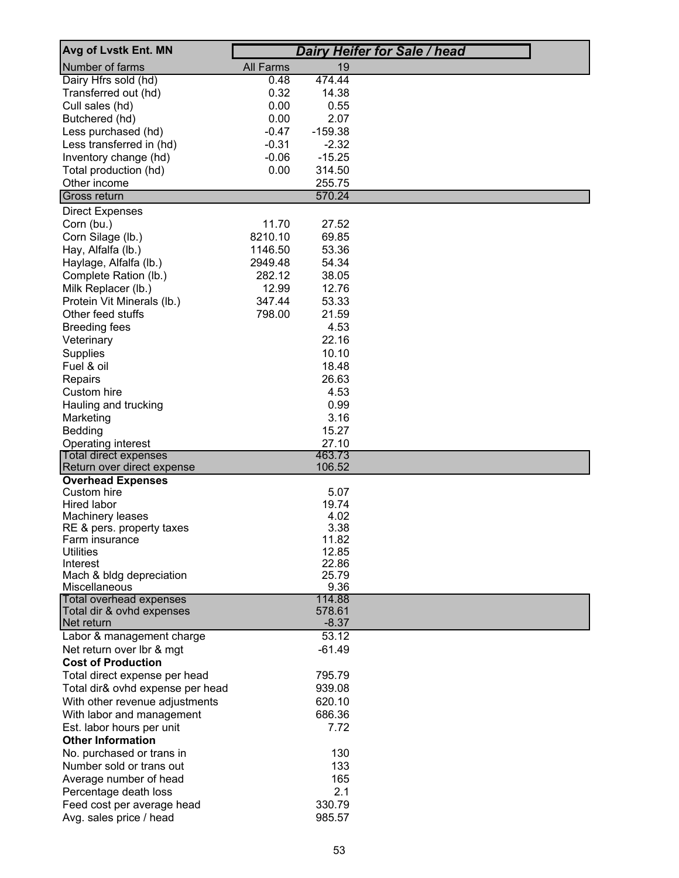| Avg of Lvstk Ent. MN | *Dairy Heifer for Sale / head* | |
|---|---|---|
| Number of farms | All Farms | 19 |
| Dairy Hfrs sold (hd) | 0.48 | 474.44 |
| Transferred out (hd) | 0.32 | 14.38 |
| Cull sales (hd) | 0.00 | 0.55 |
| Butchered (hd) | 0.00 | 2.07 |
| Less purchased (hd) | -0.47 | -159.38 |
| Less transferred in (hd) | -0.31 | -2.32 |
| Inventory change (hd) | -0.06 | -15.25 |
| Total production (hd) | 0.00 | 314.50 |
| Other income | | 255.75 |
| Gross return | | 570.24 |
| Direct Expenses | | |
| Corn (bu.) | 11.70 | 27.52 |
| Corn Silage (lb.) | 8210.10 | 69.85 |
| Hay, Alfalfa (lb.) | 1146.50 | 53.36 |
| Haylage, Alfalfa (lb.) | 2949.48 | 54.34 |
| Complete Ration (lb.) | 282.12 | 38.05 |
| Milk Replacer (lb.) | 12.99 | 12.76 |
| Protein Vit Minerals (lb.) | 347.44 | 53.33 |
| Other feed stuffs | 798.00 | 21.59 |
| Breeding fees | | 4.53 |
| Veterinary | | 22.16 |
| Supplies | | 10.10 |
| Fuel & oil | | 18.48 |
| Repairs | | 26.63 |
| Custom hire | | 4.53 |
| Hauling and trucking | | 0.99 |
| Marketing | | 3.16 |
| Bedding | | 15.27 |
| Operating interest | | 27.10 |
| Total direct expenses | | 463.73 |
| Return over direct expense | | 106.52 |
| **Overhead Expenses** | | |
| Custom hire | | 5.07 |
| Hired labor | | 19.74 |
| Machinery leases | | 4.02 |
| RE & pers. property taxes | | 3.38 |
| Farm insurance | | 11.82 |
| Utilities | | 12.85 |
| Interest | | 22.86 |
| Mach & bldg depreciation | | 25.79 |
| Miscellaneous | | 9.36 |
| Total overhead expenses | | 114.88 |
| Total dir & ovhd expenses | | 578.61 |
| Net return | | -8.37 |
| Labor & management charge | | 53.12 |
| Net return over lbr & mgt | | -61.49 |
| **Cost of Production** | | |
| Total direct expense per head | | 795.79 |
| Total dir& ovhd expense per head | | 939.08 |
| With other revenue adjustments | | 620.10 |
| With labor and management | | 686.36 |
| Est. labor hours per unit | | 7.72 |
| **Other Information** | | |
| No. purchased or trans in | | 130 |
| Number sold or trans out | | 133 |
| Average number of head | | 165 |
| Percentage death loss | | 2.1 |
| Feed cost per average head | | 330.79 |
| Avg. sales price / head | | 985.57 |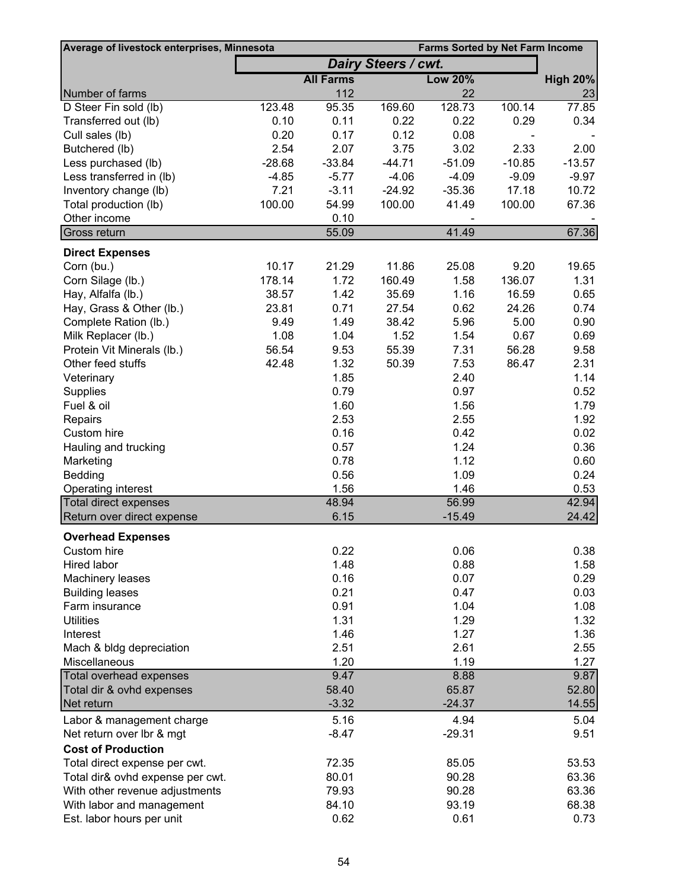| Average of livestock enterprises, Minnesota | | | | Farms Sorted by Net Farm Income | | |
|---|---|---|---|---|---|---|
| | *Dairy Steers / cwt.* | | | | | |
| | | All Farms | | Low 20% | | High 20% |
| Number of farms | | 112 | | 22 | | 23 |
| D Steer Fin sold (lb) | 123.48 | 95.35 | 169.60 | 128.73 | 100.14 | 77.85 |
| Transferred out (lb) | 0.10 | 0.11 | 0.22 | 0.22 | 0.29 | 0.34 |
| Cull sales (lb) | 0.20 | 0.17 | 0.12 | 0.08 | - | - |
| Butchered (lb) | 2.54 | 2.07 | 3.75 | 3.02 | 2.33 | 2.00 |
| Less purchased (lb) | -28.68 | -33.84 | -44.71 | -51.09 | -10.85 | -13.57 |
| Less transferred in (lb) | -4.85 | -5.77 | -4.06 | -4.09 | -9.09 | -9.97 |
| Inventory change (lb) | 7.21 | -3.11 | -24.92 | -35.36 | 17.18 | 10.72 |
| Total production (lb) | 100.00 | 54.99 | 100.00 | 41.49 | 100.00 | 67.36 |
| Other income | | 0.10 | | - | | - |
| Gross return | | 55.09 | | 41.49 | | 67.36 |
| **Direct Expenses** | | | | | | |
| Corn (bu.) | 10.17 | 21.29 | 11.86 | 25.08 | 9.20 | 19.65 |
| Corn Silage (lb.) | 178.14 | 1.72 | 160.49 | 1.58 | 136.07 | 1.31 |
| Hay, Alfalfa (lb.) | 38.57 | 1.42 | 35.69 | 1.16 | 16.59 | 0.65 |
| Hay, Grass & Other (lb.) | 23.81 | 0.71 | 27.54 | 0.62 | 24.26 | 0.74 |
| Complete Ration (lb.) | 9.49 | 1.49 | 38.42 | 5.96 | 5.00 | 0.90 |
| Milk Replacer (lb.) | 1.08 | 1.04 | 1.52 | 1.54 | 0.67 | 0.69 |
| Protein Vit Minerals (lb.) | 56.54 | 9.53 | 55.39 | 7.31 | 56.28 | 9.58 |
| Other feed stuffs | 42.48 | 1.32 | 50.39 | 7.53 | 86.47 | 2.31 |
| Veterinary | | 1.85 | | 2.40 | | 1.14 |
| Supplies | | 0.79 | | 0.97 | | 0.52 |
| Fuel & oil | | 1.60 | | 1.56 | | 1.79 |
| Repairs | | 2.53 | | 2.55 | | 1.92 |
| Custom hire | | 0.16 | | 0.42 | | 0.02 |
| Hauling and trucking | | 0.57 | | 1.24 | | 0.36 |
| Marketing | | 0.78 | | 1.12 | | 0.60 |
| Bedding | | 0.56 | | 1.09 | | 0.24 |
| Operating interest | | 1.56 | | 1.46 | | 0.53 |
| Total direct expenses | | 48.94 | | 56.99 | | 42.94 |
| Return over direct expense | | 6.15 | | -15.49 | | 24.42 |
| **Overhead Expenses** | | | | | | |
| Custom hire | | 0.22 | | 0.06 | | 0.38 |
| Hired labor | | 1.48 | | 0.88 | | 1.58 |
| Machinery leases | | 0.16 | | 0.07 | | 0.29 |
| Building leases | | 0.21 | | 0.47 | | 0.03 |
| Farm insurance | | 0.91 | | 1.04 | | 1.08 |
| Utilities | | 1.31 | | 1.29 | | 1.32 |
| Interest | | 1.46 | | 1.27 | | 1.36 |
| Mach & bldg depreciation | | 2.51 | | 2.61 | | 2.55 |
| Miscellaneous | | 1.20 | | 1.19 | | 1.27 |
| Total overhead expenses | | 9.47 | | 8.88 | | 9.87 |
| Total dir & ovhd expenses | | 58.40 | | 65.87 | | 52.80 |
| Net return | | -3.32 | | -24.37 | | 14.55 |
| Labor & management charge | | 5.16 | | 4.94 | | 5.04 |
| Net return over lbr & mgt | | -8.47 | | -29.31 | | 9.51 |
| **Cost of Production** | | | | | | |
| Total direct expense per cwt. | | 72.35 | | 85.05 | | 53.53 |
| Total dir& ovhd expense per cwt. | | 80.01 | | 90.28 | | 63.36 |
| With other revenue adjustments | | 79.93 | | 90.28 | | 63.36 |
| With labor and management | | 84.10 | | 93.19 | | 68.38 |
| Est. labor hours per unit | | 0.62 | | 0.61 | | 0.73 |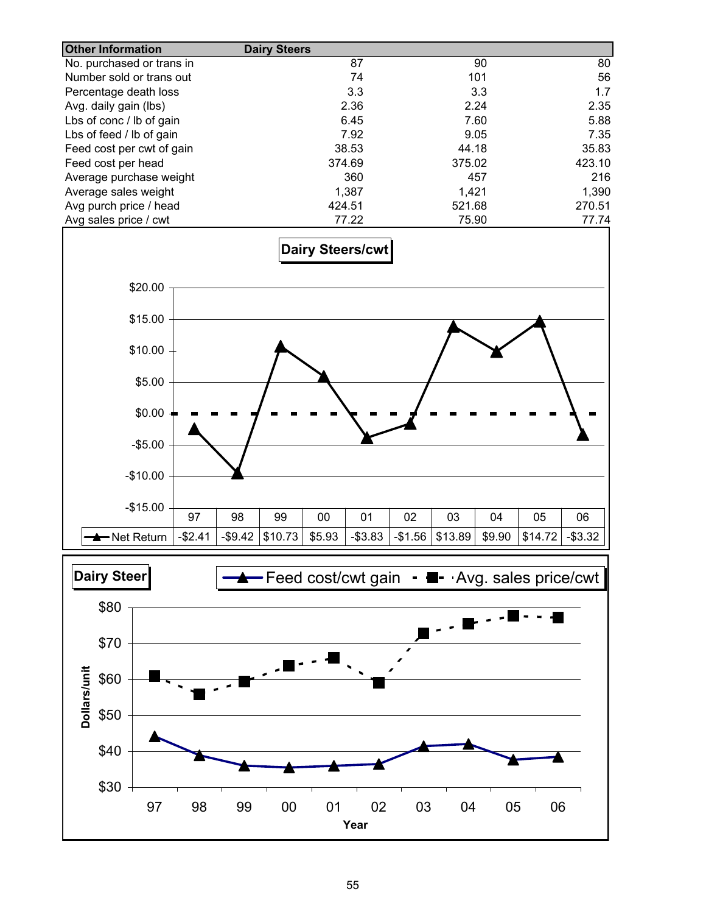| Other Information | Dairy Steers | | |
|---|---|---|---|
| No. purchased or trans in | 87 | 90 | 80 |
| Number sold or trans out | 74 | 101 | 56 |
| Percentage death loss | 3.3 | 3.3 | 1.7 |
| Avg. daily gain (lbs) | 2.36 | 2.24 | 2.35 |
| Lbs of conc / lb of gain | 6.45 | 7.60 | 5.88 |
| Lbs of feed / lb of gain | 7.92 | 9.05 | 7.35 |
| Feed cost per cwt of gain | 38.53 | 44.18 | 35.83 |
| Feed cost per head | 374.69 | 375.02 | 423.10 |
| Average purchase weight | 360 | 457 | 216 |
| Average sales weight | 1,387 | 1,421 | 1,390 |
| Avg purch price / head | 424.51 | 521.68 | 270.51 |
| Avg sales price / cwt | 77.22 | 75.90 | 77.74 |

**Dairy Steers/cwt**

| | 97 | 98 | 99 | 00 | 01 | 02 | 03 | 04 | 05 | 06 |
|---|---|---|---|---|---|---|---|---|---|---|
| Net Return | -$2.41 | -$9.42 | $10.73 | $5.93 | -$3.83 | -$1.56 | $13.89 | $9.90 | $14.72 | -$3.32 |

**Dairy Steer**

Feed cost/cwt gain; Avg. sales price/cwt

Dollars/unit; Year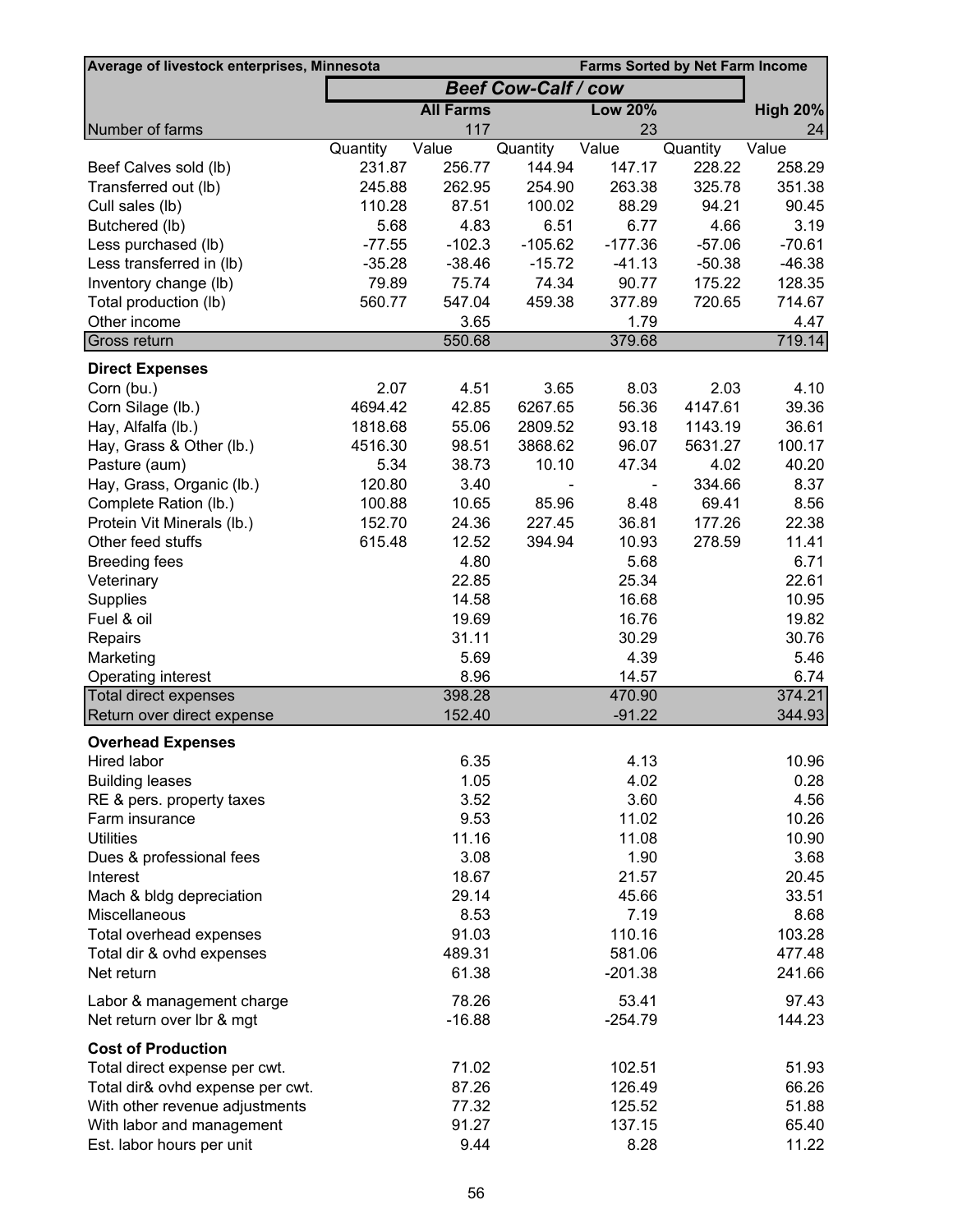| Average of livestock enterprises, Minnesota | | | | | Farms Sorted by Net Farm Income | |
|---|---|---|---|---|---|---|
| | *Beef Cow-Calf / cow* | | | | | |
| | | **All Farms** | | **Low 20%** | | **High 20%** |
| Number of farms | | 117 | | 23 | | 24 |
| | Quantity | Value | Quantity | Value | Quantity | Value |
| Beef Calves sold (lb) | 231.87 | 256.77 | 144.94 | 147.17 | 228.22 | 258.29 |
| Transferred out (lb) | 245.88 | 262.95 | 254.90 | 263.38 | 325.78 | 351.38 |
| Cull sales (lb) | 110.28 | 87.51 | 100.02 | 88.29 | 94.21 | 90.45 |
| Butchered (lb) | 5.68 | 4.83 | 6.51 | 6.77 | 4.66 | 3.19 |
| Less purchased (lb) | -77.55 | -102.3 | -105.62 | -177.36 | -57.06 | -70.61 |
| Less transferred in (lb) | -35.28 | -38.46 | -15.72 | -41.13 | -50.38 | -46.38 |
| Inventory change (lb) | 79.89 | 75.74 | 74.34 | 90.77 | 175.22 | 128.35 |
| Total production (lb) | 560.77 | 547.04 | 459.38 | 377.89 | 720.65 | 714.67 |
| Other income | | 3.65 | | 1.79 | | 4.47 |
| Gross return | | 550.68 | | 379.68 | | 719.14 |
| **Direct Expenses** | | | | | | |
| Corn (bu.) | 2.07 | 4.51 | 3.65 | 8.03 | 2.03 | 4.10 |
| Corn Silage (lb.) | 4694.42 | 42.85 | 6267.65 | 56.36 | 4147.61 | 39.36 |
| Hay, Alfalfa (lb.) | 1818.68 | 55.06 | 2809.52 | 93.18 | 1143.19 | 36.61 |
| Hay, Grass & Other (lb.) | 4516.30 | 98.51 | 3868.62 | 96.07 | 5631.27 | 100.17 |
| Pasture (aum) | 5.34 | 38.73 | 10.10 | 47.34 | 4.02 | 40.20 |
| Hay, Grass, Organic (lb.) | 120.80 | 3.40 | - | - | 334.66 | 8.37 |
| Complete Ration (lb.) | 100.88 | 10.65 | 85.96 | 8.48 | 69.41 | 8.56 |
| Protein Vit Minerals (lb.) | 152.70 | 24.36 | 227.45 | 36.81 | 177.26 | 22.38 |
| Other feed stuffs | 615.48 | 12.52 | 394.94 | 10.93 | 278.59 | 11.41 |
| Breeding fees | | 4.80 | | 5.68 | | 6.71 |
| Veterinary | | 22.85 | | 25.34 | | 22.61 |
| Supplies | | 14.58 | | 16.68 | | 10.95 |
| Fuel & oil | | 19.69 | | 16.76 | | 19.82 |
| Repairs | | 31.11 | | 30.29 | | 30.76 |
| Marketing | | 5.69 | | 4.39 | | 5.46 |
| Operating interest | | 8.96 | | 14.57 | | 6.74 |
| Total direct expenses | | 398.28 | | 470.90 | | 374.21 |
| Return over direct expense | | 152.40 | | -91.22 | | 344.93 |
| **Overhead Expenses** | | | | | | |
| Hired labor | | 6.35 | | 4.13 | | 10.96 |
| Building leases | | 1.05 | | 4.02 | | 0.28 |
| RE & pers. property taxes | | 3.52 | | 3.60 | | 4.56 |
| Farm insurance | | 9.53 | | 11.02 | | 10.26 |
| Utilities | | 11.16 | | 11.08 | | 10.90 |
| Dues & professional fees | | 3.08 | | 1.90 | | 3.68 |
| Interest | | 18.67 | | 21.57 | | 20.45 |
| Mach & bldg depreciation | | 29.14 | | 45.66 | | 33.51 |
| Miscellaneous | | 8.53 | | 7.19 | | 8.68 |
| Total overhead expenses | | 91.03 | | 110.16 | | 103.28 |
| Total dir & ovhd expenses | | 489.31 | | 581.06 | | 477.48 |
| Net return | | 61.38 | | -201.38 | | 241.66 |
| Labor & management charge | | 78.26 | | 53.41 | | 97.43 |
| Net return over lbr & mgt | | -16.88 | | -254.79 | | 144.23 |
| **Cost of Production** | | | | | | |
| Total direct expense per cwt. | | 71.02 | | 102.51 | | 51.93 |
| Total dir& ovhd expense per cwt. | | 87.26 | | 126.49 | | 66.26 |
| With other revenue adjustments | | 77.32 | | 125.52 | | 51.88 |
| With labor and management | | 91.27 | | 137.15 | | 65.40 |
| Est. labor hours per unit | | 9.44 | | 8.28 | | 11.22 |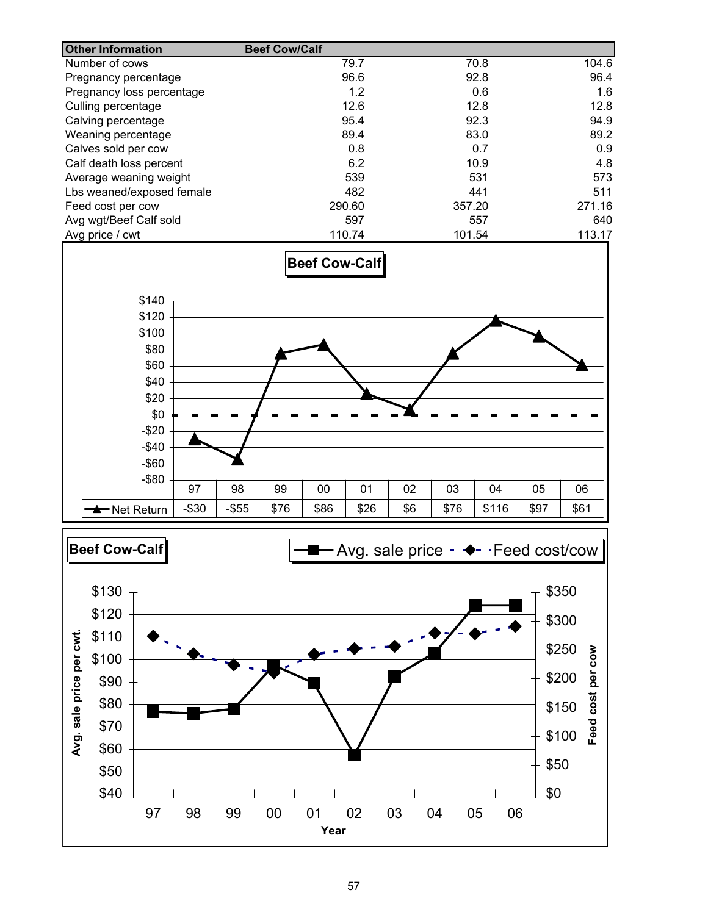| Other Information | Beef Cow/Calf | | |
|---|---|---|---|
| Number of cows | 79.7 | 70.8 | 104.6 |
| Pregnancy percentage | 96.6 | 92.8 | 96.4 |
| Pregnancy loss percentage | 1.2 | 0.6 | 1.6 |
| Culling percentage | 12.6 | 12.8 | 12.8 |
| Calving percentage | 95.4 | 92.3 | 94.9 |
| Weaning percentage | 89.4 | 83.0 | 89.2 |
| Calves sold per cow | 0.8 | 0.7 | 0.9 |
| Calf death loss percent | 6.2 | 10.9 | 4.8 |
| Average weaning weight | 539 | 531 | 573 |
| Lbs weaned/exposed female | 482 | 441 | 511 |
| Feed cost per cow | 290.60 | 357.20 | 271.16 |
| Avg wgt/Beef Calf sold | 597 | 557 | 640 |
| Avg price / cwt | 110.74 | 101.54 | 113.17 |

**Beef Cow-Calf**

| | 97 | 98 | 99 | 00 | 01 | 02 | 03 | 04 | 05 | 06 |
|---|---|---|---|---|---|---|---|---|---|---|
| Net Return | -$30 | -$55 | $76 | $86 | $26 | $6 | $76 | $116 | $97 | $61 |

**Beef Cow-Calf**

Avg. sale price / Feed cost/cow

Avg. sale price per cwt. — Feed cost per cow — Year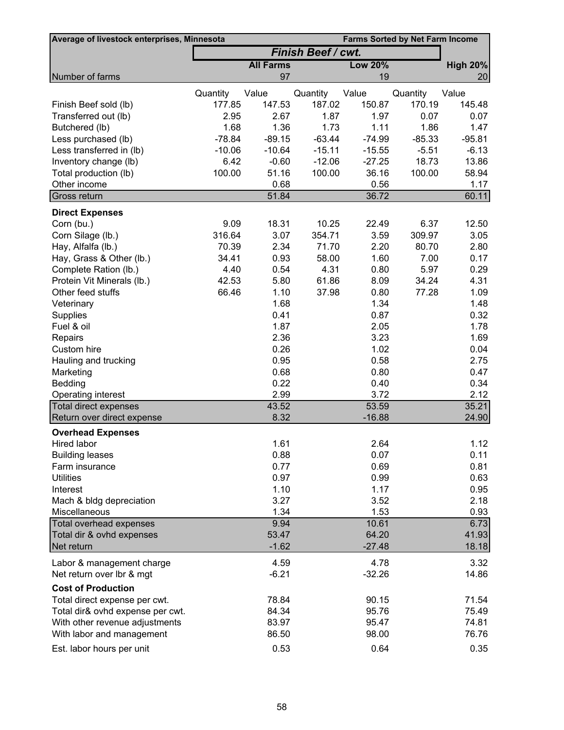| Average of livestock enterprises, Minnesota | | | | | | Farms Sorted by Net Farm Income |
|---|---|---|---|---|---|---|
| | *Finish Beef / cwt.* | | | | | |
| | | **All Farms** | | **Low 20%** | | **High 20%** |
| Number of farms | | 97 | | 19 | | 20 |
| | Quantity | Value | Quantity | Value | Quantity | Value |
| Finish Beef sold (lb) | 177.85 | 147.53 | 187.02 | 150.87 | 170.19 | 145.48 |
| Transferred out (lb) | 2.95 | 2.67 | 1.87 | 1.97 | 0.07 | 0.07 |
| Butchered (lb) | 1.68 | 1.36 | 1.73 | 1.11 | 1.86 | 1.47 |
| Less purchased (lb) | -78.84 | -89.15 | -63.44 | -74.99 | -85.33 | -95.81 |
| Less transferred in (lb) | -10.06 | -10.64 | -15.11 | -15.55 | -5.51 | -6.13 |
| Inventory change (lb) | 6.42 | -0.60 | -12.06 | -27.25 | 18.73 | 13.86 |
| Total production (lb) | 100.00 | 51.16 | 100.00 | 36.16 | 100.00 | 58.94 |
| Other income | | 0.68 | | 0.56 | | 1.17 |
| Gross return | | 51.84 | | 36.72 | | 60.11 |
| **Direct Expenses** | | | | | | |
| Corn (bu.) | 9.09 | 18.31 | 10.25 | 22.49 | 6.37 | 12.50 |
| Corn Silage (lb.) | 316.64 | 3.07 | 354.71 | 3.59 | 309.97 | 3.05 |
| Hay, Alfalfa (lb.) | 70.39 | 2.34 | 71.70 | 2.20 | 80.70 | 2.80 |
| Hay, Grass & Other (lb.) | 34.41 | 0.93 | 58.00 | 1.60 | 7.00 | 0.17 |
| Complete Ration (lb.) | 4.40 | 0.54 | 4.31 | 0.80 | 5.97 | 0.29 |
| Protein Vit Minerals (lb.) | 42.53 | 5.80 | 61.86 | 8.09 | 34.24 | 4.31 |
| Other feed stuffs | 66.46 | 1.10 | 37.98 | 0.80 | 77.28 | 1.09 |
| Veterinary | | 1.68 | | 1.34 | | 1.48 |
| Supplies | | 0.41 | | 0.87 | | 0.32 |
| Fuel & oil | | 1.87 | | 2.05 | | 1.78 |
| Repairs | | 2.36 | | 3.23 | | 1.69 |
| Custom hire | | 0.26 | | 1.02 | | 0.04 |
| Hauling and trucking | | 0.95 | | 0.58 | | 2.75 |
| Marketing | | 0.68 | | 0.80 | | 0.47 |
| Bedding | | 0.22 | | 0.40 | | 0.34 |
| Operating interest | | 2.99 | | 3.72 | | 2.12 |
| Total direct expenses | | 43.52 | | 53.59 | | 35.21 |
| Return over direct expense | | 8.32 | | -16.88 | | 24.90 |
| **Overhead Expenses** | | | | | | |
| Hired labor | | 1.61 | | 2.64 | | 1.12 |
| Building leases | | 0.88 | | 0.07 | | 0.11 |
| Farm insurance | | 0.77 | | 0.69 | | 0.81 |
| Utilities | | 0.97 | | 0.99 | | 0.63 |
| Interest | | 1.10 | | 1.17 | | 0.95 |
| Mach & bldg depreciation | | 3.27 | | 3.52 | | 2.18 |
| Miscellaneous | | 1.34 | | 1.53 | | 0.93 |
| Total overhead expenses | | 9.94 | | 10.61 | | 6.73 |
| Total dir & ovhd expenses | | 53.47 | | 64.20 | | 41.93 |
| Net return | | -1.62 | | -27.48 | | 18.18 |
| Labor & management charge | | 4.59 | | 4.78 | | 3.32 |
| Net return over lbr & mgt | | -6.21 | | -32.26 | | 14.86 |
| **Cost of Production** | | | | | | |
| Total direct expense per cwt. | | 78.84 | | 90.15 | | 71.54 |
| Total dir& ovhd expense per cwt. | | 84.34 | | 95.76 | | 75.49 |
| With other revenue adjustments | | 83.97 | | 95.47 | | 74.81 |
| With labor and management | | 86.50 | | 98.00 | | 76.76 |
| Est. labor hours per unit | | 0.53 | | 0.64 | | 0.35 |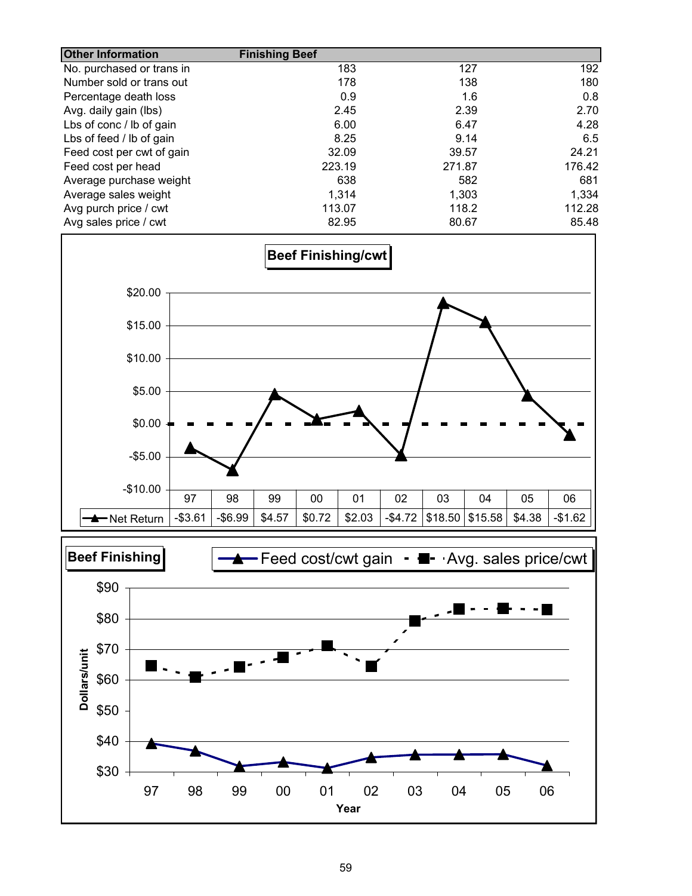| Other Information | Finishing Beef | | |
|---|---|---|---|
| No. purchased or trans in | 183 | 127 | 192 |
| Number sold or trans out | 178 | 138 | 180 |
| Percentage death loss | 0.9 | 1.6 | 0.8 |
| Avg. daily gain (lbs) | 2.45 | 2.39 | 2.70 |
| Lbs of conc / lb of gain | 6.00 | 6.47 | 4.28 |
| Lbs of feed / lb of gain | 8.25 | 9.14 | 6.5 |
| Feed cost per cwt of gain | 32.09 | 39.57 | 24.21 |
| Feed cost per head | 223.19 | 271.87 | 176.42 |
| Average purchase weight | 638 | 582 | 681 |
| Average sales weight | 1,314 | 1,303 | 1,334 |
| Avg purch price / cwt | 113.07 | 118.2 | 112.28 |
| Avg sales price / cwt | 82.95 | 80.67 | 85.48 |

**Beef Finishing/cwt**

| | 97 | 98 | 99 | 00 | 01 | 02 | 03 | 04 | 05 | 06 |
|---|---|---|---|---|---|---|---|---|---|---|
| Net Return | -$3.61 | -$6.99 | $4.57 | $0.72 | $2.03 | -$4.72 | $18.50 | $15.58 | $4.38 | -$1.62 |

**Beef Finishing**

Feed cost/cwt gain; Avg. sales price/cwt

Dollars/unit

Year: 97, 98, 99, 00, 01, 02, 03, 04, 05, 06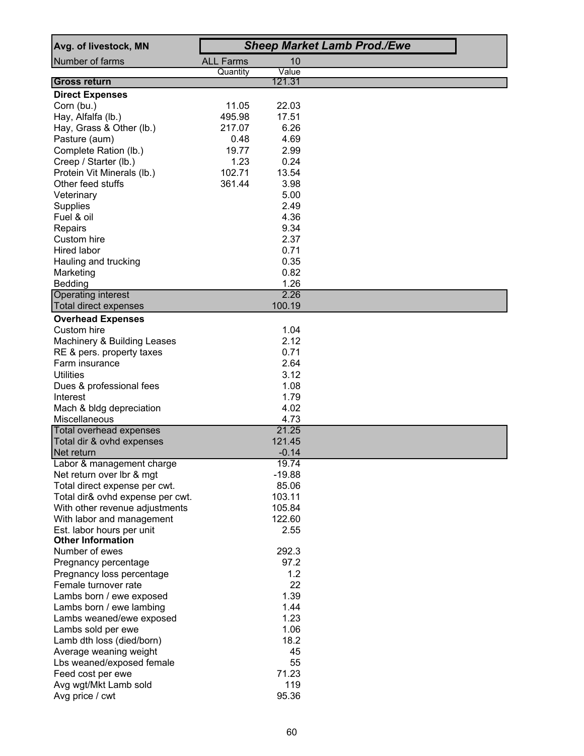| Avg. of livestock, MN | *Sheep Market Lamb Prod./Ewe* | |
|---|---|---|
| Number of farms | ALL Farms | 10 |
| | Quantity | Value |
| **Gross return** | | 121.31 |
| **Direct Expenses** | | |
| Corn (bu.) | 11.05 | 22.03 |
| Hay, Alfalfa (lb.) | 495.98 | 17.51 |
| Hay, Grass & Other (lb.) | 217.07 | 6.26 |
| Pasture (aum) | 0.48 | 4.69 |
| Complete Ration (lb.) | 19.77 | 2.99 |
| Creep / Starter (lb.) | 1.23 | 0.24 |
| Protein Vit Minerals (lb.) | 102.71 | 13.54 |
| Other feed stuffs | 361.44 | 3.98 |
| Veterinary | | 5.00 |
| Supplies | | 2.49 |
| Fuel & oil | | 4.36 |
| Repairs | | 9.34 |
| Custom hire | | 2.37 |
| Hired labor | | 0.71 |
| Hauling and trucking | | 0.35 |
| Marketing | | 0.82 |
| Bedding | | 1.26 |
| Operating interest | | 2.26 |
| Total direct expenses | | 100.19 |
| **Overhead Expenses** | | |
| Custom hire | | 1.04 |
| Machinery & Building Leases | | 2.12 |
| RE & pers. property taxes | | 0.71 |
| Farm insurance | | 2.64 |
| Utilities | | 3.12 |
| Dues & professional fees | | 1.08 |
| Interest | | 1.79 |
| Mach & bldg depreciation | | 4.02 |
| Miscellaneous | | 4.73 |
| Total overhead expenses | | 21.25 |
| Total dir & ovhd expenses | | 121.45 |
| Net return | | -0.14 |
| Labor & management charge | | 19.74 |
| Net return over lbr & mgt | | -19.88 |
| Total direct expense per cwt. | | 85.06 |
| Total dir& ovhd expense per cwt. | | 103.11 |
| With other revenue adjustments | | 105.84 |
| With labor and management | | 122.60 |
| Est. labor hours per unit | | 2.55 |
| **Other Information** | | |
| Number of ewes | | 292.3 |
| Pregnancy percentage | | 97.2 |
| Pregnancy loss percentage | | 1.2 |
| Female turnover rate | | 22 |
| Lambs born / ewe exposed | | 1.39 |
| Lambs born / ewe lambing | | 1.44 |
| Lambs weaned/ewe exposed | | 1.23 |
| Lambs sold per ewe | | 1.06 |
| Lamb dth loss (died/born) | | 18.2 |
| Average weaning weight | | 45 |
| Lbs weaned/exposed female | | 55 |
| Feed cost per ewe | | 71.23 |
| Avg wgt/Mkt Lamb sold | | 119 |
| Avg price / cwt | | 95.36 |